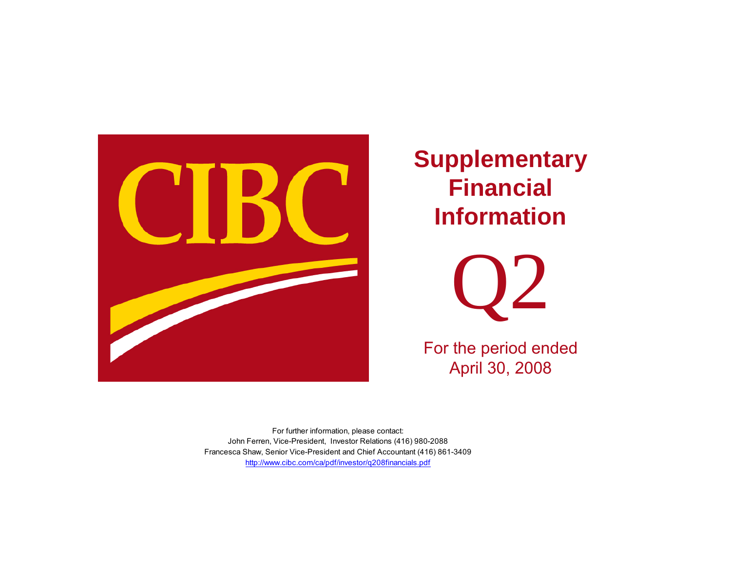CIBC

# Supplementary Financial Information

# Q2

For the period ended
April 30, 2008

For further information, please contact:
John Ferren, Vice-President, Investor Relations (416) 980-2088
Francesca Shaw, Senior Vice-President and Chief Accountant (416) 861-3409
http://www.cibc.com/ca/pdf/investor/q208financials.pdf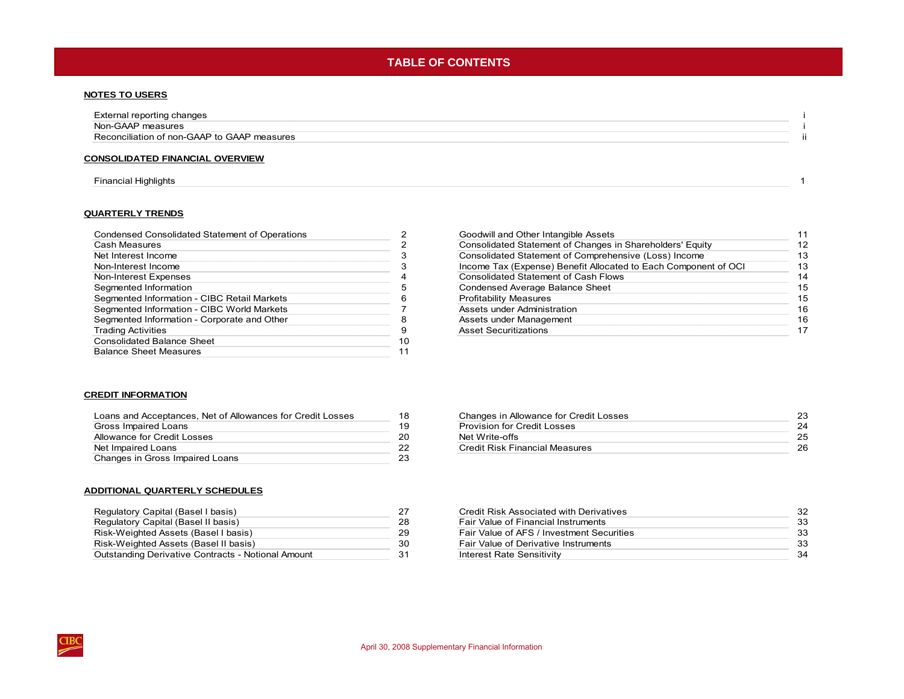# TABLE OF CONTENTS

## NOTES TO USERS

| | |
|---|---|
| External reporting changes | i |
| Non-GAAP measures | i |
| Reconciliation of non-GAAP to GAAP measures | ii |

## CONSOLIDATED FINANCIAL OVERVIEW

| | |
|---|---|
| Financial Highlights | 1 |

## QUARTERLY TRENDS

| | |
|---|---|
| Condensed Consolidated Statement of Operations | 2 |
| Cash Measures | 2 |
| Net Interest Income | 3 |
| Non-Interest Income | 3 |
| Non-Interest Expenses | 4 |
| Segmented Information | 5 |
| Segmented Information - CIBC Retail Markets | 6 |
| Segmented Information - CIBC World Markets | 7 |
| Segmented Information - Corporate and Other | 8 |
| Trading Activities | 9 |
| Consolidated Balance Sheet | 10 |
| Balance Sheet Measures | 11 |
| Goodwill and Other Intangible Assets | 11 |
| Consolidated Statement of Changes in Shareholders' Equity | 12 |
| Consolidated Statement of Comprehensive (Loss) Income | 13 |
| Income Tax (Expense) Benefit Allocated to Each Component of OCI | 13 |
| Consolidated Statement of Cash Flows | 14 |
| Condensed Average Balance Sheet | 15 |
| Profitability Measures | 15 |
| Assets under Administration | 16 |
| Assets under Management | 16 |
| Asset Securitizations | 17 |

## CREDIT INFORMATION

| | |
|---|---|
| Loans and Acceptances, Net of Allowances for Credit Losses | 18 |
| Gross Impaired Loans | 19 |
| Allowance for Credit Losses | 20 |
| Net Impaired Loans | 22 |
| Changes in Gross Impaired Loans | 23 |
| Changes in Allowance for Credit Losses | 23 |
| Provision for Credit Losses | 24 |
| Net Write-offs | 25 |
| Credit Risk Financial Measures | 26 |

## ADDITIONAL QUARTERLY SCHEDULES

| | |
|---|---|
| Regulatory Capital (Basel I basis) | 27 |
| Regulatory Capital (Basel II basis) | 28 |
| Risk-Weighted Assets (Basel I basis) | 29 |
| Risk-Weighted Assets (Basel II basis) | 30 |
| Outstanding Derivative Contracts - Notional Amount | 31 |
| Credit Risk Associated with Derivatives | 32 |
| Fair Value of Financial Instruments | 33 |
| Fair Value of AFS / Investment Securities | 33 |
| Fair Value of Derivative Instruments | 33 |
| Interest Rate Sensitivity | 34 |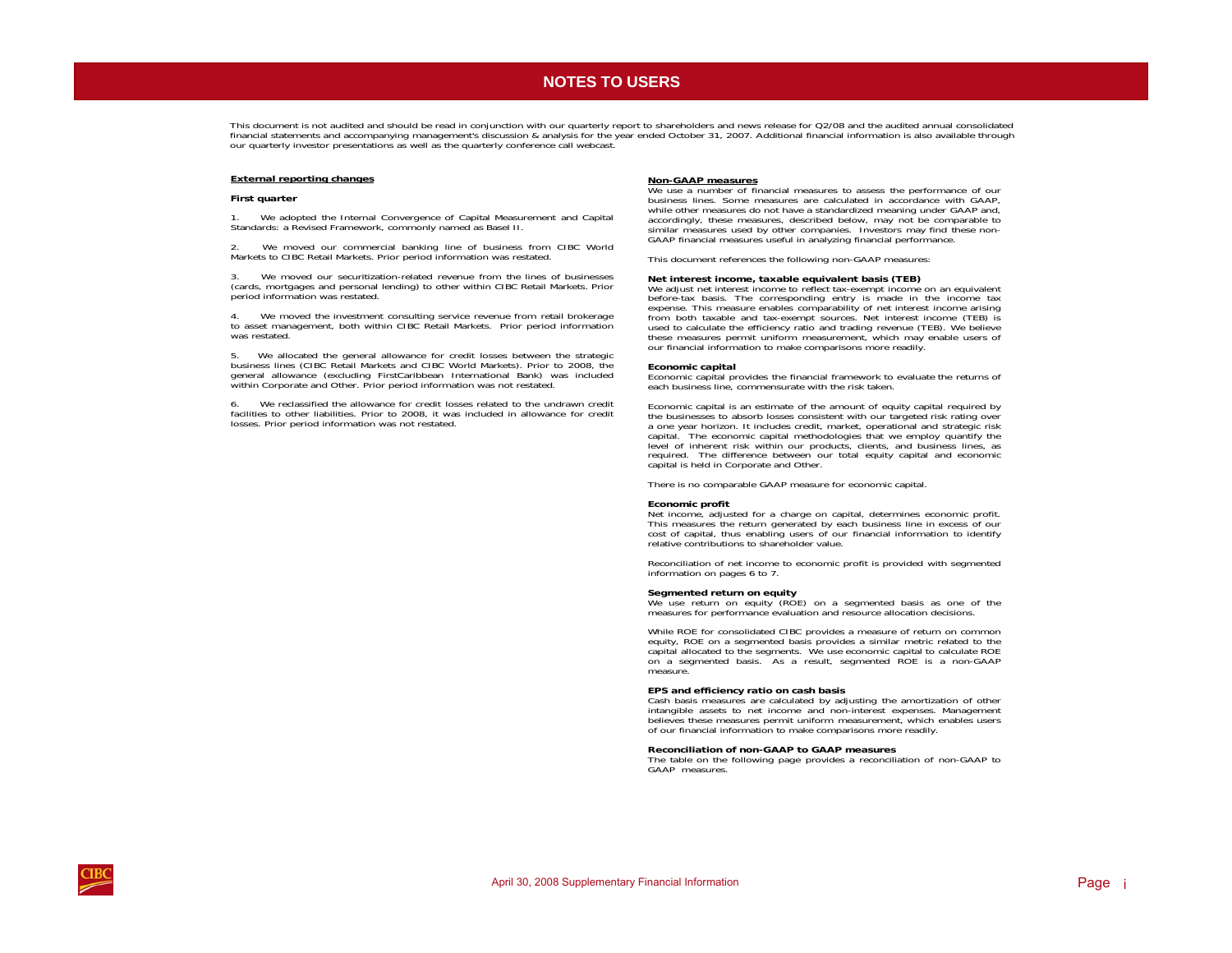# NOTES TO USERS

This document is not audited and should be read in conjunction with our quarterly report to shareholders and news release for Q2/08 and the audited annual consolidated financial statements and accompanying management's discussion & analysis for the year ended October 31, 2007. Additional financial information is also available through our quarterly investor presentations as well as the quarterly conference call webcast.

## External reporting changes

### First quarter

1. We adopted the Internal Convergence of Capital Measurement and Capital Standards: a Revised Framework, commonly named as Basel II.

2. We moved our commercial banking line of business from CIBC World Markets to CIBC Retail Markets. Prior period information was restated.

3. We moved our securitization-related revenue from the lines of businesses (cards, mortgages and personal lending) to other within CIBC Retail Markets. Prior period information was restated.

4. We moved the investment consulting service revenue from retail brokerage to asset management, both within CIBC Retail Markets. Prior period information was restated.

5. We allocated the general allowance for credit losses between the strategic business lines (CIBC Retail Markets and CIBC World Markets). Prior to 2008, the general allowance (excluding FirstCaribbean International Bank) was included within Corporate and Other. Prior period information was not restated.

6. We reclassified the allowance for credit losses related to the undrawn credit facilities to other liabilities. Prior to 2008, it was included in allowance for credit losses. Prior period information was not restated.

## Non-GAAP measures

We use a number of financial measures to assess the performance of our business lines. Some measures are calculated in accordance with GAAP, while other measures do not have a standardized meaning under GAAP and, accordingly, these measures, described below, may not be comparable to similar measures used by other companies. Investors may find these non-GAAP financial measures useful in analyzing financial performance.

This document references the following non-GAAP measures:

### Net interest income, taxable equivalent basis (TEB)

We adjust net interest income to reflect tax-exempt income on an equivalent before-tax basis. The corresponding entry is made in the income tax expense. This measure enables comparability of net interest income arising from both taxable and tax-exempt sources. Net interest income (TEB) is used to calculate the efficiency ratio and trading revenue (TEB). We believe these measures permit uniform measurement, which may enable users of our financial information to make comparisons more readily.

### Economic capital

Economic capital provides the financial framework to evaluate the returns of each business line, commensurate with the risk taken.

Economic capital is an estimate of the amount of equity capital required by the businesses to absorb losses consistent with our targeted risk rating over a one year horizon. It includes credit, market, operational and strategic risk capital. The economic capital methodologies that we employ quantify the level of inherent risk within our products, clients, and business lines, as required. The difference between our total equity capital and economic capital is held in Corporate and Other.

There is no comparable GAAP measure for economic capital.

### Economic profit

Net income, adjusted for a charge on capital, determines economic profit. This measures the return generated by each business line in excess of our cost of capital, thus enabling users of our financial information to identify relative contributions to shareholder value.

Reconciliation of net income to economic profit is provided with segmented information on pages 6 to 7.

### Segmented return on equity

We use return on equity (ROE) on a segmented basis as one of the measures for performance evaluation and resource allocation decisions.

While ROE for consolidated CIBC provides a measure of return on common equity, ROE on a segmented basis provides a similar metric related to the capital allocated to the segments. We use economic capital to calculate ROE on a segmented basis. As a result, segmented ROE is a non-GAAP measure.

### EPS and efficiency ratio on cash basis

Cash basis measures are calculated by adjusting the amortization of other intangible assets to net income and non-interest expenses. Management believes these measures permit uniform measurement, which enables users of our financial information to make comparisons more readily.

### Reconciliation of non-GAAP to GAAP measures

The table on the following page provides a reconciliation of non-GAAP to GAAP measures.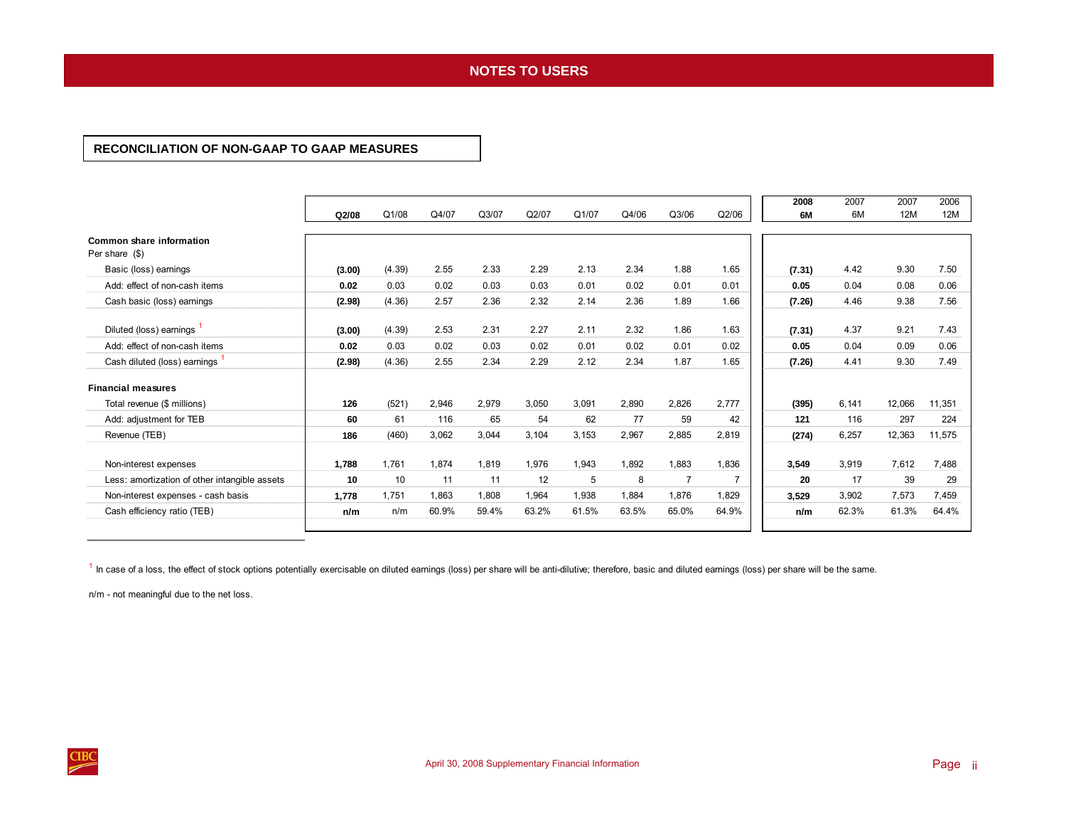# NOTES TO USERS

## RECONCILIATION OF NON-GAAP TO GAAP MEASURES

| | Q2/08 | Q1/08 | Q4/07 | Q3/07 | Q2/07 | Q1/07 | Q4/06 | Q3/06 | Q2/06 | 2008 6M | 2007 6M | 2007 12M | 2006 12M |
|---|---|---|---|---|---|---|---|---|---|---|---|---|---|
| **Common share information** | | | | | | | | | | | | | |
| Per share ($) | | | | | | | | | | | | | |
| Basic (loss) earnings | **(3.00)** | (4.39) | 2.55 | 2.33 | 2.29 | 2.13 | 2.34 | 1.88 | 1.65 | **(7.31)** | 4.42 | 9.30 | 7.50 |
| Add: effect of non-cash items | **0.02** | 0.03 | 0.02 | 0.03 | 0.03 | 0.01 | 0.02 | 0.01 | 0.01 | **0.05** | 0.04 | 0.08 | 0.06 |
| Cash basic (loss) earnings | **(2.98)** | (4.36) | 2.57 | 2.36 | 2.32 | 2.14 | 2.36 | 1.89 | 1.66 | **(7.26)** | 4.46 | 9.38 | 7.56 |
| Diluted (loss) earnings [1] | **(3.00)** | (4.39) | 2.53 | 2.31 | 2.27 | 2.11 | 2.32 | 1.86 | 1.63 | **(7.31)** | 4.37 | 9.21 | 7.43 |
| Add: effect of non-cash items | **0.02** | 0.03 | 0.02 | 0.03 | 0.02 | 0.01 | 0.02 | 0.01 | 0.02 | **0.05** | 0.04 | 0.09 | 0.06 |
| Cash diluted (loss) earnings [1] | **(2.98)** | (4.36) | 2.55 | 2.34 | 2.29 | 2.12 | 2.34 | 1.87 | 1.65 | **(7.26)** | 4.41 | 9.30 | 7.49 |
| **Financial measures** | | | | | | | | | | | | | |
| Total revenue ($ millions) | **126** | (521) | 2,946 | 2,979 | 3,050 | 3,091 | 2,890 | 2,826 | 2,777 | **(395)** | 6,141 | 12,066 | 11,351 |
| Add: adjustment for TEB | **60** | 61 | 116 | 65 | 54 | 62 | 77 | 59 | 42 | **121** | 116 | 297 | 224 |
| Revenue (TEB) | **186** | (460) | 3,062 | 3,044 | 3,104 | 3,153 | 2,967 | 2,885 | 2,819 | **(274)** | 6,257 | 12,363 | 11,575 |
| Non-interest expenses | **1,788** | 1,761 | 1,874 | 1,819 | 1,976 | 1,943 | 1,892 | 1,883 | 1,836 | **3,549** | 3,919 | 7,612 | 7,488 |
| Less: amortization of other intangible assets | **10** | 10 | 11 | 11 | 12 | 5 | 8 | 7 | 7 | **20** | 17 | 39 | 29 |
| Non-interest expenses - cash basis | **1,778** | 1,751 | 1,863 | 1,808 | 1,964 | 1,938 | 1,884 | 1,876 | 1,829 | **3,529** | 3,902 | 7,573 | 7,459 |
| Cash efficiency ratio (TEB) | **n/m** | n/m | 60.9% | 59.4% | 63.2% | 61.5% | 63.5% | 65.0% | 64.9% | **n/m** | 62.3% | 61.3% | 64.4% |

[1] In case of a loss, the effect of stock options potentially exercisable on diluted earnings (loss) per share will be anti-dilutive; therefore, basic and diluted earnings (loss) per share will be the same.

n/m - not meaningful due to the net loss.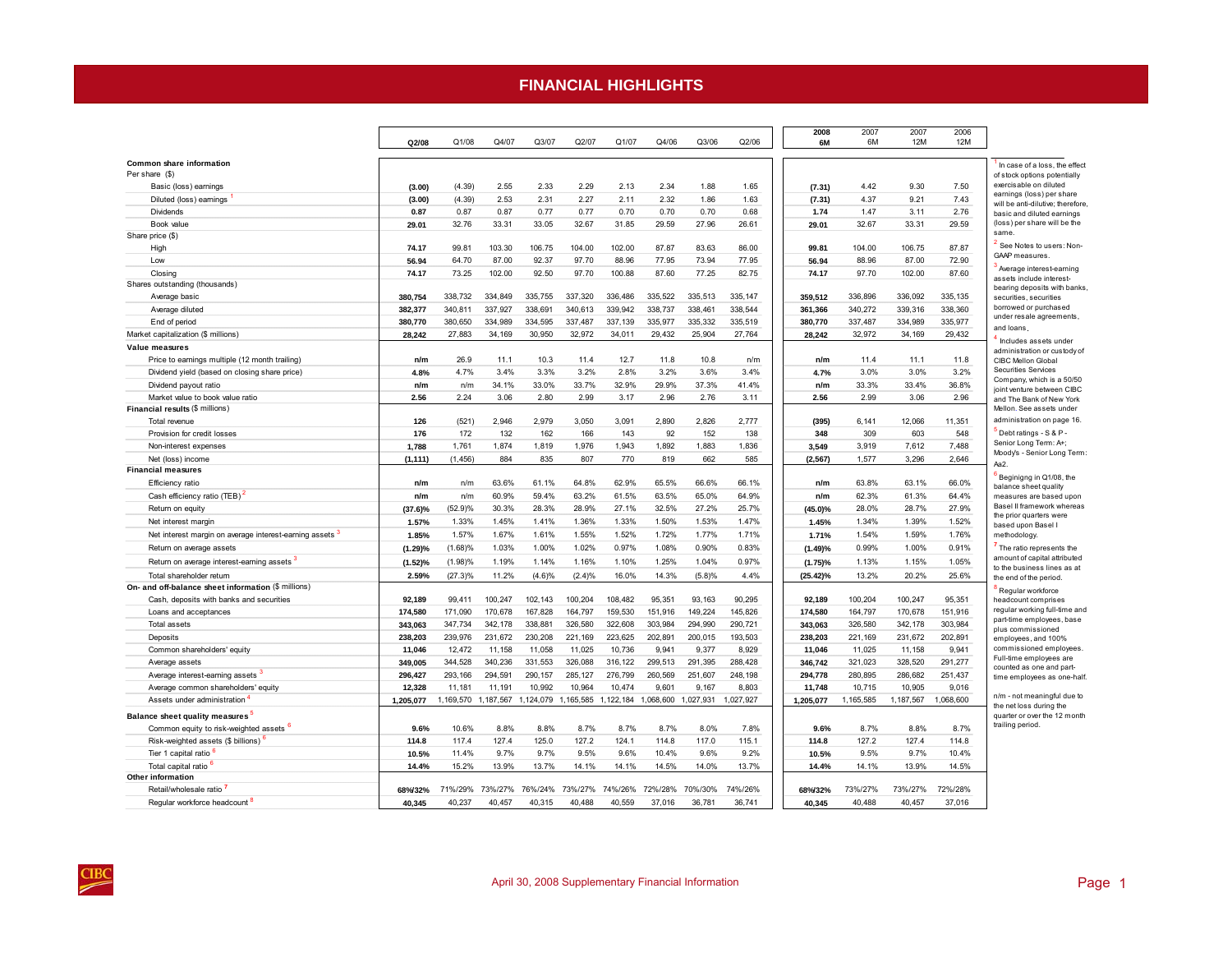# FINANCIAL HIGHLIGHTS

| | Q2/08 | Q1/08 | Q4/07 | Q3/07 | Q2/07 | Q1/07 | Q4/06 | Q3/06 | Q2/06 | 2008 6M | 2007 6M | 2007 12M | 2006 12M |
|---|---|---|---|---|---|---|---|---|---|---|---|---|---|
| **Common share information** | | | | | | | | | | | | | |
| Per share ($) | | | | | | | | | | | | | |
| Basic (loss) earnings | **(3.00)** | (4.39) | 2.55 | 2.33 | 2.29 | 2.13 | 2.34 | 1.88 | 1.65 | **(7.31)** | 4.42 | 9.30 | 7.50 |
| Diluted (loss) earnings [1] | **(3.00)** | (4.39) | 2.53 | 2.31 | 2.27 | 2.11 | 2.32 | 1.86 | 1.63 | **(7.31)** | 4.37 | 9.21 | 7.43 |
| Dividends | **0.87** | 0.87 | 0.87 | 0.77 | 0.77 | 0.70 | 0.70 | 0.70 | 0.68 | **1.74** | 1.47 | 3.11 | 2.76 |
| Book value | **29.01** | 32.76 | 33.31 | 33.05 | 32.67 | 31.85 | 29.59 | 27.96 | 26.61 | **29.01** | 32.67 | 33.31 | 29.59 |
| Share price ($) | | | | | | | | | | | | | |
| High | **74.17** | 99.81 | 103.30 | 106.75 | 104.00 | 102.00 | 87.87 | 83.63 | 86.00 | **99.81** | 104.00 | 106.75 | 87.87 |
| Low | **56.94** | 64.70 | 87.00 | 92.37 | 97.70 | 88.96 | 77.95 | 73.94 | 77.95 | **56.94** | 88.96 | 87.00 | 72.90 |
| Closing | **74.17** | 73.25 | 102.00 | 92.50 | 97.70 | 100.88 | 87.60 | 77.25 | 82.75 | **74.17** | 97.70 | 102.00 | 87.60 |
| Shares outstanding (thousands) | | | | | | | | | | | | | |
| Average basic | **380,754** | 338,732 | 334,849 | 335,755 | 337,320 | 336,486 | 335,522 | 335,513 | 335,147 | **359,512** | 336,896 | 336,092 | 335,135 |
| Average diluted | **382,377** | 340,811 | 337,927 | 338,691 | 340,613 | 339,942 | 338,737 | 338,461 | 338,544 | **361,366** | 340,272 | 339,316 | 338,360 |
| End of period | **380,770** | 380,650 | 334,989 | 334,595 | 337,487 | 337,139 | 335,977 | 335,332 | 335,519 | **380,770** | 337,487 | 334,989 | 335,977 |
| Market capitalization ($ millions) | **28,242** | 27,883 | 34,169 | 30,950 | 32,972 | 34,011 | 29,432 | 25,904 | 27,764 | **28,242** | 32,972 | 34,169 | 29,432 |
| **Value measures** | | | | | | | | | | | | | |
| Price to earnings multiple (12 month trailing) | **n/m** | 26.9 | 11.1 | 10.3 | 11.4 | 12.7 | 11.8 | 10.8 | n/m | **n/m** | 11.4 | 11.1 | 11.8 |
| Dividend yield (based on closing share price) | **4.8%** | 4.7% | 3.4% | 3.3% | 3.2% | 2.8% | 3.2% | 3.6% | 3.4% | **4.7%** | 3.0% | 3.0% | 3.2% |
| Dividend payout ratio | **n/m** | n/m | 34.1% | 33.0% | 33.7% | 32.9% | 29.9% | 37.3% | 41.4% | **n/m** | 33.3% | 33.4% | 36.8% |
| Market value to book value ratio | **2.56** | 2.24 | 3.06 | 2.80 | 2.99 | 3.17 | 2.96 | 2.76 | 3.11 | **2.56** | 2.99 | 3.06 | 2.96 |
| **Financial results** ($ millions) | | | | | | | | | | | | | |
| Total revenue | **126** | (521) | 2,946 | 2,979 | 3,050 | 3,091 | 2,890 | 2,826 | 2,777 | **(395)** | 6,141 | 12,066 | 11,351 |
| Provision for credit losses | **176** | 172 | 132 | 162 | 166 | 143 | 92 | 152 | 138 | **348** | 309 | 603 | 548 |
| Non-interest expenses | **1,788** | 1,761 | 1,874 | 1,819 | 1,976 | 1,943 | 1,892 | 1,883 | 1,836 | **3,549** | 3,919 | 7,612 | 7,488 |
| Net (loss) income | **(1,111)** | (1,456) | 884 | 835 | 807 | 770 | 819 | 662 | 585 | **(2,567)** | 1,577 | 3,296 | 2,646 |
| **Financial measures** | | | | | | | | | | | | | |
| Efficiency ratio | **n/m** | n/m | 63.6% | 61.1% | 64.8% | 62.9% | 65.5% | 66.6% | 66.1% | **n/m** | 63.8% | 63.1% | 66.0% |
| Cash efficiency ratio (TEB) [2] | **n/m** | n/m | 60.9% | 59.4% | 63.2% | 61.5% | 63.5% | 65.0% | 64.9% | **n/m** | 62.3% | 61.3% | 64.4% |
| Return on equity | **(37.6)%** | (52.9)% | 30.3% | 28.3% | 28.9% | 27.1% | 32.5% | 27.2% | 25.7% | **(45.0)%** | 28.0% | 28.7% | 27.9% |
| Net interest margin | **1.57%** | 1.33% | 1.45% | 1.41% | 1.36% | 1.33% | 1.50% | 1.53% | 1.47% | **1.45%** | 1.34% | 1.39% | 1.52% |
| Net interest margin on average interest-earning assets [3] | **1.85%** | 1.57% | 1.67% | 1.61% | 1.55% | 1.52% | 1.72% | 1.77% | 1.71% | **1.71%** | 1.54% | 1.59% | 1.76% |
| Return on average assets | **(1.29)%** | (1.68)% | 1.03% | 1.00% | 1.02% | 0.97% | 1.08% | 0.90% | 0.83% | **(1.49)%** | 0.99% | 1.00% | 0.91% |
| Return on average interest-earning assets [3] | **(1.52)%** | (1.98)% | 1.19% | 1.14% | 1.16% | 1.10% | 1.25% | 1.04% | 0.97% | **(1.75)%** | 1.13% | 1.15% | 1.05% |
| Total shareholder return | **2.59%** | (27.3)% | 11.2% | (4.6)% | (2.4)% | 16.0% | 14.3% | (5.8)% | 4.4% | **(25.42)%** | 13.2% | 20.2% | 25.6% |
| **On- and off-balance sheet information** ($ millions) | | | | | | | | | | | | | |
| Cash, deposits with banks and securities | **92,189** | 99,411 | 100,247 | 102,143 | 100,204 | 108,482 | 95,351 | 93,163 | 90,295 | **92,189** | 100,204 | 100,247 | 95,351 |
| Loans and acceptances | **174,580** | 171,090 | 170,678 | 167,828 | 164,797 | 159,530 | 151,916 | 149,224 | 145,826 | **174,580** | 164,797 | 170,678 | 151,916 |
| Total assets | **343,063** | 347,734 | 342,178 | 338,881 | 326,580 | 322,608 | 303,984 | 294,990 | 290,721 | **343,063** | 326,580 | 342,178 | 303,984 |
| Deposits | **238,203** | 239,976 | 231,672 | 230,208 | 221,169 | 223,625 | 202,891 | 200,015 | 193,503 | **238,203** | 221,169 | 231,672 | 202,891 |
| Common shareholders' equity | **11,046** | 12,472 | 11,158 | 11,058 | 11,025 | 10,736 | 9,941 | 9,377 | 8,929 | **11,046** | 11,025 | 11,158 | 9,941 |
| Average assets | **349,005** | 344,528 | 340,236 | 331,553 | 326,088 | 316,122 | 299,513 | 291,395 | 288,428 | **346,742** | 321,023 | 328,520 | 291,277 |
| Average interest-earning assets [3] | **296,427** | 293,166 | 294,591 | 290,157 | 285,127 | 276,799 | 260,569 | 251,607 | 248,198 | **294,778** | 280,895 | 286,682 | 251,437 |
| Average common shareholders' equity | **12,328** | 11,181 | 11,191 | 10,992 | 10,964 | 10,474 | 9,601 | 9,167 | 8,803 | **11,748** | 10,715 | 10,905 | 9,016 |
| Assets under administration [4] | **1,205,077** | 1,169,570 | 1,187,567 | 1,124,079 | 1,165,585 | 1,122,184 | 1,068,600 | 1,027,931 | 1,027,927 | **1,205,077** | 1,165,585 | 1,187,567 | 1,068,600 |
| **Balance sheet quality measures** [5] | | | | | | | | | | | | | |
| Common equity to risk-weighted assets [6] | **9.6%** | 10.6% | 8.8% | 8.8% | 8.7% | 8.7% | 8.7% | 8.0% | 7.8% | **9.6%** | 8.7% | 8.8% | 8.7% |
| Risk-weighted assets ($ billions) [6] | **114.8** | 117.4 | 127.4 | 125.0 | 127.2 | 124.1 | 114.8 | 117.0 | 115.1 | **114.8** | 127.2 | 127.4 | 114.8 |
| Tier 1 capital ratio [6] | **10.5%** | 11.4% | 9.7% | 9.7% | 9.5% | 9.6% | 10.4% | 9.6% | 9.2% | **10.5%** | 9.5% | 9.7% | 10.4% |
| Total capital ratio [6] | **14.4%** | 15.2% | 13.9% | 13.7% | 14.1% | 14.1% | 14.5% | 14.0% | 13.7% | **14.4%** | 14.1% | 13.9% | 14.5% |
| **Other information** | | | | | | | | | | | | | |
| Retail/wholesale ratio [7] | **68%/32%** | 71%/29% | 73%/27% | 76%/24% | 73%/27% | 74%/26% | 72%/28% | 70%/30% | 74%/26% | **68%/32%** | 73%/27% | 73%/27% | 72%/28% |
| Regular workforce headcount [8] | **40,345** | 40,237 | 40,457 | 40,315 | 40,488 | 40,559 | 37,016 | 36,781 | 36,741 | **40,345** | 40,488 | 40,457 | 37,016 |

[1] In case of a loss, the effect of stock options potentially exercisable on diluted earnings (loss) per share will be anti-dilutive; therefore, basic and diluted earnings (loss) per share will be the same.

[2] See Notes to users: Non-GAAP measures.

[3] Average interest-earning assets include interest-bearing deposits with banks, securities, securities borrowed or purchased under resale agreements, and loans.

[4] Includes assets under administration or custody of CIBC Mellon Global Securities Services Company, which is a 50/50 joint venture between CIBC and The Bank of New York Mellon. See assets under administration on page 16.

[5] Debt ratings - S & P - Senior Long Term: A+; Moody's - Senior Long Term: Aa2.

[6] Beginging in Q1/08, the balance sheet quality measures are based upon Basel II framework whereas the prior quarters were based upon Basel I methodology.

[7] The ratio represents the amount of capital attributed to the business lines as at the end of the period.

[8] Regular workforce headcount comprises regular working full-time and part-time employees, base plus commissioned employees, and 100% commissioned employees. Full-time employees are counted as one and part-time employees as one-half.

n/m - not meaningful due to the net loss during the quarter or over the 12 month trailing period.

April 30, 2008 Supplementary Financial Information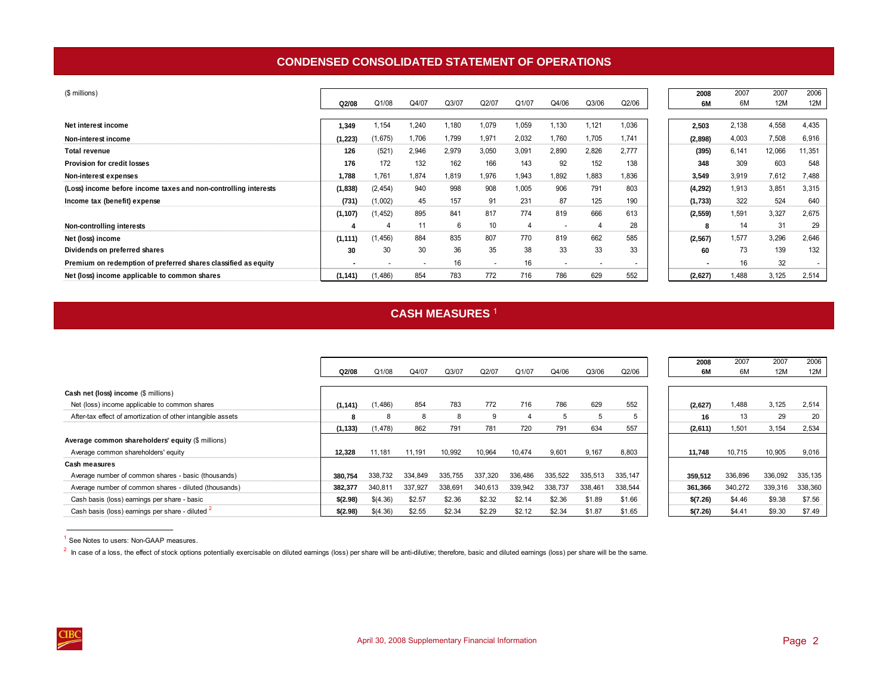## CONDENSED CONSOLIDATED STATEMENT OF OPERATIONS

| ($ millions) | Q2/08 | Q1/08 | Q4/07 | Q3/07 | Q2/07 | Q1/07 | Q4/06 | Q3/06 | Q2/06 | 2008 6M | 2007 6M | 2007 12M | 2006 12M |
|---|---|---|---|---|---|---|---|---|---|---|---|---|---|
| **Net interest income** | **1,349** | 1,154 | 1,240 | 1,180 | 1,079 | 1,059 | 1,130 | 1,121 | 1,036 | **2,503** | 2,138 | 4,558 | 4,435 |
| **Non-interest income** | **(1,223)** | (1,675) | 1,706 | 1,799 | 1,971 | 2,032 | 1,760 | 1,705 | 1,741 | **(2,898)** | 4,003 | 7,508 | 6,916 |
| **Total revenue** | **126** | (521) | 2,946 | 2,979 | 3,050 | 3,091 | 2,890 | 2,826 | 2,777 | **(395)** | 6,141 | 12,066 | 11,351 |
| **Provision for credit losses** | **176** | 172 | 132 | 162 | 166 | 143 | 92 | 152 | 138 | **348** | 309 | 603 | 548 |
| **Non-interest expenses** | **1,788** | 1,761 | 1,874 | 1,819 | 1,976 | 1,943 | 1,892 | 1,883 | 1,836 | **3,549** | 3,919 | 7,612 | 7,488 |
| **(Loss) income before income taxes and non-controlling interests** | **(1,838)** | (2,454) | 940 | 998 | 908 | 1,005 | 906 | 791 | 803 | **(4,292)** | 1,913 | 3,851 | 3,315 |
| **Income tax (benefit) expense** | **(731)** | (1,002) | 45 | 157 | 91 | 231 | 87 | 125 | 190 | **(1,733)** | 322 | 524 | 640 |
| | **(1,107)** | (1,452) | 895 | 841 | 817 | 774 | 819 | 666 | 613 | **(2,559)** | 1,591 | 3,327 | 2,675 |
| **Non-controlling interests** | **4** | 4 | 11 | 6 | 10 | 4 | - | 4 | 28 | **8** | 14 | 31 | 29 |
| **Net (loss) income** | **(1,111)** | (1,456) | 884 | 835 | 807 | 770 | 819 | 662 | 585 | **(2,567)** | 1,577 | 3,296 | 2,646 |
| **Dividends on preferred shares** | **30** | 30 | 30 | 36 | 35 | 38 | 33 | 33 | 33 | **60** | 73 | 139 | 132 |
| **Premium on redemption of preferred shares classified as equity** | **-** | - | - | 16 | - | 16 | - | - | - | **-** | 16 | 32 | - |
| **Net (loss) income applicable to common shares** | **(1,141)** | (1,486) | 854 | 783 | 772 | 716 | 786 | 629 | 552 | **(2,627)** | 1,488 | 3,125 | 2,514 |

## CASH MEASURES [1]

| | Q2/08 | Q1/08 | Q4/07 | Q3/07 | Q2/07 | Q1/07 | Q4/06 | Q3/06 | Q2/06 | 2008 6M | 2007 6M | 2007 12M | 2006 12M |
|---|---|---|---|---|---|---|---|---|---|---|---|---|---|
| **Cash net (loss) income** ($ millions) | | | | | | | | | | | | | |
| Net (loss) income applicable to common shares | **(1,141)** | (1,486) | 854 | 783 | 772 | 716 | 786 | 629 | 552 | **(2,627)** | 1,488 | 3,125 | 2,514 |
| After-tax effect of amortization of other intangible assets | **8** | 8 | 8 | 8 | 9 | 4 | 5 | 5 | 5 | **16** | 13 | 29 | 20 |
| | **(1,133)** | (1,478) | 862 | 791 | 781 | 720 | 791 | 634 | 557 | **(2,611)** | 1,501 | 3,154 | 2,534 |
| **Average common shareholders' equity** ($ millions) | | | | | | | | | | | | | |
| Average common shareholders' equity | **12,328** | 11,181 | 11,191 | 10,992 | 10,964 | 10,474 | 9,601 | 9,167 | 8,803 | **11,748** | 10,715 | 10,905 | 9,016 |
| **Cash measures** | | | | | | | | | | | | | |
| Average number of common shares - basic (thousands) | **380,754** | 338,732 | 334,849 | 335,755 | 337,320 | 336,486 | 335,522 | 335,513 | 335,147 | **359,512** | 336,896 | 336,092 | 335,135 |
| Average number of common shares - diluted (thousands) | **382,377** | 340,811 | 337,927 | 338,691 | 340,613 | 339,942 | 338,737 | 338,461 | 338,544 | **361,366** | 340,272 | 339,316 | 338,360 |
| Cash basis (loss) earnings per share - basic | **$(2.98)** | $(4.36) | $2.57 | $2.36 | $2.32 | $2.14 | $2.36 | $1.89 | $1.66 | **$(7.26)** | $4.46 | $9.38 | $7.56 |
| Cash basis (loss) earnings per share - diluted [2] | **$(2.98)** | $(4.36) | $2.55 | $2.34 | $2.29 | $2.12 | $2.34 | $1.87 | $1.65 | **$(7.26)** | $4.41 | $9.30 | $7.49 |

[1] See Notes to users: Non-GAAP measures.

[2] In case of a loss, the effect of stock options potentially exercisable on diluted earnings (loss) per share will be anti-dilutive; therefore, basic and diluted earnings (loss) per share will be the same.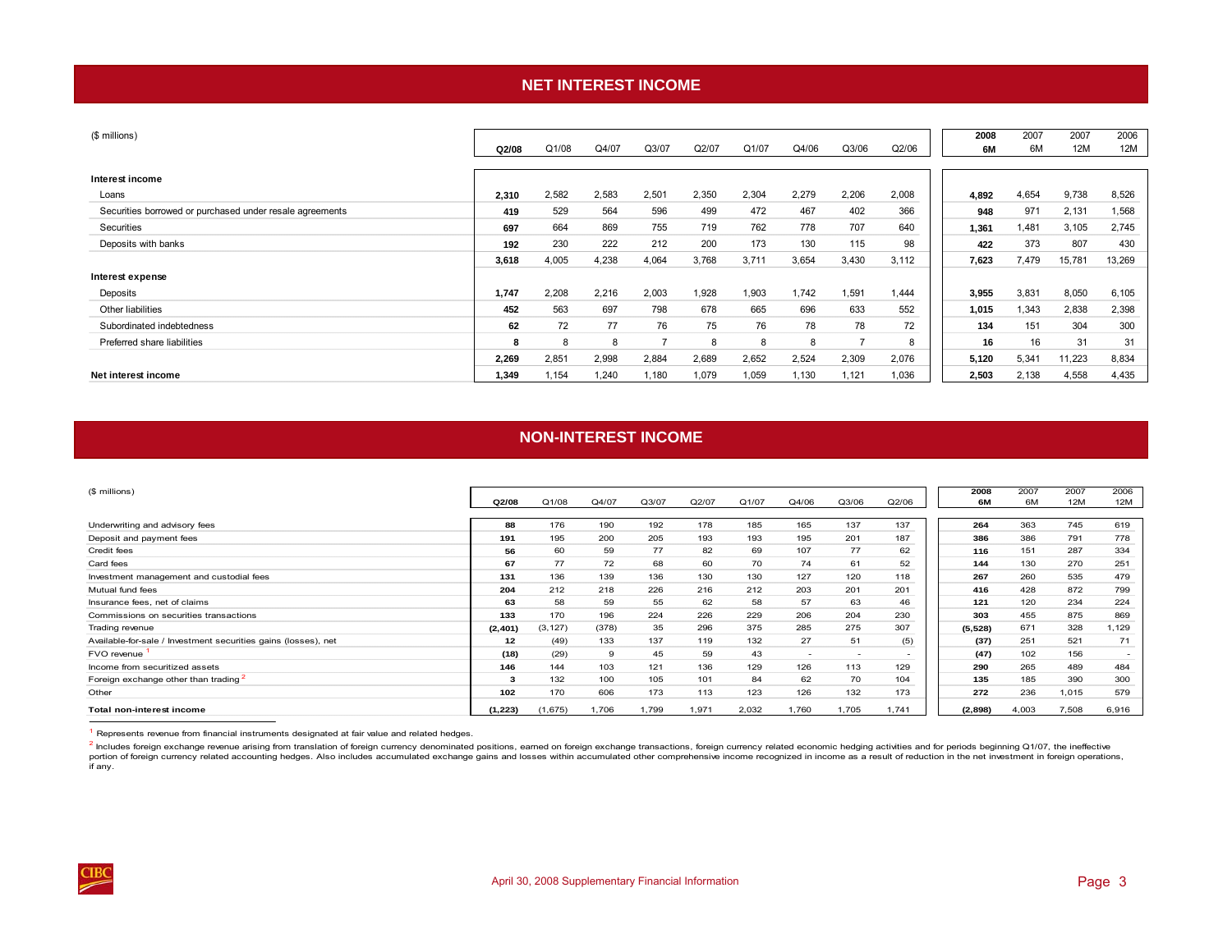## NET INTEREST INCOME

| ($ millions) | Q2/08 | Q1/08 | Q4/07 | Q3/07 | Q2/07 | Q1/07 | Q4/06 | Q3/06 | Q2/06 | 2008 6M | 2007 6M | 2007 12M | 2006 12M |
|---|---|---|---|---|---|---|---|---|---|---|---|---|---|
| **Interest income** | | | | | | | | | | | | | |
| Loans | **2,310** | 2,582 | 2,583 | 2,501 | 2,350 | 2,304 | 2,279 | 2,206 | 2,008 | **4,892** | 4,654 | 9,738 | 8,526 |
| Securities borrowed or purchased under resale agreements | **419** | 529 | 564 | 596 | 499 | 472 | 467 | 402 | 366 | **948** | 971 | 2,131 | 1,568 |
| Securities | **697** | 664 | 869 | 755 | 719 | 762 | 778 | 707 | 640 | **1,361** | 1,481 | 3,105 | 2,745 |
| Deposits with banks | **192** | 230 | 222 | 212 | 200 | 173 | 130 | 115 | 98 | **422** | 373 | 807 | 430 |
| | **3,618** | 4,005 | 4,238 | 4,064 | 3,768 | 3,711 | 3,654 | 3,430 | 3,112 | **7,623** | 7,479 | 15,781 | 13,269 |
| **Interest expense** | | | | | | | | | | | | | |
| Deposits | **1,747** | 2,208 | 2,216 | 2,003 | 1,928 | 1,903 | 1,742 | 1,591 | 1,444 | **3,955** | 3,831 | 8,050 | 6,105 |
| Other liabilities | **452** | 563 | 697 | 798 | 678 | 665 | 696 | 633 | 552 | **1,015** | 1,343 | 2,838 | 2,398 |
| Subordinated indebtedness | **62** | 72 | 77 | 76 | 75 | 76 | 78 | 78 | 72 | **134** | 151 | 304 | 300 |
| Preferred share liabilities | **8** | 8 | 8 | 7 | 8 | 8 | 8 | 7 | 8 | **16** | 16 | 31 | 31 |
| | **2,269** | 2,851 | 2,998 | 2,884 | 2,689 | 2,652 | 2,524 | 2,309 | 2,076 | **5,120** | 5,341 | 11,223 | 8,834 |
| **Net interest income** | **1,349** | 1,154 | 1,240 | 1,180 | 1,079 | 1,059 | 1,130 | 1,121 | 1,036 | **2,503** | 2,138 | 4,558 | 4,435 |

## NON-INTEREST INCOME

| ($ millions) | Q2/08 | Q1/08 | Q4/07 | Q3/07 | Q2/07 | Q1/07 | Q4/06 | Q3/06 | Q2/06 | 2008 6M | 2007 6M | 2007 12M | 2006 12M |
|---|---|---|---|---|---|---|---|---|---|---|---|---|---|
| Underwriting and advisory fees | **88** | 176 | 190 | 192 | 178 | 185 | 165 | 137 | 137 | **264** | 363 | 745 | 619 |
| Deposit and payment fees | **191** | 195 | 200 | 205 | 193 | 193 | 195 | 201 | 187 | **386** | 386 | 791 | 778 |
| Credit fees | **56** | 60 | 59 | 77 | 82 | 69 | 107 | 77 | 62 | **116** | 151 | 287 | 334 |
| Card fees | **67** | 77 | 72 | 68 | 60 | 70 | 74 | 61 | 52 | **144** | 130 | 270 | 251 |
| Investment management and custodial fees | **131** | 136 | 139 | 136 | 130 | 130 | 127 | 120 | 118 | **267** | 260 | 535 | 479 |
| Mutual fund fees | **204** | 212 | 218 | 226 | 216 | 212 | 203 | 201 | 201 | **416** | 428 | 872 | 799 |
| Insurance fees, net of claims | **63** | 58 | 59 | 55 | 62 | 58 | 57 | 63 | 46 | **121** | 120 | 234 | 224 |
| Commissions on securities transactions | **133** | 170 | 196 | 224 | 226 | 229 | 206 | 204 | 230 | **303** | 455 | 875 | 869 |
| Trading revenue | **(2,401)** | (3,127) | (378) | 35 | 296 | 375 | 285 | 275 | 307 | **(5,528)** | 671 | 328 | 1,129 |
| Available-for-sale / Investment securities gains (losses), net | **12** | (49) | 133 | 137 | 119 | 132 | 27 | 51 | (5) | **(37)** | 251 | 521 | 71 |
| FVO revenue [1] | **(18)** | (29) | 9 | 45 | 59 | 43 | - | - | - | **(47)** | 102 | 156 | - |
| Income from securitized assets | **146** | 144 | 103 | 121 | 136 | 129 | 126 | 113 | 129 | **290** | 265 | 489 | 484 |
| Foreign exchange other than trading [2] | **3** | 132 | 100 | 105 | 101 | 84 | 62 | 70 | 104 | **135** | 185 | 390 | 300 |
| Other | **102** | 170 | 606 | 173 | 113 | 123 | 126 | 132 | 173 | **272** | 236 | 1,015 | 579 |
| **Total non-interest income** | **(1,223)** | (1,675) | 1,706 | 1,799 | 1,971 | 2,032 | 1,760 | 1,705 | 1,741 | **(2,898)** | 4,003 | 7,508 | 6,916 |

[1] Represents revenue from financial instruments designated at fair value and related hedges.

[2] Includes foreign exchange revenue arising from translation of foreign currency denominated positions, earned on foreign exchange transactions, foreign currency related economic hedging activities and for periods beginning Q1/07, the ineffective portion of foreign currency related accounting hedges. Also includes accumulated exchange gains and losses within accumulated other comprehensive income recognized in income as a result of reduction in the net investment in foreign operations, if any.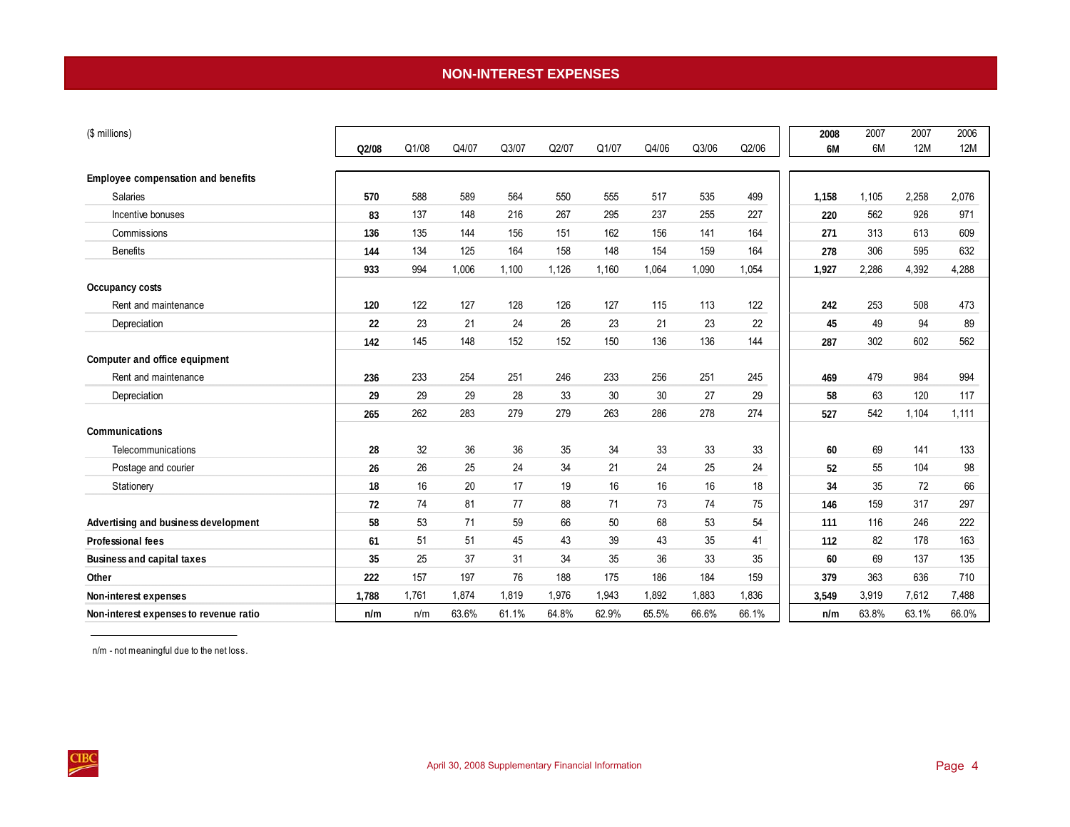# NON-INTEREST EXPENSES

| ($ millions) | Q2/08 | Q1/08 | Q4/07 | Q3/07 | Q2/07 | Q1/07 | Q4/06 | Q3/06 | Q2/06 | 2008 6M | 2007 6M | 2007 12M | 2006 12M |
|---|---|---|---|---|---|---|---|---|---|---|---|---|---|
| **Employee compensation and benefits** | | | | | | | | | | | | | |
| Salaries | **570** | 588 | 589 | 564 | 550 | 555 | 517 | 535 | 499 | **1,158** | 1,105 | 2,258 | 2,076 |
| Incentive bonuses | **83** | 137 | 148 | 216 | 267 | 295 | 237 | 255 | 227 | **220** | 562 | 926 | 971 |
| Commissions | **136** | 135 | 144 | 156 | 151 | 162 | 156 | 141 | 164 | **271** | 313 | 613 | 609 |
| Benefits | **144** | 134 | 125 | 164 | 158 | 148 | 154 | 159 | 164 | **278** | 306 | 595 | 632 |
| | **933** | 994 | 1,006 | 1,100 | 1,126 | 1,160 | 1,064 | 1,090 | 1,054 | **1,927** | 2,286 | 4,392 | 4,288 |
| **Occupancy costs** | | | | | | | | | | | | | |
| Rent and maintenance | **120** | 122 | 127 | 128 | 126 | 127 | 115 | 113 | 122 | **242** | 253 | 508 | 473 |
| Depreciation | **22** | 23 | 21 | 24 | 26 | 23 | 21 | 23 | 22 | **45** | 49 | 94 | 89 |
| | **142** | 145 | 148 | 152 | 152 | 150 | 136 | 136 | 144 | **287** | 302 | 602 | 562 |
| **Computer and office equipment** | | | | | | | | | | | | | |
| Rent and maintenance | **236** | 233 | 254 | 251 | 246 | 233 | 256 | 251 | 245 | **469** | 479 | 984 | 994 |
| Depreciation | **29** | 29 | 29 | 28 | 33 | 30 | 30 | 27 | 29 | **58** | 63 | 120 | 117 |
| | **265** | 262 | 283 | 279 | 279 | 263 | 286 | 278 | 274 | **527** | 542 | 1,104 | 1,111 |
| **Communications** | | | | | | | | | | | | | |
| Telecommunications | **28** | 32 | 36 | 36 | 35 | 34 | 33 | 33 | 33 | **60** | 69 | 141 | 133 |
| Postage and courier | **26** | 26 | 25 | 24 | 34 | 21 | 24 | 25 | 24 | **52** | 55 | 104 | 98 |
| Stationery | **18** | 16 | 20 | 17 | 19 | 16 | 16 | 16 | 18 | **34** | 35 | 72 | 66 |
| | **72** | 74 | 81 | 77 | 88 | 71 | 73 | 74 | 75 | **146** | 159 | 317 | 297 |
| **Advertising and business development** | **58** | 53 | 71 | 59 | 66 | 50 | 68 | 53 | 54 | **111** | 116 | 246 | 222 |
| **Professional fees** | **61** | 51 | 51 | 45 | 43 | 39 | 43 | 35 | 41 | **112** | 82 | 178 | 163 |
| **Business and capital taxes** | **35** | 25 | 37 | 31 | 34 | 35 | 36 | 33 | 35 | **60** | 69 | 137 | 135 |
| **Other** | **222** | 157 | 197 | 76 | 188 | 175 | 186 | 184 | 159 | **379** | 363 | 636 | 710 |
| **Non-interest expenses** | **1,788** | 1,761 | 1,874 | 1,819 | 1,976 | 1,943 | 1,892 | 1,883 | 1,836 | **3,549** | 3,919 | 7,612 | 7,488 |
| **Non-interest expenses to revenue ratio** | **n/m** | n/m | 63.6% | 61.1% | 64.8% | 62.9% | 65.5% | 66.6% | 66.1% | **n/m** | 63.8% | 63.1% | 66.0% |

n/m - not meaningful due to the net loss.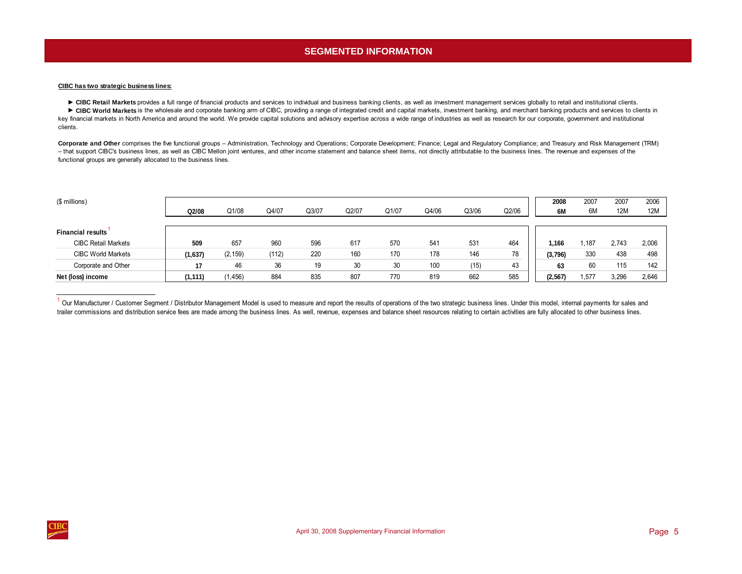# SEGMENTED INFORMATION

**CIBC has two strategic business lines:**

► **CIBC Retail Markets** provides a full range of financial products and services to individual and business banking clients, as well as investment management services globally to retail and institutional clients.

► **CIBC World Markets** is the wholesale and corporate banking arm of CIBC, providing a range of integrated credit and capital markets, investment banking, and merchant banking products and services to clients in key financial markets in North America and around the world. We provide capital solutions and advisory expertise across a wide range of industries as well as research for our corporate, government and institutional clients.

**Corporate and Other** comprises the five functional groups – Administration, Technology and Operations; Corporate Development; Finance; Legal and Regulatory Compliance; and Treasury and Risk Management (TRM) – that support CIBC's business lines, as well as CIBC Mellon joint ventures, and other income statement and balance sheet items, not directly attributable to the business lines. The revenue and expenses of the functional groups are generally allocated to the business lines.

| ($ millions) | Q2/08 | Q1/08 | Q4/07 | Q3/07 | Q2/07 | Q1/07 | Q4/06 | Q3/06 | Q2/06 | 2008 6M | 2007 6M | 2007 12M | 2006 12M |
|---|---|---|---|---|---|---|---|---|---|---|---|---|---|
| **Financial results** [1] | | | | | | | | | | | | | |
| CIBC Retail Markets | **509** | 657 | 960 | 596 | 617 | 570 | 541 | 531 | 464 | **1,166** | 1,187 | 2,743 | 2,006 |
| CIBC World Markets | **(1,637)** | (2,159) | (112) | 220 | 160 | 170 | 178 | 146 | 78 | **(3,796)** | 330 | 438 | 498 |
| Corporate and Other | **17** | 46 | 36 | 19 | 30 | 30 | 100 | (15) | 43 | **63** | 60 | 115 | 142 |
| **Net (loss) income** | **(1,111)** | (1,456) | 884 | 835 | 807 | 770 | 819 | 662 | 585 | **(2,567)** | 1,577 | 3,296 | 2,646 |

[1] Our Manufacturer / Customer Segment / Distributor Management Model is used to measure and report the results of operations of the two strategic business lines. Under this model, internal payments for sales and trailer commissions and distribution service fees are made among the business lines. As well, revenue, expenses and balance sheet resources relating to certain activities are fully allocated to other business lines.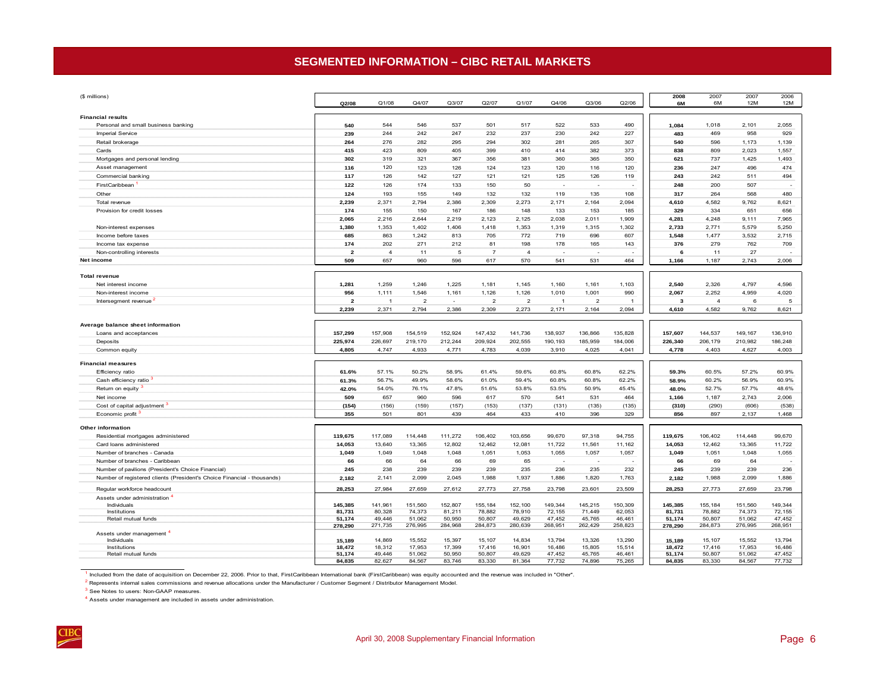# SEGMENTED INFORMATION – CIBC RETAIL MARKETS

| ($ millions) | Q2/08 | Q1/08 | Q4/07 | Q3/07 | Q2/07 | Q1/07 | Q4/06 | Q3/06 | Q2/06 | 2008 6M | 2007 6M | 2007 12M | 2006 12M |
|---|---|---|---|---|---|---|---|---|---|---|---|---|---|
| **Financial results** | | | | | | | | | | | | | |
| Personal and small business banking | 540 | 544 | 546 | 537 | 501 | 517 | 522 | 533 | 490 | 1,084 | 1,018 | 2,101 | 2,055 |
| Imperial Service | 239 | 244 | 242 | 247 | 232 | 237 | 230 | 242 | 227 | 483 | 469 | 958 | 929 |
| Retail brokerage | 264 | 276 | 282 | 295 | 294 | 302 | 281 | 265 | 307 | 540 | 596 | 1,173 | 1,139 |
| Cards | 415 | 423 | 809 | 405 | 399 | 410 | 414 | 382 | 373 | 838 | 809 | 2,023 | 1,557 |
| Mortgages and personal lending | 302 | 319 | 321 | 367 | 356 | 381 | 360 | 365 | 350 | 621 | 737 | 1,425 | 1,493 |
| Asset management | 116 | 120 | 123 | 126 | 124 | 123 | 120 | 116 | 120 | 236 | 247 | 496 | 474 |
| Commercial banking | 117 | 126 | 142 | 127 | 121 | 121 | 125 | 126 | 119 | 243 | 242 | 511 | 494 |
| FirstCaribbean [1] | 122 | 126 | 174 | 133 | 150 | 50 | - | - | - | 248 | 200 | 507 | - |
| Other | 124 | 193 | 155 | 149 | 132 | 132 | 119 | 135 | 108 | 317 | 264 | 568 | 480 |
| Total revenue | 2,239 | 2,371 | 2,794 | 2,386 | 2,309 | 2,273 | 2,171 | 2,164 | 2,094 | 4,610 | 4,582 | 9,762 | 8,621 |
| Provision for credit losses | 174 | 155 | 150 | 167 | 186 | 148 | 133 | 153 | 185 | 329 | 334 | 651 | 656 |
| | 2,065 | 2,216 | 2,644 | 2,219 | 2,123 | 2,125 | 2,038 | 2,011 | 1,909 | 4,281 | 4,248 | 9,111 | 7,965 |
| Non-interest expenses | 1,380 | 1,353 | 1,402 | 1,406 | 1,418 | 1,353 | 1,319 | 1,315 | 1,302 | 2,733 | 2,771 | 5,579 | 5,250 |
| Income before taxes | 685 | 863 | 1,242 | 813 | 705 | 772 | 719 | 696 | 607 | 1,548 | 1,477 | 3,532 | 2,715 |
| Income tax expense | 174 | 202 | 271 | 212 | 81 | 198 | 178 | 165 | 143 | 376 | 279 | 762 | 709 |
| Non-controlling interests | 2 | 4 | 11 | 5 | 7 | 4 | - | - | - | 6 | 11 | 27 | - |
| **Net income** | 509 | 657 | 960 | 596 | 617 | 570 | 541 | 531 | 464 | 1,166 | 1,187 | 2,743 | 2,006 |
| **Total revenue** | | | | | | | | | | | | | |
| Net interest income | 1,281 | 1,259 | 1,246 | 1,225 | 1,181 | 1,145 | 1,160 | 1,161 | 1,103 | 2,540 | 2,326 | 4,797 | 4,596 |
| Non-interest income | 956 | 1,111 | 1,546 | 1,161 | 1,126 | 1,126 | 1,010 | 1,001 | 990 | 2,067 | 2,252 | 4,959 | 4,020 |
| Intersegment revenue [2] | 2 | 1 | 2 | - | 2 | 2 | 1 | 2 | 1 | 3 | 4 | 6 | 5 |
| | 2,239 | 2,371 | 2,794 | 2,386 | 2,309 | 2,273 | 2,171 | 2,164 | 2,094 | 4,610 | 4,582 | 9,762 | 8,621 |
| **Average balance sheet information** | | | | | | | | | | | | | |
| Loans and acceptances | 157,299 | 157,908 | 154,519 | 152,924 | 147,432 | 141,736 | 138,937 | 136,866 | 135,828 | 157,607 | 144,537 | 149,167 | 136,910 |
| Deposits | 225,974 | 226,697 | 219,170 | 212,244 | 209,924 | 202,555 | 190,193 | 185,959 | 184,006 | 226,340 | 206,179 | 210,982 | 186,248 |
| Common equity | 4,805 | 4,747 | 4,933 | 4,771 | 4,783 | 4,039 | 3,910 | 4,025 | 4,041 | 4,778 | 4,403 | 4,627 | 4,003 |
| **Financial measures** | | | | | | | | | | | | | |
| Efficiency ratio | 61.6% | 57.1% | 50.2% | 58.9% | 61.4% | 59.6% | 60.8% | 60.8% | 62.2% | 59.3% | 60.5% | 57.2% | 60.9% |
| Cash efficiency ratio [3] | 61.3% | 56.7% | 49.9% | 58.6% | 61.0% | 59.4% | 60.8% | 60.8% | 62.2% | 58.9% | 60.2% | 56.9% | 60.9% |
| Return on equity [3] | 42.0% | 54.0% | 76.1% | 47.8% | 51.6% | 53.8% | 53.5% | 50.9% | 45.4% | 48.0% | 52.7% | 57.7% | 48.6% |
| Net income | 509 | 657 | 960 | 596 | 617 | 570 | 541 | 531 | 464 | 1,166 | 1,187 | 2,743 | 2,006 |
| Cost of capital adjustment [3] | (154) | (156) | (159) | (157) | (153) | (137) | (131) | (135) | (135) | (310) | (290) | (606) | (538) |
| Economic profit [3] | 355 | 501 | 801 | 439 | 464 | 433 | 410 | 396 | 329 | 856 | 897 | 2,137 | 1,468 |
| **Other information** | | | | | | | | | | | | | |
| Residential mortgages administered | 119,675 | 117,089 | 114,448 | 111,272 | 106,402 | 103,656 | 99,670 | 97,318 | 94,755 | 119,675 | 106,402 | 114,448 | 99,670 |
| Card loans administered | 14,053 | 13,640 | 13,365 | 12,802 | 12,462 | 12,081 | 11,722 | 11,561 | 11,162 | 14,053 | 12,462 | 13,365 | 11,722 |
| Number of branches - Canada | 1,049 | 1,049 | 1,048 | 1,048 | 1,051 | 1,053 | 1,055 | 1,057 | 1,057 | 1,049 | 1,051 | 1,048 | 1,055 |
| Number of branches - Caribbean | 66 | 66 | 64 | 66 | 69 | 65 | - | - | - | 66 | 69 | 64 | - |
| Number of pavilions (President's Choice Financial) | 245 | 238 | 239 | 239 | 239 | 235 | 236 | 235 | 232 | 245 | 239 | 239 | 236 |
| Number of registered clients (President's Choice Financial - thousands) | 2,182 | 2,141 | 2,099 | 2,045 | 1,988 | 1,937 | 1,886 | 1,820 | 1,763 | 2,182 | 1,988 | 2,099 | 1,886 |
| Regular workforce headcount | 28,253 | 27,984 | 27,659 | 27,612 | 27,773 | 27,758 | 23,798 | 23,601 | 23,509 | 28,253 | 27,773 | 27,659 | 23,798 |
| Assets under administration [4] | | | | | | | | | | | | | |
| Individuals | 145,385 | 141,961 | 151,560 | 152,807 | 155,184 | 152,100 | 149,344 | 145,215 | 150,309 | 145,385 | 155,184 | 151,560 | 149,344 |
| Institutions | 81,731 | 80,328 | 74,373 | 81,211 | 78,882 | 78,910 | 72,155 | 71,449 | 62,053 | 81,731 | 78,882 | 74,373 | 72,155 |
| Retail mutual funds | 51,174 | 49,446 | 51,062 | 50,950 | 50,807 | 49,629 | 47,452 | 45,765 | 46,461 | 51,174 | 50,807 | 51,062 | 47,452 |
| | 278,290 | 271,735 | 276,995 | 284,968 | 284,873 | 280,639 | 268,951 | 262,429 | 258,823 | 278,290 | 284,873 | 276,995 | 268,951 |
| Assets under management [4] | | | | | | | | | | | | | |
| Individuals | 15,189 | 14,869 | 15,552 | 15,397 | 15,107 | 14,834 | 13,794 | 13,326 | 13,290 | 15,189 | 15,107 | 15,552 | 13,794 |
| Institutions | 18,472 | 18,312 | 17,953 | 17,399 | 17,416 | 16,901 | 16,486 | 15,805 | 15,514 | 18,472 | 17,416 | 17,953 | 16,486 |
| Retail mutual funds | 51,174 | 49,446 | 51,062 | 50,950 | 50,807 | 49,629 | 47,452 | 45,765 | 46,461 | 51,174 | 50,807 | 51,062 | 47,452 |
| | 84,835 | 82,627 | 84,567 | 83,746 | 83,330 | 81,364 | 77,732 | 74,896 | 75,265 | 84,835 | 83,330 | 84,567 | 77,732 |

[1] Included from the date of acquisition on December 22, 2006. Prior to that, FirstCaribbean International bank (FirstCaribbean) was equity accounted and the revenue was included in "Other".

[2] Represents internal sales commissions and revenue allocations under the Manufacturer / Customer Segment / Distributor Management Model.

[3] See Notes to users: Non-GAAP measures.

[4] Assets under management are included in assets under administration.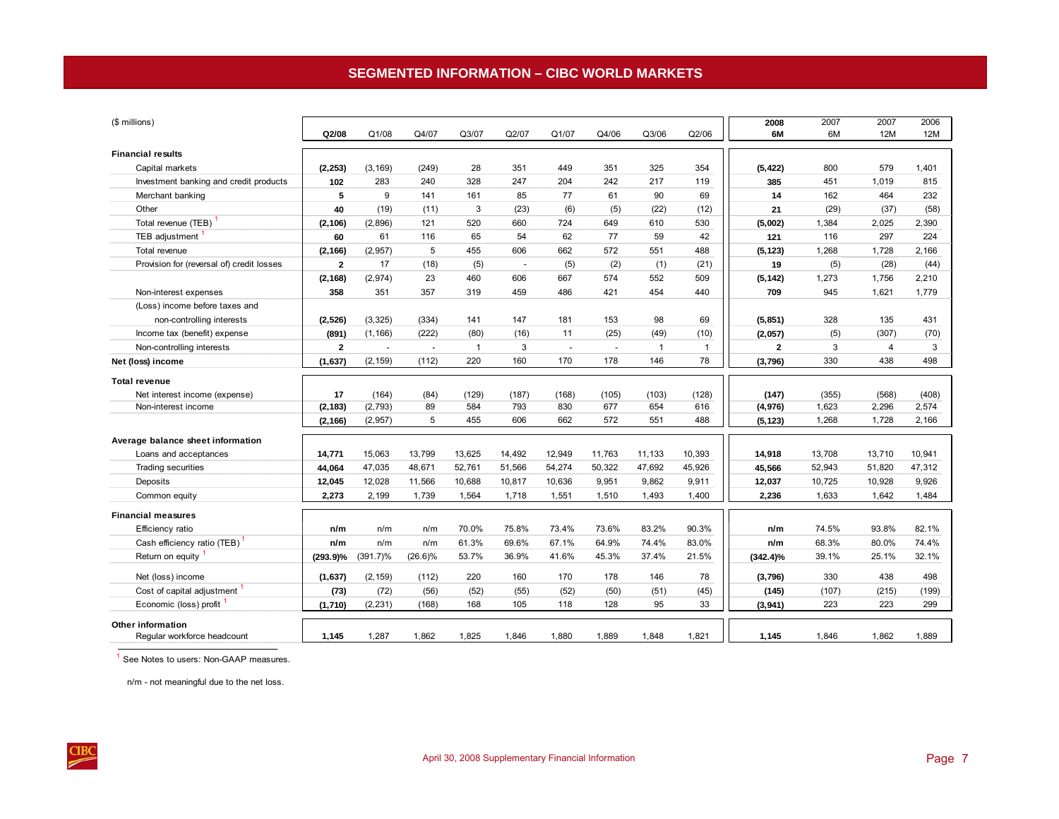## SEGMENTED INFORMATION – CIBC WORLD MARKETS

| ($ millions) | **Q2/08** | Q1/08 | Q4/07 | Q3/07 | Q2/07 | Q1/07 | Q4/06 | Q3/06 | Q2/06 | **2008 6M** | 2007 6M | 2007 12M | 2006 12M |
|---|---|---|---|---|---|---|---|---|---|---|---|---|---|
| **Financial results** | | | | | | | | | | | | | |
| Capital markets | **(2,253)** | (3,169) | (249) | 28 | 351 | 449 | 351 | 325 | 354 | **(5,422)** | 800 | 579 | 1,401 |
| Investment banking and credit products | **102** | 283 | 240 | 328 | 247 | 204 | 242 | 217 | 119 | **385** | 451 | 1,019 | 815 |
| Merchant banking | **5** | 9 | 141 | 161 | 85 | 77 | 61 | 90 | 69 | **14** | 162 | 464 | 232 |
| Other | **40** | (19) | (11) | 3 | (23) | (6) | (5) | (22) | (12) | **21** | (29) | (37) | (58) |
| Total revenue (TEB) [1] | **(2,106)** | (2,896) | 121 | 520 | 660 | 724 | 649 | 610 | 530 | **(5,002)** | 1,384 | 2,025 | 2,390 |
| TEB adjustment [1] | **60** | 61 | 116 | 65 | 54 | 62 | 77 | 59 | 42 | **121** | 116 | 297 | 224 |
| Total revenue | **(2,166)** | (2,957) | 5 | 455 | 606 | 662 | 572 | 551 | 488 | **(5,123)** | 1,268 | 1,728 | 2,166 |
| Provision for (reversal of) credit losses | **2** | 17 | (18) | (5) | - | (5) | (2) | (1) | (21) | **19** | (5) | (28) | (44) |
| | **(2,168)** | (2,974) | 23 | 460 | 606 | 667 | 574 | 552 | 509 | **(5,142)** | 1,273 | 1,756 | 2,210 |
| Non-interest expenses | **358** | 351 | 357 | 319 | 459 | 486 | 421 | 454 | 440 | **709** | 945 | 1,621 | 1,779 |
| (Loss) income before taxes and non-controlling interests | **(2,526)** | (3,325) | (334) | 141 | 147 | 181 | 153 | 98 | 69 | **(5,851)** | 328 | 135 | 431 |
| Income tax (benefit) expense | **(891)** | (1,166) | (222) | (80) | (16) | 11 | (25) | (49) | (10) | **(2,057)** | (5) | (307) | (70) |
| Non-controlling interests | **2** | - | - | 1 | 3 | - | - | 1 | 1 | **2** | 3 | 4 | 3 |
| **Net (loss) income** | **(1,637)** | (2,159) | (112) | 220 | 160 | 170 | 178 | 146 | 78 | **(3,796)** | 330 | 438 | 498 |
| **Total revenue** | | | | | | | | | | | | | |
| Net interest income (expense) | **17** | (164) | (84) | (129) | (187) | (168) | (105) | (103) | (128) | **(147)** | (355) | (568) | (408) |
| Non-interest income | **(2,183)** | (2,793) | 89 | 584 | 793 | 830 | 677 | 654 | 616 | **(4,976)** | 1,623 | 2,296 | 2,574 |
| | **(2,166)** | (2,957) | 5 | 455 | 606 | 662 | 572 | 551 | 488 | **(5,123)** | 1,268 | 1,728 | 2,166 |
| **Average balance sheet information** | | | | | | | | | | | | | |
| Loans and acceptances | **14,771** | 15,063 | 13,799 | 13,625 | 14,492 | 12,949 | 11,763 | 11,133 | 10,393 | **14,918** | 13,708 | 13,710 | 10,941 |
| Trading securities | **44,064** | 47,035 | 48,671 | 52,761 | 51,566 | 54,274 | 50,322 | 47,692 | 45,926 | **45,566** | 52,943 | 51,820 | 47,312 |
| Deposits | **12,045** | 12,028 | 11,566 | 10,688 | 10,817 | 10,636 | 9,951 | 9,862 | 9,911 | **12,037** | 10,725 | 10,928 | 9,926 |
| Common equity | **2,273** | 2,199 | 1,739 | 1,564 | 1,718 | 1,551 | 1,510 | 1,493 | 1,400 | **2,236** | 1,633 | 1,642 | 1,484 |
| **Financial measures** | | | | | | | | | | | | | |
| Efficiency ratio | **n/m** | n/m | n/m | 70.0% | 75.8% | 73.4% | 73.6% | 83.2% | 90.3% | **n/m** | 74.5% | 93.8% | 82.1% |
| Cash efficiency ratio (TEB) [1] | **n/m** | n/m | n/m | 61.3% | 69.6% | 67.1% | 64.9% | 74.4% | 83.0% | **n/m** | 68.3% | 80.0% | 74.4% |
| Return on equity [1] | **(293.9)%** | (391.7)% | (26.6)% | 53.7% | 36.9% | 41.6% | 45.3% | 37.4% | 21.5% | **(342.4)%** | 39.1% | 25.1% | 32.1% |
| Net (loss) income | **(1,637)** | (2,159) | (112) | 220 | 160 | 170 | 178 | 146 | 78 | **(3,796)** | 330 | 438 | 498 |
| Cost of capital adjustment [1] | **(73)** | (72) | (56) | (52) | (55) | (52) | (50) | (51) | (45) | **(145)** | (107) | (215) | (199) |
| Economic (loss) profit [1] | **(1,710)** | (2,231) | (168) | 168 | 105 | 118 | 128 | 95 | 33 | **(3,941)** | 223 | 223 | 299 |
| **Other information** | | | | | | | | | | | | | |
| Regular workforce headcount | **1,145** | 1,287 | 1,862 | 1,825 | 1,846 | 1,880 | 1,889 | 1,848 | 1,821 | **1,145** | 1,846 | 1,862 | 1,889 |

[1] See Notes to users: Non-GAAP measures.

n/m - not meaningful due to the net loss.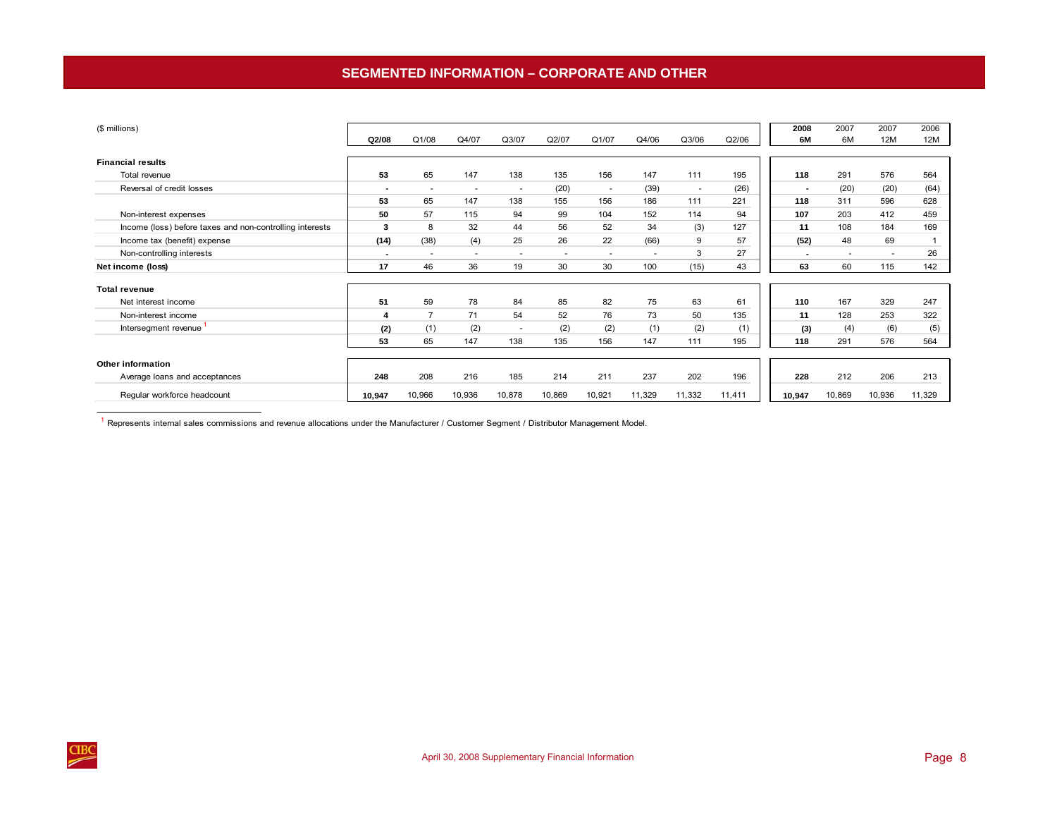# SEGMENTED INFORMATION – CORPORATE AND OTHER

| ($ millions) | **Q2/08** | Q1/08 | Q4/07 | Q3/07 | Q2/07 | Q1/07 | Q4/06 | Q3/06 | Q2/06 | **2008 6M** | 2007 6M | 2007 12M | 2006 12M |
|---|---|---|---|---|---|---|---|---|---|---|---|---|---|
| **Financial results** | | | | | | | | | | | | | |
| Total revenue | **53** | 65 | 147 | 138 | 135 | 156 | 147 | 111 | 195 | **118** | 291 | 576 | 564 |
| Reversal of credit losses | **-** | - | - | - | (20) | - | (39) | - | (26) | **-** | (20) | (20) | (64) |
| | **53** | 65 | 147 | 138 | 155 | 156 | 186 | 111 | 221 | **118** | 311 | 596 | 628 |
| Non-interest expenses | **50** | 57 | 115 | 94 | 99 | 104 | 152 | 114 | 94 | **107** | 203 | 412 | 459 |
| Income (loss) before taxes and non-controlling interests | **3** | 8 | 32 | 44 | 56 | 52 | 34 | (3) | 127 | **11** | 108 | 184 | 169 |
| Income tax (benefit) expense | **(14)** | (38) | (4) | 25 | 26 | 22 | (66) | 9 | 57 | **(52)** | 48 | 69 | 1 |
| Non-controlling interests | **-** | - | - | - | - | - | - | 3 | 27 | **-** | - | - | 26 |
| **Net income (loss)** | **17** | 46 | 36 | 19 | 30 | 30 | 100 | (15) | 43 | **63** | 60 | 115 | 142 |
| **Total revenue** | | | | | | | | | | | | | |
| Net interest income | **51** | 59 | 78 | 84 | 85 | 82 | 75 | 63 | 61 | **110** | 167 | 329 | 247 |
| Non-interest income | **4** | 7 | 71 | 54 | 52 | 76 | 73 | 50 | 135 | **11** | 128 | 253 | 322 |
| Intersegment revenue [1] | **(2)** | (1) | (2) | - | (2) | (2) | (1) | (2) | (1) | **(3)** | (4) | (6) | (5) |
| | **53** | 65 | 147 | 138 | 135 | 156 | 147 | 111 | 195 | **118** | 291 | 576 | 564 |
| **Other information** | | | | | | | | | | | | | |
| Average loans and acceptances | **248** | 208 | 216 | 185 | 214 | 211 | 237 | 202 | 196 | **228** | 212 | 206 | 213 |
| Regular workforce headcount | **10,947** | 10,966 | 10,936 | 10,878 | 10,869 | 10,921 | 11,329 | 11,332 | 11,411 | **10,947** | 10,869 | 10,936 | 11,329 |

[1] Represents internal sales commissions and revenue allocations under the Manufacturer / Customer Segment / Distributor Management Model.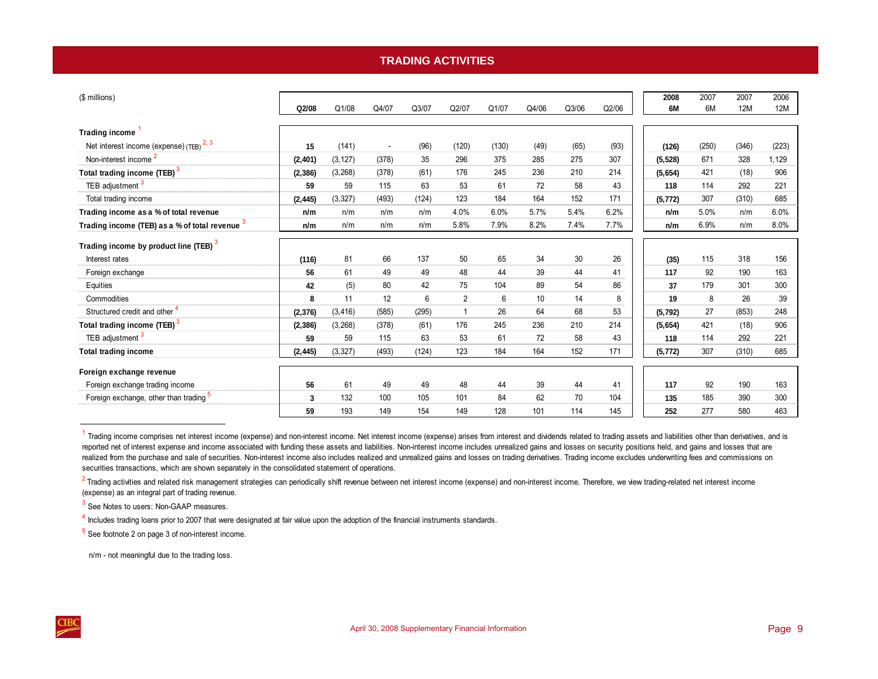# TRADING ACTIVITIES

| ($ millions) | Q2/08 | Q1/08 | Q4/07 | Q3/07 | Q2/07 | Q1/07 | Q4/06 | Q3/06 | Q2/06 | 2008 6M | 2007 6M | 2007 12M | 2006 12M |
|---|---|---|---|---|---|---|---|---|---|---|---|---|---|
| **Trading income** [1] | | | | | | | | | | | | | |
| Net interest income (expense) (TEB) [2, 3] | **15** | (141) | - | (96) | (120) | (130) | (49) | (65) | (93) | **(126)** | (250) | (346) | (223) |
| Non-interest income [2] | **(2,401)** | (3,127) | (378) | 35 | 296 | 375 | 285 | 275 | 307 | **(5,528)** | 671 | 328 | 1,129 |
| **Total trading income (TEB)** [3] | **(2,386)** | (3,268) | (378) | (61) | 176 | 245 | 236 | 210 | 214 | **(5,654)** | 421 | (18) | 906 |
| TEB adjustment [3] | **59** | 59 | 115 | 63 | 53 | 61 | 72 | 58 | 43 | **118** | 114 | 292 | 221 |
| Total trading income | **(2,445)** | (3,327) | (493) | (124) | 123 | 184 | 164 | 152 | 171 | **(5,772)** | 307 | (310) | 685 |
| **Trading income as a % of total revenue** | **n/m** | n/m | n/m | n/m | 4.0% | 6.0% | 5.7% | 5.4% | 6.2% | **n/m** | 5.0% | n/m | 6.0% |
| **Trading income (TEB) as a % of total revenue** [3] | **n/m** | n/m | n/m | n/m | 5.8% | 7.9% | 8.2% | 7.4% | 7.7% | **n/m** | 6.9% | n/m | 8.0% |
| **Trading income by product line (TEB)** [3] | | | | | | | | | | | | | |
| Interest rates | **(116)** | 81 | 66 | 137 | 50 | 65 | 34 | 30 | 26 | **(35)** | 115 | 318 | 156 |
| Foreign exchange | **56** | 61 | 49 | 49 | 48 | 44 | 39 | 44 | 41 | **117** | 92 | 190 | 163 |
| Equities | **42** | (5) | 80 | 42 | 75 | 104 | 89 | 54 | 86 | **37** | 179 | 301 | 300 |
| Commodities | **8** | 11 | 12 | 6 | 2 | 6 | 10 | 14 | 8 | **19** | 8 | 26 | 39 |
| Structured credit and other [4] | **(2,376)** | (3,416) | (585) | (295) | 1 | 26 | 64 | 68 | 53 | **(5,792)** | 27 | (853) | 248 |
| **Total trading income (TEB)** [3] | **(2,386)** | (3,268) | (378) | (61) | 176 | 245 | 236 | 210 | 214 | **(5,654)** | 421 | (18) | 906 |
| TEB adjustment [3] | **59** | 59 | 115 | 63 | 53 | 61 | 72 | 58 | 43 | **118** | 114 | 292 | 221 |
| **Total trading income** | **(2,445)** | (3,327) | (493) | (124) | 123 | 184 | 164 | 152 | 171 | **(5,772)** | 307 | (310) | 685 |
| **Foreign exchange revenue** | | | | | | | | | | | | | |
| Foreign exchange trading income | **56** | 61 | 49 | 49 | 48 | 44 | 39 | 44 | 41 | **117** | 92 | 190 | 163 |
| Foreign exchange, other than trading [5] | **3** | 132 | 100 | 105 | 101 | 84 | 62 | 70 | 104 | **135** | 185 | 390 | 300 |
| | **59** | 193 | 149 | 154 | 149 | 128 | 101 | 114 | 145 | **252** | 277 | 580 | 463 |

[1] Trading income comprises net interest income (expense) and non-interest income. Net interest income (expense) arises from interest and dividends related to trading assets and liabilities other than derivatives, and is reported net of interest expense and income associated with funding these assets and liabilities. Non-interest income includes unrealized gains and losses on security positions held, and gains and losses that are realized from the purchase and sale of securities. Non-interest income also includes realized and unrealized gains and losses on trading derivatives. Trading income excludes underwriting fees and commissions on securities transactions, which are shown separately in the consolidated statement of operations.

[2] Trading activities and related risk management strategies can periodically shift revenue between net interest income (expense) and non-interest income. Therefore, we view trading-related net interest income (expense) as an integral part of trading revenue.

[3] See Notes to users: Non-GAAP measures.

[4] Includes trading loans prior to 2007 that were designated at fair value upon the adoption of the financial instruments standards.

[5] See footnote 2 on page 3 of non-interest income.

n/m - not meaningful due to the trading loss.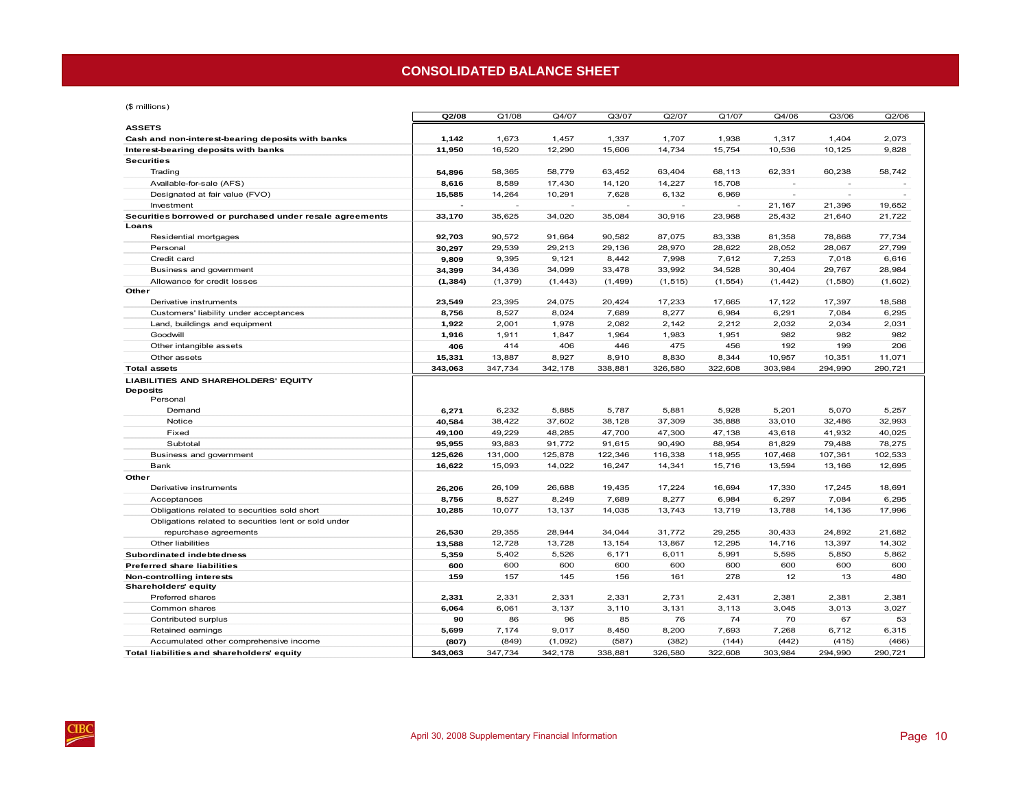# CONSOLIDATED BALANCE SHEET

($ millions)

| | Q2/08 | Q1/08 | Q4/07 | Q3/07 | Q2/07 | Q1/07 | Q4/06 | Q3/06 | Q2/06 |
|---|---|---|---|---|---|---|---|---|---|
| **ASSETS** | | | | | | | | | |
| **Cash and non-interest-bearing deposits with banks** | **1,142** | 1,673 | 1,457 | 1,337 | 1,707 | 1,938 | 1,317 | 1,404 | 2,073 |
| **Interest-bearing deposits with banks** | **11,950** | 16,520 | 12,290 | 15,606 | 14,734 | 15,754 | 10,536 | 10,125 | 9,828 |
| **Securities** | | | | | | | | | |
| Trading | **54,896** | 58,365 | 58,779 | 63,452 | 63,404 | 68,113 | 62,331 | 60,238 | 58,742 |
| Available-for-sale (AFS) | **8,616** | 8,589 | 17,430 | 14,120 | 14,227 | 15,708 | - | - | - |
| Designated at fair value (FVO) | **15,585** | 14,264 | 10,291 | 7,628 | 6,132 | 6,969 | - | - | - |
| Investment | **-** | - | - | - | - | - | 21,167 | 21,396 | 19,652 |
| **Securities borrowed or purchased under resale agreements** | **33,170** | 35,625 | 34,020 | 35,084 | 30,916 | 23,968 | 25,432 | 21,640 | 21,722 |
| **Loans** | | | | | | | | | |
| Residential mortgages | **92,703** | 90,572 | 91,664 | 90,582 | 87,075 | 83,338 | 81,358 | 78,868 | 77,734 |
| Personal | **30,297** | 29,539 | 29,213 | 29,136 | 28,970 | 28,622 | 28,052 | 28,067 | 27,799 |
| Credit card | **9,809** | 9,395 | 9,121 | 8,442 | 7,998 | 7,612 | 7,253 | 7,018 | 6,616 |
| Business and government | **34,399** | 34,436 | 34,099 | 33,478 | 33,992 | 34,528 | 30,404 | 29,767 | 28,984 |
| Allowance for credit losses | **(1,384)** | (1,379) | (1,443) | (1,499) | (1,515) | (1,554) | (1,442) | (1,580) | (1,602) |
| **Other** | | | | | | | | | |
| Derivative instruments | **23,549** | 23,395 | 24,075 | 20,424 | 17,233 | 17,665 | 17,122 | 17,397 | 18,588 |
| Customers' liability under acceptances | **8,756** | 8,527 | 8,024 | 7,689 | 8,277 | 6,984 | 6,291 | 7,084 | 6,295 |
| Land, buildings and equipment | **1,922** | 2,001 | 1,978 | 2,082 | 2,142 | 2,212 | 2,032 | 2,034 | 2,031 |
| Goodwill | **1,916** | 1,911 | 1,847 | 1,964 | 1,983 | 1,951 | 982 | 982 | 982 |
| Other intangible assets | **406** | 414 | 406 | 446 | 475 | 456 | 192 | 199 | 206 |
| Other assets | **15,331** | 13,887 | 8,927 | 8,910 | 8,830 | 8,344 | 10,957 | 10,351 | 11,071 |
| **Total assets** | **343,063** | 347,734 | 342,178 | 338,881 | 326,580 | 322,608 | 303,984 | 294,990 | 290,721 |
| **LIABILITIES AND SHAREHOLDERS' EQUITY** | | | | | | | | | |
| **Deposits** | | | | | | | | | |
| Personal | | | | | | | | | |
| Demand | **6,271** | 6,232 | 5,885 | 5,787 | 5,881 | 5,928 | 5,201 | 5,070 | 5,257 |
| Notice | **40,584** | 38,422 | 37,602 | 38,128 | 37,309 | 35,888 | 33,010 | 32,486 | 32,993 |
| Fixed | **49,100** | 49,229 | 48,285 | 47,700 | 47,300 | 47,138 | 43,618 | 41,932 | 40,025 |
| Subtotal | **95,955** | 93,883 | 91,772 | 91,615 | 90,490 | 88,954 | 81,829 | 79,488 | 78,275 |
| Business and government | **125,626** | 131,000 | 125,878 | 122,346 | 116,338 | 118,955 | 107,468 | 107,361 | 102,533 |
| Bank | **16,622** | 15,093 | 14,022 | 16,247 | 14,341 | 15,716 | 13,594 | 13,166 | 12,695 |
| **Other** | | | | | | | | | |
| Derivative instruments | **26,206** | 26,109 | 26,688 | 19,435 | 17,224 | 16,694 | 17,330 | 17,245 | 18,691 |
| Acceptances | **8,756** | 8,527 | 8,249 | 7,689 | 8,277 | 6,984 | 6,297 | 7,084 | 6,295 |
| Obligations related to securities sold short | **10,285** | 10,077 | 13,137 | 14,035 | 13,743 | 13,719 | 13,788 | 14,136 | 17,996 |
| Obligations related to securities lent or sold under repurchase agreements | **26,530** | 29,355 | 28,944 | 34,044 | 31,772 | 29,255 | 30,433 | 24,892 | 21,682 |
| Other liabilities | **13,588** | 12,728 | 13,728 | 13,154 | 13,867 | 12,295 | 14,716 | 13,397 | 14,302 |
| **Subordinated indebtedness** | **5,359** | 5,402 | 5,526 | 6,171 | 6,011 | 5,991 | 5,595 | 5,850 | 5,862 |
| **Preferred share liabilities** | **600** | 600 | 600 | 600 | 600 | 600 | 600 | 600 | 600 |
| **Non-controlling interests** | **159** | 157 | 145 | 156 | 161 | 278 | 12 | 13 | 480 |
| **Shareholders' equity** | | | | | | | | | |
| Preferred shares | **2,331** | 2,331 | 2,331 | 2,331 | 2,731 | 2,431 | 2,381 | 2,381 | 2,381 |
| Common shares | **6,064** | 6,061 | 3,137 | 3,110 | 3,131 | 3,113 | 3,045 | 3,013 | 3,027 |
| Contributed surplus | **90** | 86 | 96 | 85 | 76 | 74 | 70 | 67 | 53 |
| Retained earnings | **5,699** | 7,174 | 9,017 | 8,450 | 8,200 | 7,693 | 7,268 | 6,712 | 6,315 |
| Accumulated other comprehensive income | **(807)** | (849) | (1,092) | (587) | (382) | (144) | (442) | (415) | (466) |
| **Total liabilities and shareholders' equity** | **343,063** | 347,734 | 342,178 | 338,881 | 326,580 | 322,608 | 303,984 | 294,990 | 290,721 |

April 30, 2008 Supplementary Financial Information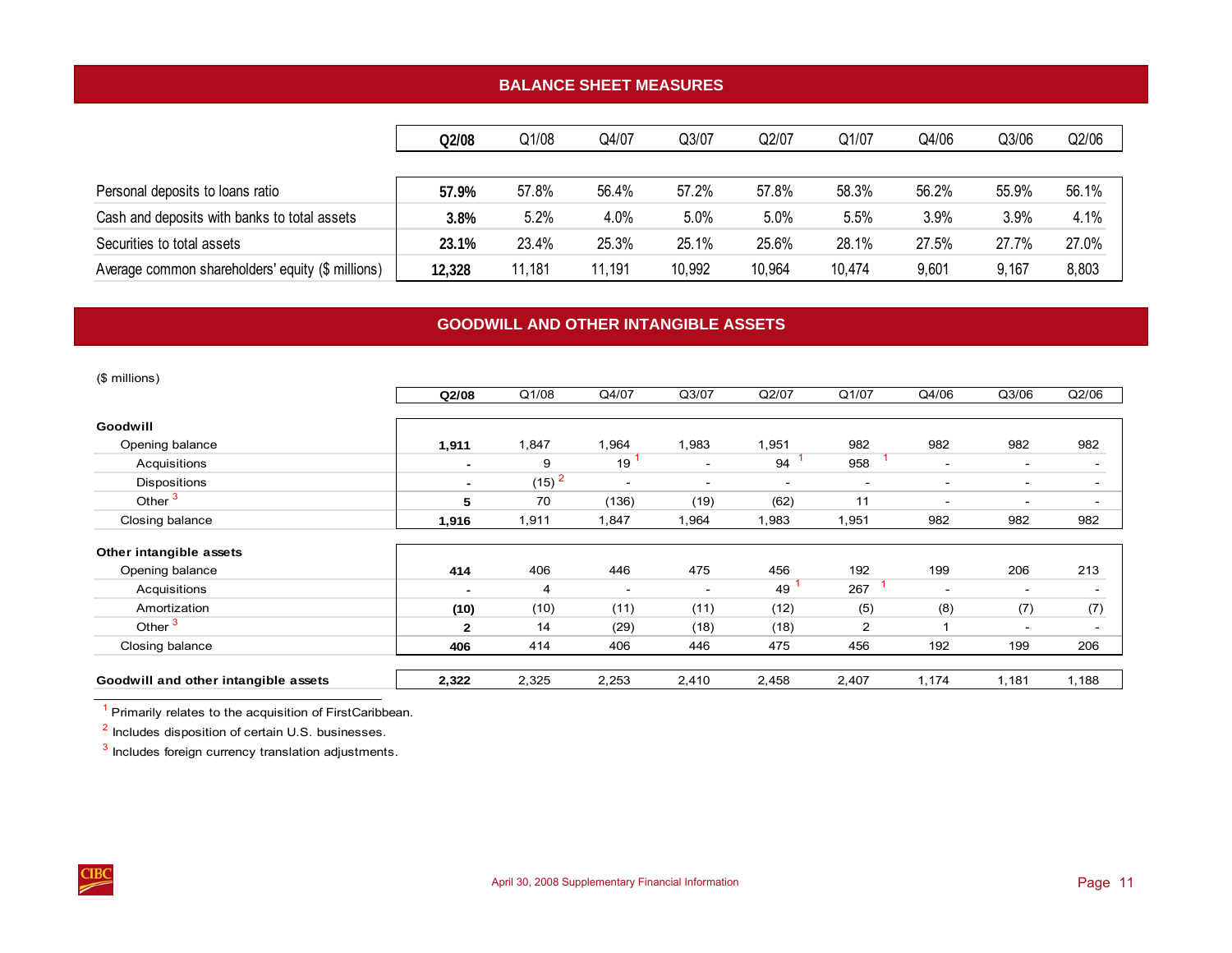## BALANCE SHEET MEASURES

| | Q2/08 | Q1/08 | Q4/07 | Q3/07 | Q2/07 | Q1/07 | Q4/06 | Q3/06 | Q2/06 |
|---|---|---|---|---|---|---|---|---|---|
| Personal deposits to loans ratio | **57.9%** | 57.8% | 56.4% | 57.2% | 57.8% | 58.3% | 56.2% | 55.9% | 56.1% |
| Cash and deposits with banks to total assets | **3.8%** | 5.2% | 4.0% | 5.0% | 5.0% | 5.5% | 3.9% | 3.9% | 4.1% |
| Securities to total assets | **23.1%** | 23.4% | 25.3% | 25.1% | 25.6% | 28.1% | 27.5% | 27.7% | 27.0% |
| Average common shareholders' equity ($ millions) | **12,328** | 11,181 | 11,191 | 10,992 | 10,964 | 10,474 | 9,601 | 9,167 | 8,803 |

## GOODWILL AND OTHER INTANGIBLE ASSETS

($ millions)

| | Q2/08 | Q1/08 | Q4/07 | Q3/07 | Q2/07 | Q1/07 | Q4/06 | Q3/06 | Q2/06 |
|---|---|---|---|---|---|---|---|---|---|
| **Goodwill** | | | | | | | | | |
| Opening balance | **1,911** | 1,847 | 1,964 | 1,983 | 1,951 | 982 | 982 | 982 | 982 |
| Acquisitions | **-** | 9 | 19 [1] | - | 94 [1] | 958 [1] | - | - | - |
| Dispositions | **-** | (15) [2] | - | - | - | - | - | - | - |
| Other [3] | **5** | 70 | (136) | (19) | (62) | 11 | - | - | - |
| Closing balance | **1,916** | 1,911 | 1,847 | 1,964 | 1,983 | 1,951 | 982 | 982 | 982 |
| **Other intangible assets** | | | | | | | | | |
| Opening balance | **414** | 406 | 446 | 475 | 456 | 192 | 199 | 206 | 213 |
| Acquisitions | **-** | 4 | - | - | 49 [1] | 267 [1] | - | - | - |
| Amortization | **(10)** | (10) | (11) | (11) | (12) | (5) | (8) | (7) | (7) |
| Other [3] | **2** | 14 | (29) | (18) | (18) | 2 | 1 | - | - |
| Closing balance | **406** | 414 | 406 | 446 | 475 | 456 | 192 | 199 | 206 |
| **Goodwill and other intangible assets** | **2,322** | 2,325 | 2,253 | 2,410 | 2,458 | 2,407 | 1,174 | 1,181 | 1,188 |

[1] Primarily relates to the acquisition of FirstCaribbean.

[2] Includes disposition of certain U.S. businesses.

[3] Includes foreign currency translation adjustments.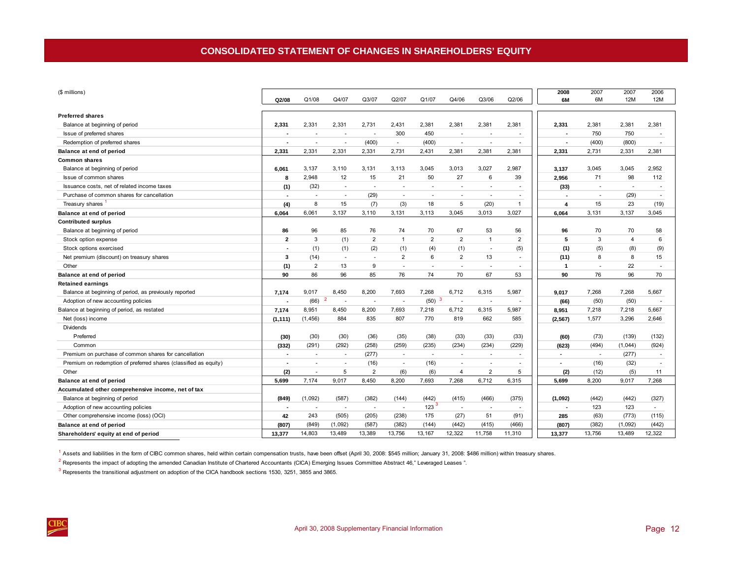# CONSOLIDATED STATEMENT OF CHANGES IN SHAREHOLDERS' EQUITY

| ($ millions) | Q2/08 | Q1/08 | Q4/07 | Q3/07 | Q2/07 | Q1/07 | Q4/06 | Q3/06 | Q2/06 | 2008 6M | 2007 6M | 2007 12M | 2006 12M |
|---|---|---|---|---|---|---|---|---|---|---|---|---|---|
| **Preferred shares** | | | | | | | | | | | | | |
| Balance at beginning of period | **2,331** | 2,331 | 2,331 | 2,731 | 2,431 | 2,381 | 2,381 | 2,381 | 2,381 | **2,331** | 2,381 | 2,381 | 2,381 |
| Issue of preferred shares | **-** | - | - | - | 300 | 450 | - | - | - | **-** | 750 | 750 | - |
| Redemption of preferred shares | **-** | - | - | (400) | - | (400) | - | - | - | **-** | (400) | (800) | - |
| **Balance at end of period** | **2,331** | 2,331 | 2,331 | 2,331 | 2,731 | 2,431 | 2,381 | 2,381 | 2,381 | **2,331** | 2,731 | 2,331 | 2,381 |
| **Common shares** | | | | | | | | | | | | | |
| Balance at beginning of period | **6,061** | 3,137 | 3,110 | 3,131 | 3,113 | 3,045 | 3,013 | 3,027 | 2,987 | **3,137** | 3,045 | 3,045 | 2,952 |
| Issue of common shares | **8** | 2,948 | 12 | 15 | 21 | 50 | 27 | 6 | 39 | **2,956** | 71 | 98 | 112 |
| Issuance costs, net of related income taxes | **(1)** | (32) | - | - | - | - | - | - | - | **(33)** | - | - | - |
| Purchase of common shares for cancellation | **-** | - | - | (29) | - | - | - | - | - | **-** | - | (29) | - |
| Treasury shares [1] | **(4)** | 8 | 15 | (7) | (3) | 18 | 5 | (20) | 1 | **4** | 15 | 23 | (19) |
| **Balance at end of period** | **6,064** | 6,061 | 3,137 | 3,110 | 3,131 | 3,113 | 3,045 | 3,013 | 3,027 | **6,064** | 3,131 | 3,137 | 3,045 |
| **Contributed surplus** | | | | | | | | | | | | | |
| Balance at beginning of period | **86** | 96 | 85 | 76 | 74 | 70 | 67 | 53 | 56 | **96** | 70 | 70 | 58 |
| Stock option expense | **2** | 3 | (1) | 2 | 1 | 2 | 2 | 1 | 2 | **5** | 3 | 4 | 6 |
| Stock options exercised | **-** | (1) | (1) | (2) | (1) | (4) | (1) | - | (5) | **(1)** | (5) | (8) | (9) |
| Net premium (discount) on treasury shares | **3** | (14) | - | - | 2 | 6 | 2 | 13 | - | **(11)** | 8 | 8 | 15 |
| Other | **(1)** | 2 | 13 | 9 | - | - | - | - | - | **1** | - | 22 | - |
| **Balance at end of period** | **90** | 86 | 96 | 85 | 76 | 74 | 70 | 67 | 53 | **90** | 76 | 96 | 70 |
| **Retained earnings** | | | | | | | | | | | | | |
| Balance at beginning of period, as previously reported | **7,174** | 9,017 | 8,450 | 8,200 | 7,693 | 7,268 | 6,712 | 6,315 | 5,987 | **9,017** | 7,268 | 7,268 | 5,667 |
| Adoption of new accounting policies | **-** | (66) [2] | - | - | - | (50) [3] | - | - | - | **(66)** | (50) | (50) | - |
| Balance at beginning of period, as restated | **7,174** | 8,951 | 8,450 | 8,200 | 7,693 | 7,218 | 6,712 | 6,315 | 5,987 | **8,951** | 7,218 | 7,218 | 5,667 |
| Net (loss) income | **(1,111)** | (1,456) | 884 | 835 | 807 | 770 | 819 | 662 | 585 | **(2,567)** | 1,577 | 3,296 | 2,646 |
| Dividends | | | | | | | | | | | | | |
| Preferred | **(30)** | (30) | (30) | (36) | (35) | (38) | (33) | (33) | (33) | **(60)** | (73) | (139) | (132) |
| Common | **(332)** | (291) | (292) | (258) | (259) | (235) | (234) | (234) | (229) | **(623)** | (494) | (1,044) | (924) |
| Premium on purchase of common shares for cancellation | **-** | - | - | (277) | - | - | - | - | - | **-** | - | (277) | - |
| Premium on redemption of preferred shares (classified as equity) | **-** | - | - | (16) | - | (16) | - | - | - | **-** | (16) | (32) | - |
| Other | **(2)** | - | 5 | 2 | (6) | (6) | 4 | 2 | 5 | **(2)** | (12) | (5) | 11 |
| **Balance at end of period** | **5,699** | 7,174 | 9,017 | 8,450 | 8,200 | 7,693 | 7,268 | 6,712 | 6,315 | **5,699** | 8,200 | 9,017 | 7,268 |
| **Accumulated other comprehensive income, net of tax** | | | | | | | | | | | | | |
| Balance at beginning of period | **(849)** | (1,092) | (587) | (382) | (144) | (442) | (415) | (466) | (375) | **(1,092)** | (442) | (442) | (327) |
| Adoption of new accounting policies | **-** | - | - | - | - | 123 [3] | - | - | - | **-** | 123 | 123 | - |
| Other comprehensive income (loss) (OCI) | **42** | 243 | (505) | (205) | (238) | 175 | (27) | 51 | (91) | **285** | (63) | (773) | (115) |
| **Balance at end of period** | **(807)** | (849) | (1,092) | (587) | (382) | (144) | (442) | (415) | (466) | **(807)** | (382) | (1,092) | (442) |
| **Shareholders' equity at end of period** | **13,377** | 14,803 | 13,489 | 13,389 | 13,756 | 13,167 | 12,322 | 11,758 | 11,310 | **13,377** | 13,756 | 13,489 | 12,322 |

[1] Assets and liabilities in the form of CIBC common shares, held within certain compensation trusts, have been offset (April 30, 2008: $545 million; January 31, 2008: $486 million) within treasury shares.

[2] Represents the impact of adopting the amended Canadian Institute of Chartered Accountants (CICA) Emerging Issues Committee Abstract 46," Leveraged Leases ".

[3] Represents the transitional adjustment on adoption of the CICA handbook sections 1530, 3251, 3855 and 3865.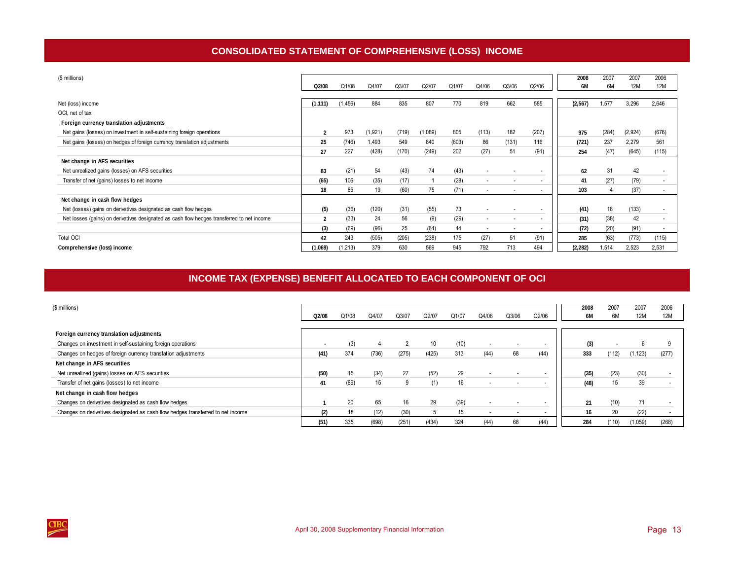## CONSOLIDATED STATEMENT OF COMPREHENSIVE (LOSS) INCOME

| ($ millions) | Q2/08 | Q1/08 | Q4/07 | Q3/07 | Q2/07 | Q1/07 | Q4/06 | Q3/06 | Q2/06 | 2008 6M | 2007 6M | 2007 12M | 2006 12M |
|---|---|---|---|---|---|---|---|---|---|---|---|---|---|
| Net (loss) income | **(1,111)** | (1,456) | 884 | 835 | 807 | 770 | 819 | 662 | 585 | **(2,567)** | 1,577 | 3,296 | 2,646 |
| OCI, net of tax | | | | | | | | | | | | | |
| **Foreign currency translation adjustments** | | | | | | | | | | | | | |
| Net gains (losses) on investment in self-sustaining foreign operations | **2** | 973 | (1,921) | (719) | (1,089) | 805 | (113) | 182 | (207) | **975** | (284) | (2,924) | (676) |
| Net gains (losses) on hedges of foreign currency translation adjustments | **25** | (746) | 1,493 | 549 | 840 | (603) | 86 | (131) | 116 | **(721)** | 237 | 2,279 | 561 |
| | **27** | 227 | (428) | (170) | (249) | 202 | (27) | 51 | (91) | **254** | (47) | (645) | (115) |
| **Net change in AFS securities** | | | | | | | | | | | | | |
| Net unrealized gains (losses) on AFS securities | **83** | (21) | 54 | (43) | 74 | (43) | - | - | - | **62** | 31 | 42 | - |
| Transfer of net (gains) losses to net income | **(65)** | 106 | (35) | (17) | 1 | (28) | - | - | - | **41** | (27) | (79) | - |
| | **18** | 85 | 19 | (60) | 75 | (71) | - | - | - | **103** | 4 | (37) | - |
| **Net change in cash flow hedges** | | | | | | | | | | | | | |
| Net (losses) gains on derivatives designated as cash flow hedges | **(5)** | (36) | (120) | (31) | (55) | 73 | - | - | - | **(41)** | 18 | (133) | - |
| Net losses (gains) on derivatives designated as cash flow hedges transferred to net income | **2** | (33) | 24 | 56 | (9) | (29) | - | - | - | **(31)** | (38) | 42 | - |
| | **(3)** | (69) | (96) | 25 | (64) | 44 | - | - | - | **(72)** | (20) | (91) | - |
| Total OCI | **42** | 243 | (505) | (205) | (238) | 175 | (27) | 51 | (91) | **285** | (63) | (773) | (115) |
| **Comprehensive (loss) income** | **(1,069)** | (1,213) | 379 | 630 | 569 | 945 | 792 | 713 | 494 | **(2,282)** | 1,514 | 2,523 | 2,531 |

## INCOME TAX (EXPENSE) BENEFIT ALLOCATED TO EACH COMPONENT OF OCI

| ($ millions) | Q2/08 | Q1/08 | Q4/07 | Q3/07 | Q2/07 | Q1/07 | Q4/06 | Q3/06 | Q2/06 | 2008 6M | 2007 6M | 2007 12M | 2006 12M |
|---|---|---|---|---|---|---|---|---|---|---|---|---|---|
| **Foreign currency translation adjustments** | | | | | | | | | | | | | |
| Changes on investment in self-sustaining foreign operations | **-** | (3) | 4 | 2 | 10 | (10) | - | - | - | **(3)** | - | 6 | 9 |
| Changes on hedges of foreign currency translation adjustments | **(41)** | 374 | (736) | (275) | (425) | 313 | (44) | 68 | (44) | **333** | (112) | (1,123) | (277) |
| **Net change in AFS securities** | | | | | | | | | | | | | |
| Net unrealized (gains) losses on AFS securities | **(50)** | 15 | (34) | 27 | (52) | 29 | - | - | - | **(35)** | (23) | (30) | - |
| Transfer of net gains (losses) to net income | **41** | (89) | 15 | 9 | (1) | 16 | - | - | - | **(48)** | 15 | 39 | - |
| **Net change in cash flow hedges** | | | | | | | | | | | | | |
| Changes on derivatives designated as cash flow hedges | **1** | 20 | 65 | 16 | 29 | (39) | - | - | - | **21** | (10) | 71 | - |
| Changes on derivatives designated as cash flow hedges transferred to net income | **(2)** | 18 | (12) | (30) | 5 | 15 | - | - | - | **16** | 20 | (22) | - |
| | **(51)** | 335 | (698) | (251) | (434) | 324 | (44) | 68 | (44) | **284** | (110) | (1,059) | (268) |

April 30, 2008 Supplementary Financial Information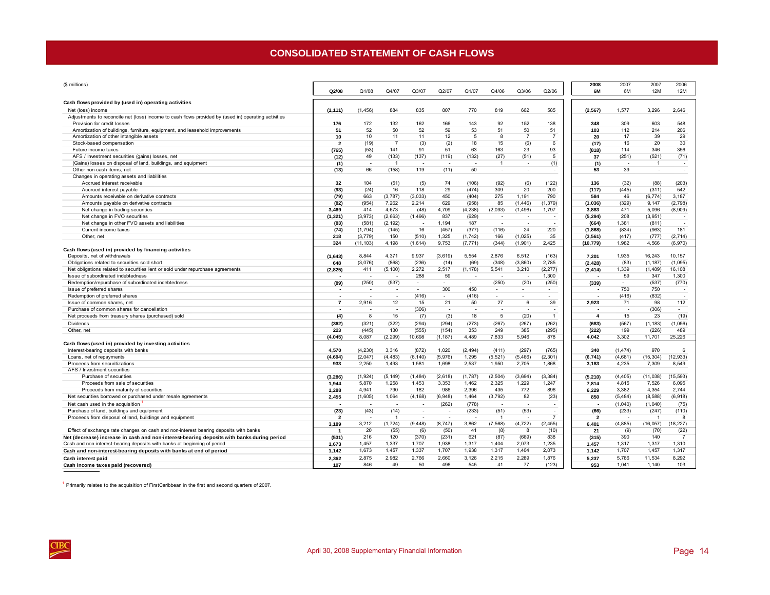# CONSOLIDATED STATEMENT OF CASH FLOWS

| ($ millions) | Q2/08 | Q1/08 | Q4/07 | Q3/07 | Q2/07 | Q1/07 | Q4/06 | Q3/06 | Q2/06 | 2008 6M | 2007 6M | 2007 12M | 2006 12M |
|---|---|---|---|---|---|---|---|---|---|---|---|---|---|
| **Cash flows provided by (used in) operating activities** | | | | | | | | | | | | | |
| Net (loss) income | **(1,111)** | (1,456) | 884 | 835 | 807 | 770 | 819 | 662 | 585 | **(2,567)** | 1,577 | 3,296 | 2,646 |
| Adjustments to reconcile net (loss) income to cash flows provided by (used in) operating activities | | | | | | | | | | | | | |
| Provision for credit losses | **176** | 172 | 132 | 162 | 166 | 143 | 92 | 152 | 138 | **348** | 309 | 603 | 548 |
| Amortization of buildings, furniture, equipment, and leasehold improvements | **51** | 52 | 50 | 52 | 59 | 53 | 51 | 50 | 51 | **103** | 112 | 214 | 206 |
| Amortization of other intangible assets | **10** | 10 | 11 | 11 | 12 | 5 | 8 | 7 | 7 | **20** | 17 | 39 | 29 |
| Stock-based compensation | **2** | (19) | 7 | (3) | (2) | 18 | 15 | (6) | 6 | **(17)** | 16 | 20 | 30 |
| Future income taxes | **(765)** | (53) | 141 | 91 | 51 | 63 | 163 | 23 | 93 | **(818)** | 114 | 346 | 356 |
| AFS / Investment securities (gains) losses, net | **(12)** | 49 | (133) | (137) | (119) | (132) | (27) | (51) | 5 | **37** | (251) | (521) | (71) |
| (Gains) losses on disposal of land, buildings, and equipment | **(1)** | - | 1 | - | - | - | 1 | - | (1) | **(1)** | - | 1 | - |
| Other non-cash items, net | **(13)** | 66 | (158) | 119 | (11) | 50 | - | - | - | **53** | 39 | - | - |
| Changes in operating assets and liabilities | | | | | | | | | | | | | |
| Accrued interest receivable | **32** | 104 | (51) | (5) | 74 | (106) | (92) | (6) | (122) | **136** | (32) | (88) | (203) |
| Accrued interest payable | **(93)** | (24) | 16 | 118 | 29 | (474) | 309 | 20 | 200 | **(117)** | (445) | (311) | 542 |
| Amounts receivable on derivative contracts | **(79)** | 663 | (3,787) | (3,033) | 450 | (404) | 275 | 1,191 | 790 | **584** | 46 | (6,774) | 3,187 |
| Amounts payable on derivative contracts | **(82)** | (954) | 7,262 | 2,214 | 629 | (958) | 85 | (1,446) | (1,379) | **(1,036)** | (329) | 9,147 | (2,798) |
| Net change in trading securities | **3,469** | 414 | 4,673 | (48) | 4,709 | (4,238) | (2,093) | (1,496) | 1,797 | **3,883** | 471 | 5,096 | (8,909) |
| Net change in FVO securities | **(1,321)** | (3,973) | (2,663) | (1,496) | 837 | (629) | - | - | - | **(5,294)** | 208 | (3,951) | - |
| Net change in other FVO assets and liabilities | **(83)** | (581) | (2,192) | - | 1,194 | 187 | - | - | - | **(664)** | 1,381 | (811) | - |
| Current income taxes | **(74)** | (1,794) | (145) | 16 | (457) | (377) | (116) | 24 | 220 | **(1,868)** | (834) | (963) | 181 |
| Other, net | **218** | (3,779) | 150 | (510) | 1,325 | (1,742) | 166 | (1,025) | 35 | **(3,561)** | (417) | (777) | (2,714) |
| | **324** | (11,103) | 4,198 | (1,614) | 9,753 | (7,771) | (344) | (1,901) | 2,425 | **(10,779)** | 1,982 | 4,566 | (6,970) |
| **Cash flows (used in) provided by financing activities** | | | | | | | | | | | | | |
| Deposits, net of withdrawals | **(1,643)** | 8,844 | 4,371 | 9,937 | (3,619) | 5,554 | 2,876 | 6,512 | (163) | **7,201** | 1,935 | 16,243 | 10,157 |
| Obligations related to securities sold short | **648** | (3,076) | (868) | (236) | (14) | (69) | (348) | (3,860) | 2,785 | **(2,428)** | (83) | (1,187) | (1,095) |
| Net obligations related to securities lent or sold under repurchase agreements | **(2,825)** | 411 | (5,100) | 2,272 | 2,517 | (1,178) | 5,541 | 3,210 | (2,277) | **(2,414)** | 1,339 | (1,489) | 16,108 |
| Issue of subordinated indebtedness | **-** | - | - | 288 | 59 | - | - | - | 1,300 | **-** | 59 | 347 | 1,300 |
| Redemption/repurchase of subordinated indebtedness | **(89)** | (250) | (537) | - | - | - | (250) | (20) | (250) | **(339)** | - | (537) | (770) |
| Issue of preferred shares | **-** | - | - | - | 300 | 450 | - | - | - | **-** | 750 | 750 | - |
| Redemption of preferred shares | **-** | - | - | (416) | - | (416) | - | - | - | **-** | (416) | (832) | - |
| Issue of common shares, net | **7** | 2,916 | 12 | 15 | 21 | 50 | 27 | 6 | 39 | **2,923** | 71 | 98 | 112 |
| Purchase of common shares for cancellation | **-** | - | - | (306) | - | - | - | - | - | **-** | - | (306) | - |
| Net proceeds from treasury shares (purchased) sold | **(4)** | 8 | 15 | (7) | (3) | 18 | 5 | (20) | 1 | **4** | 15 | 23 | (19) |
| Dividends | **(362)** | (321) | (322) | (294) | (294) | (273) | (267) | (267) | (262) | **(683)** | (567) | (1,183) | (1,056) |
| Other, net | **223** | (445) | 130 | (555) | (154) | 353 | 249 | 385 | (295) | **(222)** | 199 | (226) | 489 |
| | **(4,045)** | 8,087 | (2,299) | 10,698 | (1,187) | 4,489 | 7,833 | 5,946 | 878 | **4,042** | 3,302 | 11,701 | 25,226 |
| **Cash flows (used in) provided by investing activities** | | | | | | | | | | | | | |
| Interest-bearing deposits with banks | **4,570** | (4,230) | 3,316 | (872) | 1,020 | (2,494) | (411) | (297) | (765) | **340** | (1,474) | 970 | 6 |
| Loans, net of repayments | **(4,694)** | (2,047) | (4,483) | (6,140) | (5,976) | 1,295 | (5,521) | (5,466) | (2,301) | **(6,741)** | (4,681) | (15,304) | (12,933) |
| Proceeds from securitizations | **933** | 2,250 | 1,493 | 1,581 | 1,698 | 2,537 | 1,950 | 2,705 | 1,868 | **3,183** | 4,235 | 7,309 | 8,549 |
| AFS / Investment securities | | | | | | | | | | | | | |
| Purchase of securities | **(3,286)** | (1,924) | (5,149) | (1,484) | (2,618) | (1,787) | (2,504) | (3,694) | (3,384) | **(5,210)** | (4,405) | (11,038) | (15,593) |
| Proceeds from sale of securities | **1,944** | 5,870 | 1,258 | 1,453 | 3,353 | 1,462 | 2,325 | 1,229 | 1,247 | **7,814** | 4,815 | 7,526 | 6,095 |
| Proceeds from maturity of securities | **1,288** | 4,941 | 790 | 182 | 986 | 2,396 | 435 | 772 | 896 | **6,229** | 3,382 | 4,354 | 2,744 |
| Net securities borrowed or purchased under resale agreements | **2,455** | (1,605) | 1,064 | (4,168) | (6,948) | 1,464 | (3,792) | 82 | (23) | **850** | (5,484) | (8,588) | (6,918) |
| Net cash used in the acquisition [1] | **-** | - | - | - | (262) | (778) | - | - | - | **-** | (1,040) | (1,040) | (75) |
| Purchase of land, buildings and equipment | **(23)** | (43) | (14) | - | - | (233) | (51) | (53) | - | **(66)** | (233) | (247) | (110) |
| Proceeds from disposal of land, buildings and equipment | **2** | - | 1 | - | - | - | 1 | - | 7 | **2** | - | 1 | 8 |
| | **3,189** | 3,212 | (1,724) | (9,448) | (8,747) | 3,862 | (7,568) | (4,722) | (2,455) | **6,401** | (4,885) | (16,057) | (18,227) |
| Effect of exchange rate changes on cash and non-interest bearing deposits with banks | **1** | 20 | (55) | (6) | (50) | 41 | (8) | 8 | (10) | **21** | (9) | (70) | (22) |
| **Net (decrease) increase in cash and non-interest-bearing deposits with banks during period** | **(531)** | 216 | 120 | (370) | (231) | 621 | (87) | (669) | 838 | **(315)** | 390 | 140 | 7 |
| Cash and non-interest-bearing deposits with banks at beginning of period | **1,673** | 1,457 | 1,337 | 1,707 | 1,938 | 1,317 | 1,404 | 2,073 | 1,235 | **1,457** | 1,317 | 1,317 | 1,310 |
| **Cash and non-interest-bearing deposits with banks at end of period** | **1,142** | 1,673 | 1,457 | 1,337 | 1,707 | 1,938 | 1,317 | 1,404 | 2,073 | **1,142** | 1,707 | 1,457 | 1,317 |
| **Cash interest paid** | **2,362** | 2,875 | 2,982 | 2,766 | 2,660 | 3,126 | 2,215 | 2,289 | 1,876 | **5,237** | 5,786 | 11,534 | 8,292 |
| **Cash income taxes paid (recovered)** | **107** | 846 | 49 | 50 | 496 | 545 | 41 | 77 | (123) | **953** | 1,041 | 1,140 | 103 |

[1] Primarily relates to the acquisition of FirstCaribbean in the first and second quarters of 2007.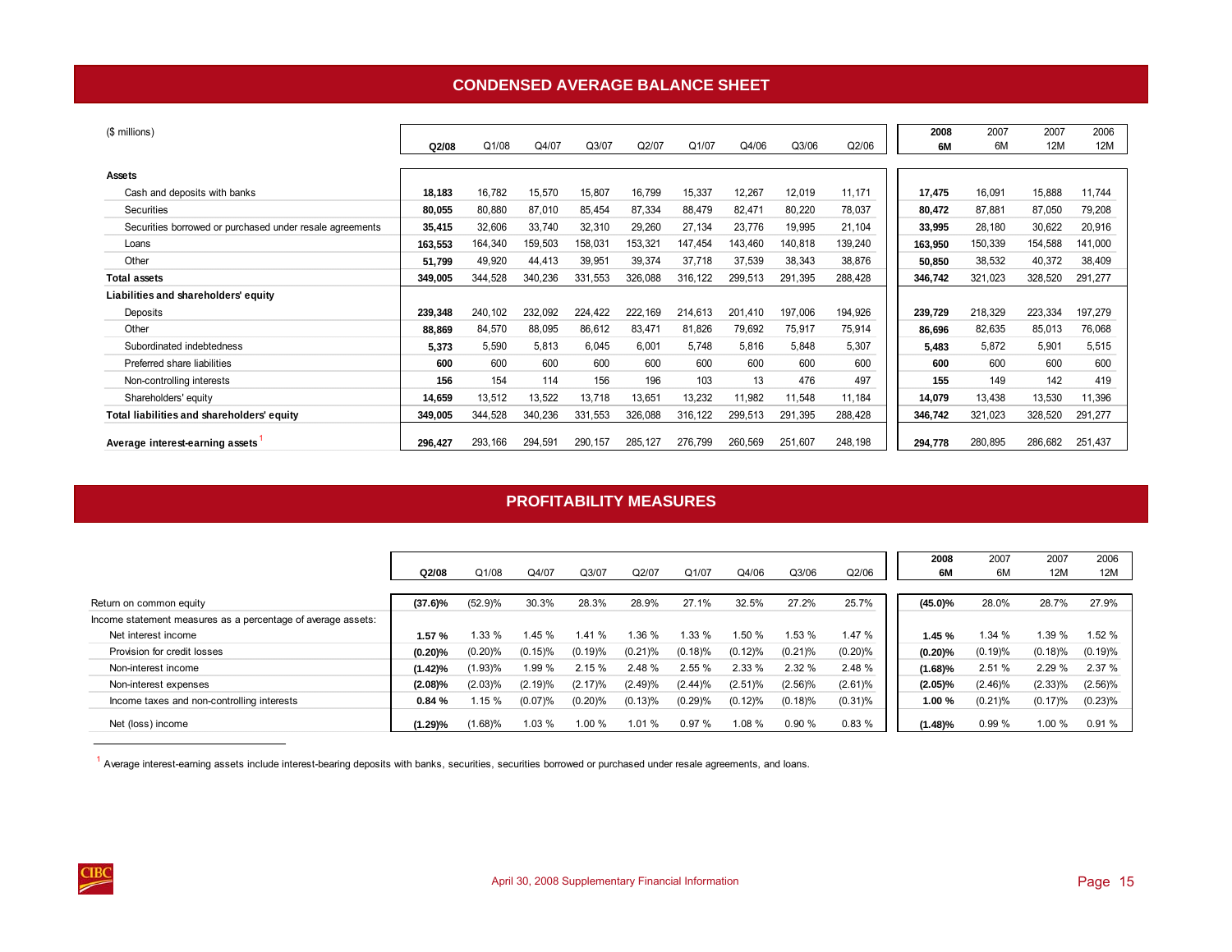# CONDENSED AVERAGE BALANCE SHEET

| ($ millions) | Q2/08 | Q1/08 | Q4/07 | Q3/07 | Q2/07 | Q1/07 | Q4/06 | Q3/06 | Q2/06 | 2008 6M | 2007 6M | 2007 12M | 2006 12M |
|---|---|---|---|---|---|---|---|---|---|---|---|---|---|
| **Assets** | | | | | | | | | | | | | |
| Cash and deposits with banks | **18,183** | 16,782 | 15,570 | 15,807 | 16,799 | 15,337 | 12,267 | 12,019 | 11,171 | **17,475** | 16,091 | 15,888 | 11,744 |
| Securities | **80,055** | 80,880 | 87,010 | 85,454 | 87,334 | 88,479 | 82,471 | 80,220 | 78,037 | **80,472** | 87,881 | 87,050 | 79,208 |
| Securities borrowed or purchased under resale agreements | **35,415** | 32,606 | 33,740 | 32,310 | 29,260 | 27,134 | 23,776 | 19,995 | 21,104 | **33,995** | 28,180 | 30,622 | 20,916 |
| Loans | **163,553** | 164,340 | 159,503 | 158,031 | 153,321 | 147,454 | 143,460 | 140,818 | 139,240 | **163,950** | 150,339 | 154,588 | 141,000 |
| Other | **51,799** | 49,920 | 44,413 | 39,951 | 39,374 | 37,718 | 37,539 | 38,343 | 38,876 | **50,850** | 38,532 | 40,372 | 38,409 |
| **Total assets** | **349,005** | 344,528 | 340,236 | 331,553 | 326,088 | 316,122 | 299,513 | 291,395 | 288,428 | **346,742** | 321,023 | 328,520 | 291,277 |
| **Liabilities and shareholders' equity** | | | | | | | | | | | | | |
| Deposits | **239,348** | 240,102 | 232,092 | 224,422 | 222,169 | 214,613 | 201,410 | 197,006 | 194,926 | **239,729** | 218,329 | 223,334 | 197,279 |
| Other | **88,869** | 84,570 | 88,095 | 86,612 | 83,471 | 81,826 | 79,692 | 75,917 | 75,914 | **86,696** | 82,635 | 85,013 | 76,068 |
| Subordinated indebtedness | **5,373** | 5,590 | 5,813 | 6,045 | 6,001 | 5,748 | 5,816 | 5,848 | 5,307 | **5,483** | 5,872 | 5,901 | 5,515 |
| Preferred share liabilities | **600** | 600 | 600 | 600 | 600 | 600 | 600 | 600 | 600 | **600** | 600 | 600 | 600 |
| Non-controlling interests | **156** | 154 | 114 | 156 | 196 | 103 | 13 | 476 | 497 | **155** | 149 | 142 | 419 |
| Shareholders' equity | **14,659** | 13,512 | 13,522 | 13,718 | 13,651 | 13,232 | 11,982 | 11,548 | 11,184 | **14,079** | 13,438 | 13,530 | 11,396 |
| **Total liabilities and shareholders' equity** | **349,005** | 344,528 | 340,236 | 331,553 | 326,088 | 316,122 | 299,513 | 291,395 | 288,428 | **346,742** | 321,023 | 328,520 | 291,277 |
| **Average interest-earning assets** [1] | **296,427** | 293,166 | 294,591 | 290,157 | 285,127 | 276,799 | 260,569 | 251,607 | 248,198 | **294,778** | 280,895 | 286,682 | 251,437 |

# PROFITABILITY MEASURES

| | Q2/08 | Q1/08 | Q4/07 | Q3/07 | Q2/07 | Q1/07 | Q4/06 | Q3/06 | Q2/06 | 2008 6M | 2007 6M | 2007 12M | 2006 12M |
|---|---|---|---|---|---|---|---|---|---|---|---|---|---|
| Return on common equity | **(37.6)%** | (52.9)% | 30.3% | 28.3% | 28.9% | 27.1% | 32.5% | 27.2% | 25.7% | **(45.0)%** | 28.0% | 28.7% | 27.9% |
| Income statement measures as a percentage of average assets: | | | | | | | | | | | | | |
| Net interest income | **1.57 %** | 1.33 % | 1.45 % | 1.41 % | 1.36 % | 1.33 % | 1.50 % | 1.53 % | 1.47 % | **1.45 %** | 1.34 % | 1.39 % | 1.52 % |
| Provision for credit losses | **(0.20)%** | (0.20)% | (0.15)% | (0.19)% | (0.21)% | (0.18)% | (0.12)% | (0.21)% | (0.20)% | **(0.20)%** | (0.19)% | (0.18)% | (0.19)% |
| Non-interest income | **(1.42)%** | (1.93)% | 1.99 % | 2.15 % | 2.48 % | 2.55 % | 2.33 % | 2.32 % | 2.48 % | **(1.68)%** | 2.51 % | 2.29 % | 2.37 % |
| Non-interest expenses | **(2.08)%** | (2.03)% | (2.19)% | (2.17)% | (2.49)% | (2.44)% | (2.51)% | (2.56)% | (2.61)% | **(2.05)%** | (2.46)% | (2.33)% | (2.56)% |
| Income taxes and non-controlling interests | **0.84 %** | 1.15 % | (0.07)% | (0.20)% | (0.13)% | (0.29)% | (0.12)% | (0.18)% | (0.31)% | **1.00 %** | (0.21)% | (0.17)% | (0.23)% |
| Net (loss) income | **(1.29)%** | (1.68)% | 1.03 % | 1.00 % | 1.01 % | 0.97 % | 1.08 % | 0.90 % | 0.83 % | **(1.48)%** | 0.99 % | 1.00 % | 0.91 % |

[1] Average interest-earning assets include interest-bearing deposits with banks, securities, securities borrowed or purchased under resale agreements, and loans.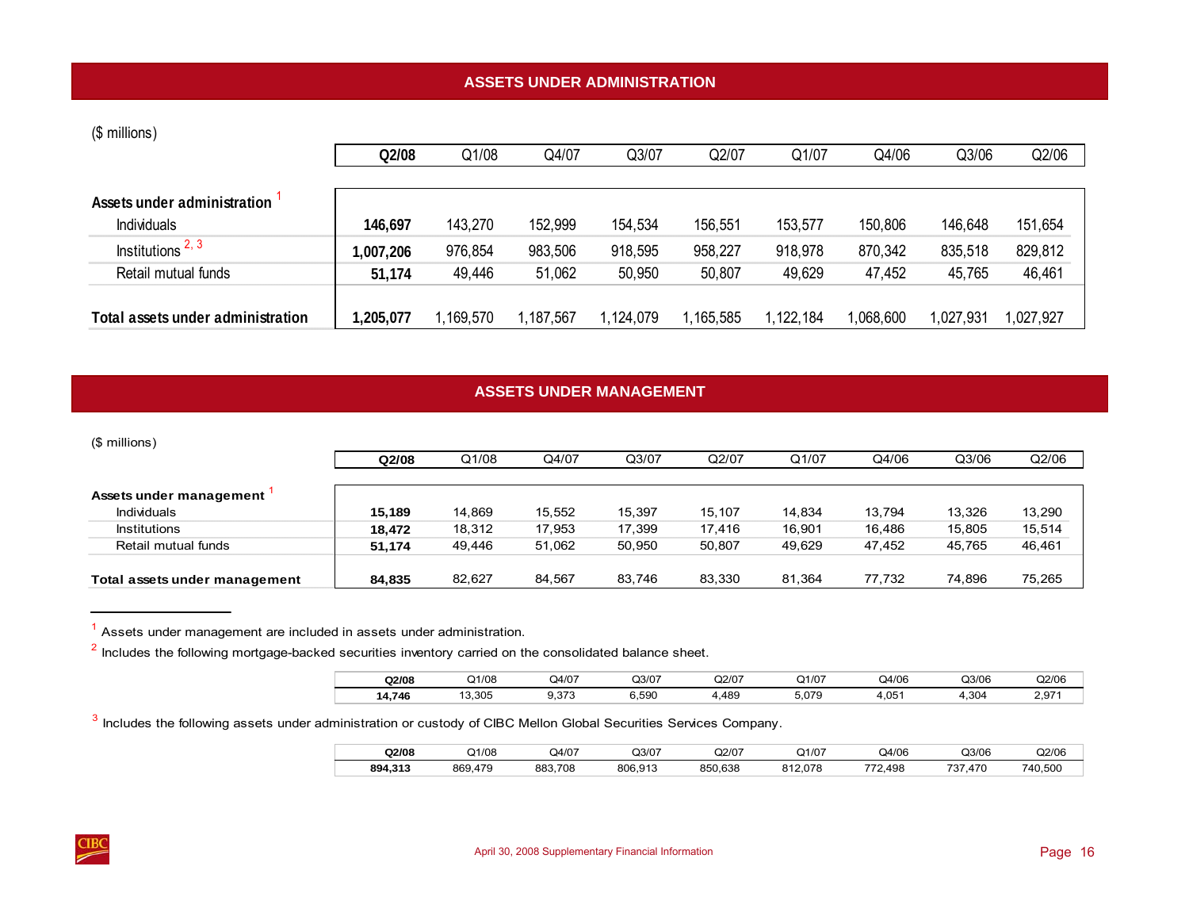## ASSETS UNDER ADMINISTRATION

($ millions)

| | Q2/08 | Q1/08 | Q4/07 | Q3/07 | Q2/07 | Q1/07 | Q4/06 | Q3/06 | Q2/06 |
|---|---|---|---|---|---|---|---|---|---|
| **Assets under administration** [1] | | | | | | | | | |
| Individuals | **146,697** | 143,270 | 152,999 | 154,534 | 156,551 | 153,577 | 150,806 | 146,648 | 151,654 |
| Institutions [2, 3] | **1,007,206** | 976,854 | 983,506 | 918,595 | 958,227 | 918,978 | 870,342 | 835,518 | 829,812 |
| Retail mutual funds | **51,174** | 49,446 | 51,062 | 50,950 | 50,807 | 49,629 | 47,452 | 45,765 | 46,461 |
| **Total assets under administration** | **1,205,077** | 1,169,570 | 1,187,567 | 1,124,079 | 1,165,585 | 1,122,184 | 1,068,600 | 1,027,931 | 1,027,927 |

## ASSETS UNDER MANAGEMENT

($ millions)

| | Q2/08 | Q1/08 | Q4/07 | Q3/07 | Q2/07 | Q1/07 | Q4/06 | Q3/06 | Q2/06 |
|---|---|---|---|---|---|---|---|---|---|
| **Assets under management** [1] | | | | | | | | | |
| Individuals | **15,189** | 14,869 | 15,552 | 15,397 | 15,107 | 14,834 | 13,794 | 13,326 | 13,290 |
| Institutions | **18,472** | 18,312 | 17,953 | 17,399 | 17,416 | 16,901 | 16,486 | 15,805 | 15,514 |
| Retail mutual funds | **51,174** | 49,446 | 51,062 | 50,950 | 50,807 | 49,629 | 47,452 | 45,765 | 46,461 |
| **Total assets under management** | **84,835** | 82,627 | 84,567 | 83,746 | 83,330 | 81,364 | 77,732 | 74,896 | 75,265 |

[1] Assets under management are included in assets under administration.

[2] Includes the following mortgage-backed securities inventory carried on the consolidated balance sheet.

| Q2/08 | Q1/08 | Q4/07 | Q3/07 | Q2/07 | Q1/07 | Q4/06 | Q3/06 | Q2/06 |
|---|---|---|---|---|---|---|---|---|
| **14,746** | 13,305 | 9,373 | 6,590 | 4,489 | 5,079 | 4,051 | 4,304 | 2,971 |

[3] Includes the following assets under administration or custody of CIBC Mellon Global Securities Services Company.

| Q2/08 | Q1/08 | Q4/07 | Q3/07 | Q2/07 | Q1/07 | Q4/06 | Q3/06 | Q2/06 |
|---|---|---|---|---|---|---|---|---|
| **894,313** | 869,479 | 883,708 | 806,913 | 850,638 | 812,078 | 772,498 | 737,470 | 740,500 |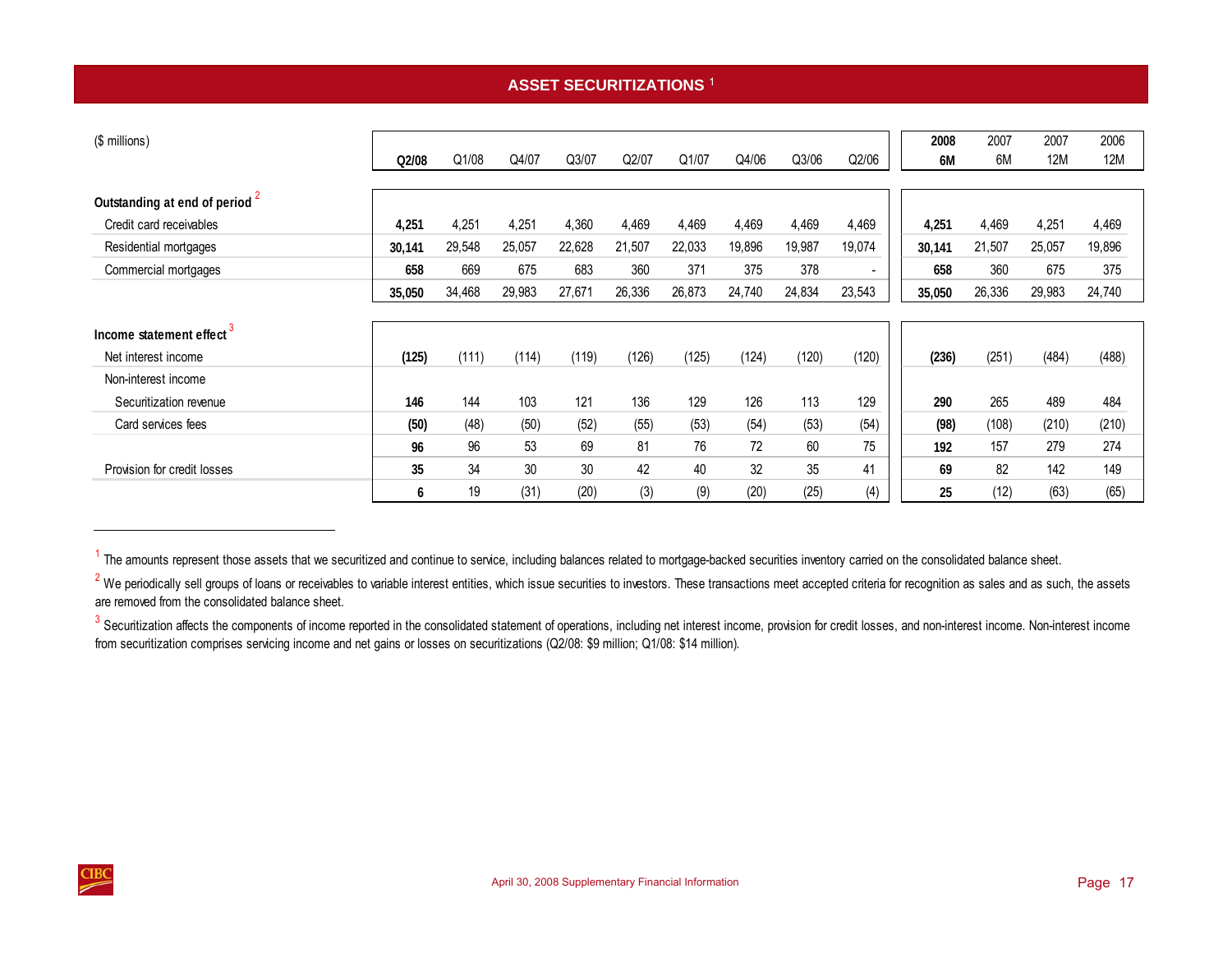# ASSET SECURITIZATIONS [1]

| ($ millions) | Q2/08 | Q1/08 | Q4/07 | Q3/07 | Q2/07 | Q1/07 | Q4/06 | Q3/06 | Q2/06 | 2008 6M | 2007 6M | 2007 12M | 2006 12M |
|---|---|---|---|---|---|---|---|---|---|---|---|---|---|
| **Outstanding at end of period** [2] | | | | | | | | | | | | | |
| Credit card receivables | **4,251** | 4,251 | 4,251 | 4,360 | 4,469 | 4,469 | 4,469 | 4,469 | 4,469 | **4,251** | 4,469 | 4,251 | 4,469 |
| Residential mortgages | **30,141** | 29,548 | 25,057 | 22,628 | 21,507 | 22,033 | 19,896 | 19,987 | 19,074 | **30,141** | 21,507 | 25,057 | 19,896 |
| Commercial mortgages | **658** | 669 | 675 | 683 | 360 | 371 | 375 | 378 | - | **658** | 360 | 675 | 375 |
| | **35,050** | 34,468 | 29,983 | 27,671 | 26,336 | 26,873 | 24,740 | 24,834 | 23,543 | **35,050** | 26,336 | 29,983 | 24,740 |
| **Income statement effect** [3] | | | | | | | | | | | | | |
| Net interest income | **(125)** | (111) | (114) | (119) | (126) | (125) | (124) | (120) | (120) | **(236)** | (251) | (484) | (488) |
| Non-interest income | | | | | | | | | | | | | |
| Securitization revenue | **146** | 144 | 103 | 121 | 136 | 129 | 126 | 113 | 129 | **290** | 265 | 489 | 484 |
| Card services fees | **(50)** | (48) | (50) | (52) | (55) | (53) | (54) | (53) | (54) | **(98)** | (108) | (210) | (210) |
| | **96** | 96 | 53 | 69 | 81 | 76 | 72 | 60 | 75 | **192** | 157 | 279 | 274 |
| Provision for credit losses | **35** | 34 | 30 | 30 | 42 | 40 | 32 | 35 | 41 | **69** | 82 | 142 | 149 |
| | **6** | 19 | (31) | (20) | (3) | (9) | (20) | (25) | (4) | **25** | (12) | (63) | (65) |

[1] The amounts represent those assets that we securitized and continue to service, including balances related to mortgage-backed securities inventory carried on the consolidated balance sheet.

[2] We periodically sell groups of loans or receivables to variable interest entities, which issue securities to investors. These transactions meet accepted criteria for recognition as sales and as such, the assets are removed from the consolidated balance sheet.

[3] Securitization affects the components of income reported in the consolidated statement of operations, including net interest income, provision for credit losses, and non-interest income. Non-interest income from securitization comprises servicing income and net gains or losses on securitizations (Q2/08: $9 million; Q1/08: $14 million).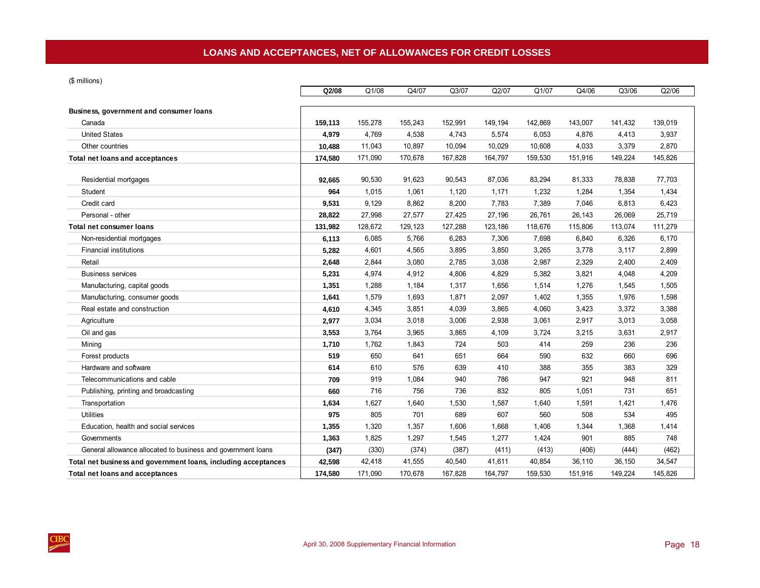# LOANS AND ACCEPTANCES, NET OF ALLOWANCES FOR CREDIT LOSSES

($ millions)

| | Q2/08 | Q1/08 | Q4/07 | Q3/07 | Q2/07 | Q1/07 | Q4/06 | Q3/06 | Q2/06 |
|---|---|---|---|---|---|---|---|---|---|
| **Business, government and consumer loans** | | | | | | | | | |
| Canada | **159,113** | 155,278 | 155,243 | 152,991 | 149,194 | 142,869 | 143,007 | 141,432 | 139,019 |
| United States | **4,979** | 4,769 | 4,538 | 4,743 | 5,574 | 6,053 | 4,876 | 4,413 | 3,937 |
| Other countries | **10,488** | 11,043 | 10,897 | 10,094 | 10,029 | 10,608 | 4,033 | 3,379 | 2,870 |
| **Total net loans and acceptances** | **174,580** | 171,090 | 170,678 | 167,828 | 164,797 | 159,530 | 151,916 | 149,224 | 145,826 |
| | | | | | | | | | |
| Residential mortgages | **92,665** | 90,530 | 91,623 | 90,543 | 87,036 | 83,294 | 81,333 | 78,838 | 77,703 |
| Student | **964** | 1,015 | 1,061 | 1,120 | 1,171 | 1,232 | 1,284 | 1,354 | 1,434 |
| Credit card | **9,531** | 9,129 | 8,862 | 8,200 | 7,783 | 7,389 | 7,046 | 6,813 | 6,423 |
| Personal - other | **28,822** | 27,998 | 27,577 | 27,425 | 27,196 | 26,761 | 26,143 | 26,069 | 25,719 |
| **Total net consumer loans** | **131,982** | 128,672 | 129,123 | 127,288 | 123,186 | 118,676 | 115,806 | 113,074 | 111,279 |
| Non-residential mortgages | **6,113** | 6,085 | 5,766 | 6,283 | 7,306 | 7,698 | 6,840 | 6,326 | 6,170 |
| Financial institutions | **5,282** | 4,601 | 4,565 | 3,895 | 3,850 | 3,265 | 3,778 | 3,117 | 2,899 |
| Retail | **2,648** | 2,844 | 3,080 | 2,785 | 3,038 | 2,987 | 2,329 | 2,400 | 2,409 |
| Business services | **5,231** | 4,974 | 4,912 | 4,806 | 4,829 | 5,382 | 3,821 | 4,048 | 4,209 |
| Manufacturing, capital goods | **1,351** | 1,288 | 1,184 | 1,317 | 1,656 | 1,514 | 1,276 | 1,545 | 1,505 |
| Manufacturing, consumer goods | **1,641** | 1,579 | 1,693 | 1,871 | 2,097 | 1,402 | 1,355 | 1,976 | 1,598 |
| Real estate and construction | **4,610** | 4,345 | 3,851 | 4,039 | 3,865 | 4,060 | 3,423 | 3,372 | 3,388 |
| Agriculture | **2,977** | 3,034 | 3,018 | 3,006 | 2,938 | 3,061 | 2,917 | 3,013 | 3,058 |
| Oil and gas | **3,553** | 3,764 | 3,965 | 3,865 | 4,109 | 3,724 | 3,215 | 3,631 | 2,917 |
| Mining | **1,710** | 1,762 | 1,843 | 724 | 503 | 414 | 259 | 236 | 236 |
| Forest products | **519** | 650 | 641 | 651 | 664 | 590 | 632 | 660 | 696 |
| Hardware and software | **614** | 610 | 576 | 639 | 410 | 388 | 355 | 383 | 329 |
| Telecommunications and cable | **709** | 919 | 1,084 | 940 | 786 | 947 | 921 | 948 | 811 |
| Publishing, printing and broadcasting | **660** | 716 | 756 | 736 | 832 | 805 | 1,051 | 731 | 651 |
| Transportation | **1,634** | 1,627 | 1,640 | 1,530 | 1,587 | 1,640 | 1,591 | 1,421 | 1,476 |
| Utilities | **975** | 805 | 701 | 689 | 607 | 560 | 508 | 534 | 495 |
| Education, health and social services | **1,355** | 1,320 | 1,357 | 1,606 | 1,668 | 1,406 | 1,344 | 1,368 | 1,414 |
| Governments | **1,363** | 1,825 | 1,297 | 1,545 | 1,277 | 1,424 | 901 | 885 | 748 |
| General allowance allocated to business and government loans | **(347)** | (330) | (374) | (387) | (411) | (413) | (406) | (444) | (462) |
| **Total net business and government loans, including acceptances** | **42,598** | 42,418 | 41,555 | 40,540 | 41,611 | 40,854 | 36,110 | 36,150 | 34,547 |
| **Total net loans and acceptances** | **174,580** | 171,090 | 170,678 | 167,828 | 164,797 | 159,530 | 151,916 | 149,224 | 145,826 |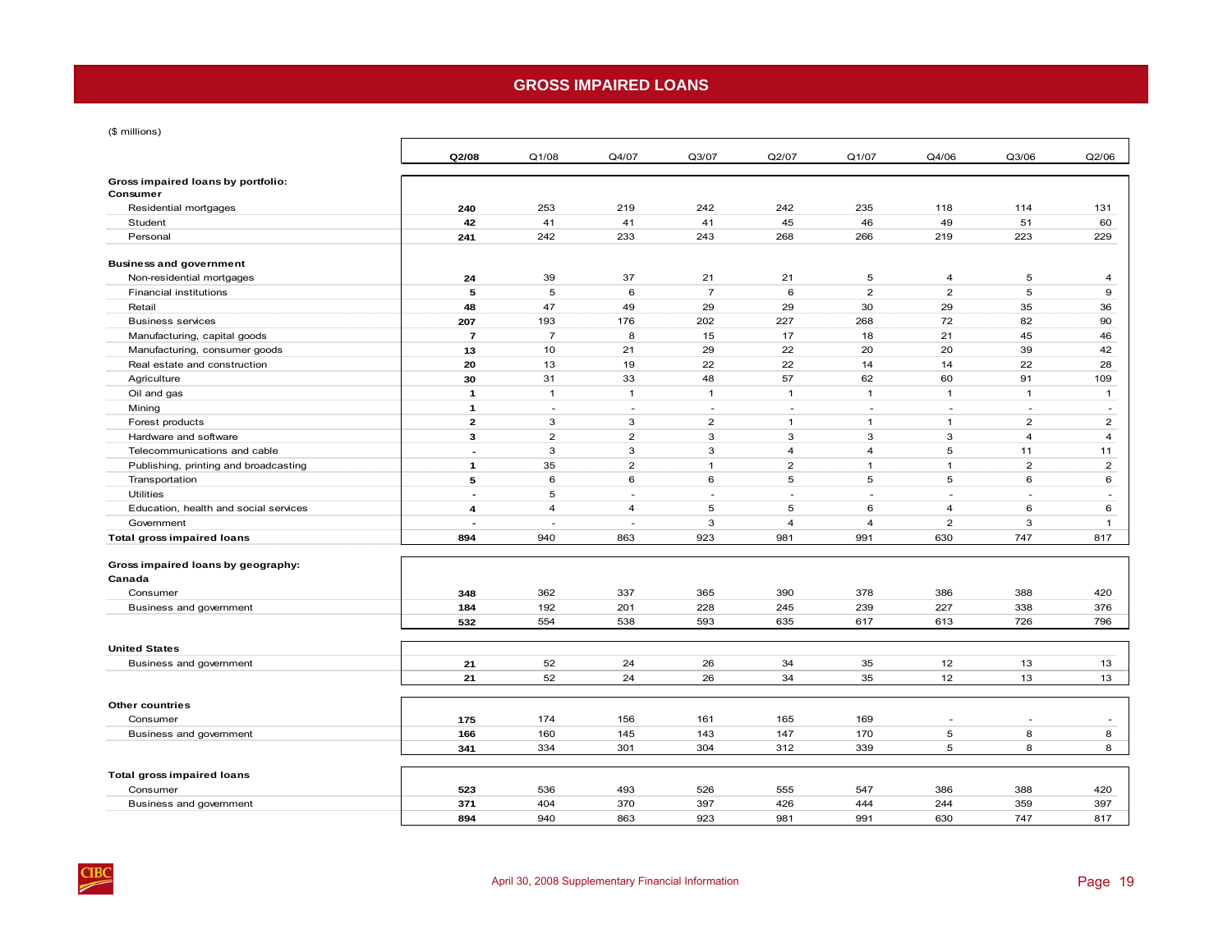# GROSS IMPAIRED LOANS

($ millions)

| | **Q2/08** | Q1/08 | Q4/07 | Q3/07 | Q2/07 | Q1/07 | Q4/06 | Q3/06 | Q2/06 |
|---|---|---|---|---|---|---|---|---|---|
| **Gross impaired loans by portfolio:** | | | | | | | | | |
| **Consumer** | | | | | | | | | |
| Residential mortgages | **240** | 253 | 219 | 242 | 242 | 235 | 118 | 114 | 131 |
| Student | **42** | 41 | 41 | 41 | 45 | 46 | 49 | 51 | 60 |
| Personal | **241** | 242 | 233 | 243 | 268 | 266 | 219 | 223 | 229 |
| **Business and government** | | | | | | | | | |
| Non-residential mortgages | **24** | 39 | 37 | 21 | 21 | 5 | 4 | 5 | 4 |
| Financial institutions | **5** | 5 | 6 | 7 | 6 | 2 | 2 | 5 | 9 |
| Retail | **48** | 47 | 49 | 29 | 29 | 30 | 29 | 35 | 36 |
| Business services | **207** | 193 | 176 | 202 | 227 | 268 | 72 | 82 | 90 |
| Manufacturing, capital goods | **7** | 7 | 8 | 15 | 17 | 18 | 21 | 45 | 46 |
| Manufacturing, consumer goods | **13** | 10 | 21 | 29 | 22 | 20 | 20 | 39 | 42 |
| Real estate and construction | **20** | 13 | 19 | 22 | 22 | 14 | 14 | 22 | 28 |
| Agriculture | **30** | 31 | 33 | 48 | 57 | 62 | 60 | 91 | 109 |
| Oil and gas | **1** | 1 | 1 | 1 | 1 | 1 | 1 | 1 | 1 |
| Mining | **1** | - | - | - | - | - | - | - | - |
| Forest products | **2** | 3 | 3 | 2 | 1 | 1 | 1 | 2 | 2 |
| Hardware and software | **3** | 2 | 2 | 3 | 3 | 3 | 3 | 4 | 4 |
| Telecommunications and cable | **-** | 3 | 3 | 3 | 4 | 4 | 5 | 11 | 11 |
| Publishing, printing and broadcasting | **1** | 35 | 2 | 1 | 2 | 1 | 1 | 2 | 2 |
| Transportation | **5** | 6 | 6 | 6 | 5 | 5 | 5 | 6 | 6 |
| Utilities | **-** | 5 | - | - | - | - | - | - | - |
| Education, health and social services | **4** | 4 | 4 | 5 | 5 | 6 | 4 | 6 | 6 |
| Government | **-** | - | - | 3 | 4 | 4 | 2 | 3 | 1 |
| **Total gross impaired loans** | **894** | 940 | 863 | 923 | 981 | 991 | 630 | 747 | 817 |
| **Gross impaired loans by geography:** | | | | | | | | | |
| **Canada** | | | | | | | | | |
| Consumer | **348** | 362 | 337 | 365 | 390 | 378 | 386 | 388 | 420 |
| Business and government | **184** | 192 | 201 | 228 | 245 | 239 | 227 | 338 | 376 |
| | **532** | 554 | 538 | 593 | 635 | 617 | 613 | 726 | 796 |
| **United States** | | | | | | | | | |
| Business and government | **21** | 52 | 24 | 26 | 34 | 35 | 12 | 13 | 13 |
| | **21** | 52 | 24 | 26 | 34 | 35 | 12 | 13 | 13 |
| **Other countries** | | | | | | | | | |
| Consumer | **175** | 174 | 156 | 161 | 165 | 169 | - | - | - |
| Business and government | **166** | 160 | 145 | 143 | 147 | 170 | 5 | 8 | 8 |
| | **341** | 334 | 301 | 304 | 312 | 339 | 5 | 8 | 8 |
| **Total gross impaired loans** | | | | | | | | | |
| Consumer | **523** | 536 | 493 | 526 | 555 | 547 | 386 | 388 | 420 |
| Business and government | **371** | 404 | 370 | 397 | 426 | 444 | 244 | 359 | 397 |
| | **894** | 940 | 863 | 923 | 981 | 991 | 630 | 747 | 817 |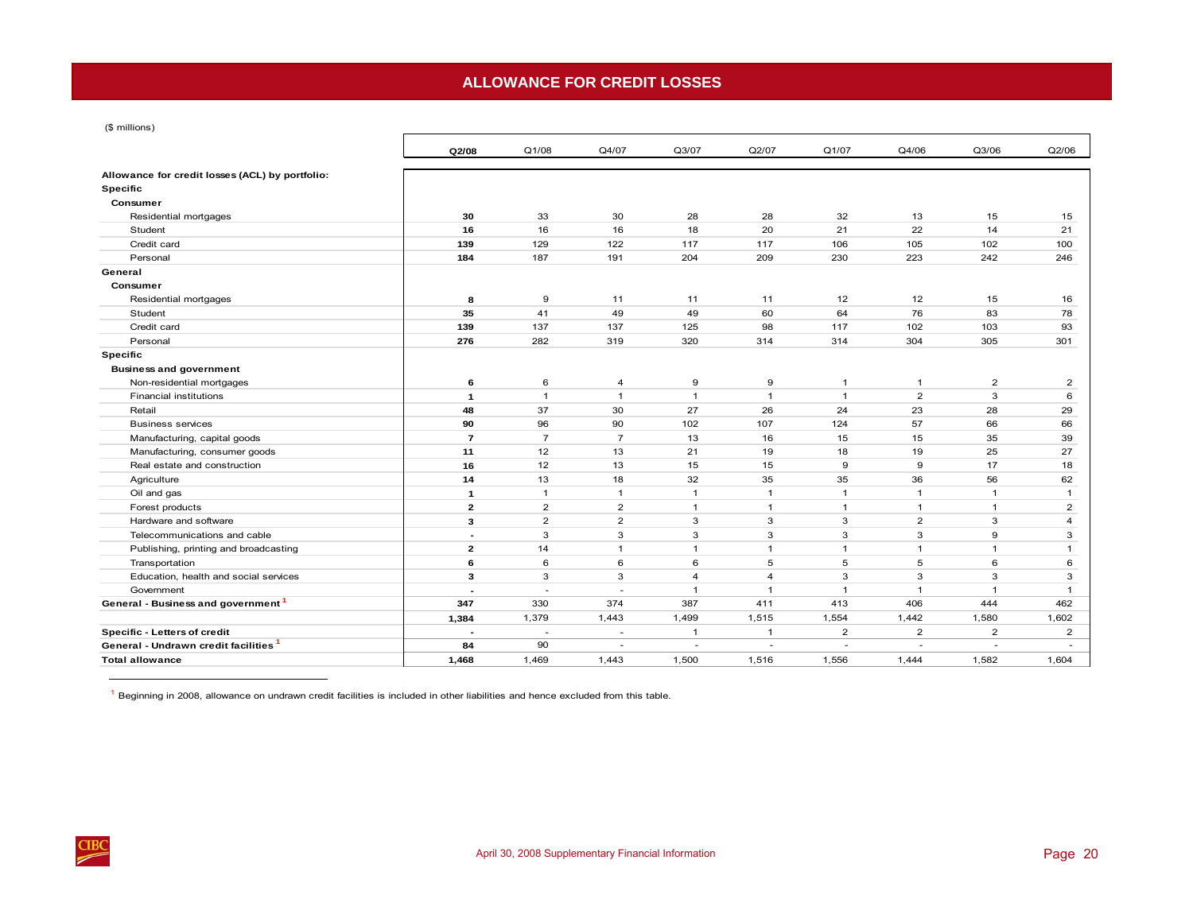# ALLOWANCE FOR CREDIT LOSSES

($ millions)

| | **Q2/08** | Q1/08 | Q4/07 | Q3/07 | Q2/07 | Q1/07 | Q4/06 | Q3/06 | Q2/06 |
|---|---|---|---|---|---|---|---|---|---|
| **Allowance for credit losses (ACL) by portfolio:** | | | | | | | | | |
| **Specific** | | | | | | | | | |
| **Consumer** | | | | | | | | | |
| Residential mortgages | **30** | 33 | 30 | 28 | 28 | 32 | 13 | 15 | 15 |
| Student | **16** | 16 | 16 | 18 | 20 | 21 | 22 | 14 | 21 |
| Credit card | **139** | 129 | 122 | 117 | 117 | 106 | 105 | 102 | 100 |
| Personal | **184** | 187 | 191 | 204 | 209 | 230 | 223 | 242 | 246 |
| **General** | | | | | | | | | |
| **Consumer** | | | | | | | | | |
| Residential mortgages | **8** | 9 | 11 | 11 | 11 | 12 | 12 | 15 | 16 |
| Student | **35** | 41 | 49 | 49 | 60 | 64 | 76 | 83 | 78 |
| Credit card | **139** | 137 | 137 | 125 | 98 | 117 | 102 | 103 | 93 |
| Personal | **276** | 282 | 319 | 320 | 314 | 314 | 304 | 305 | 301 |
| **Specific** | | | | | | | | | |
| **Business and government** | | | | | | | | | |
| Non-residential mortgages | **6** | 6 | 4 | 9 | 9 | 1 | 1 | 2 | 2 |
| Financial institutions | **1** | 1 | 1 | 1 | 1 | 1 | 2 | 3 | 6 |
| Retail | **48** | 37 | 30 | 27 | 26 | 24 | 23 | 28 | 29 |
| Business services | **90** | 96 | 90 | 102 | 107 | 124 | 57 | 66 | 66 |
| Manufacturing, capital goods | **7** | 7 | 7 | 13 | 16 | 15 | 15 | 35 | 39 |
| Manufacturing, consumer goods | **11** | 12 | 13 | 21 | 19 | 18 | 19 | 25 | 27 |
| Real estate and construction | **16** | 12 | 13 | 15 | 15 | 9 | 9 | 17 | 18 |
| Agriculture | **14** | 13 | 18 | 32 | 35 | 35 | 36 | 56 | 62 |
| Oil and gas | **1** | 1 | 1 | 1 | 1 | 1 | 1 | 1 | 1 |
| Forest products | **2** | 2 | 2 | 1 | 1 | 1 | 1 | 1 | 2 |
| Hardware and software | **3** | 2 | 2 | 3 | 3 | 3 | 2 | 3 | 4 |
| Telecommunications and cable | **-** | 3 | 3 | 3 | 3 | 3 | 3 | 9 | 3 |
| Publishing, printing and broadcasting | **2** | 14 | 1 | 1 | 1 | 1 | 1 | 1 | 1 |
| Transportation | **6** | 6 | 6 | 6 | 5 | 5 | 5 | 6 | 6 |
| Education, health and social services | **3** | 3 | 3 | 4 | 4 | 3 | 3 | 3 | 3 |
| Government | **-** | - | - | 1 | 1 | 1 | 1 | 1 | 1 |
| **General - Business and government** [1] | **347** | 330 | 374 | 387 | 411 | 413 | 406 | 444 | 462 |
| | **1,384** | 1,379 | 1,443 | 1,499 | 1,515 | 1,554 | 1,442 | 1,580 | 1,602 |
| **Specific - Letters of credit** | **-** | - | - | 1 | 1 | 2 | 2 | 2 | 2 |
| **General - Undrawn credit facilities** [1] | **84** | 90 | - | - | - | - | - | - | - |
| **Total allowance** | **1,468** | 1,469 | 1,443 | 1,500 | 1,516 | 1,556 | 1,444 | 1,582 | 1,604 |

[1] Beginning in 2008, allowance on undrawn credit facilities is included in other liabilities and hence excluded from this table.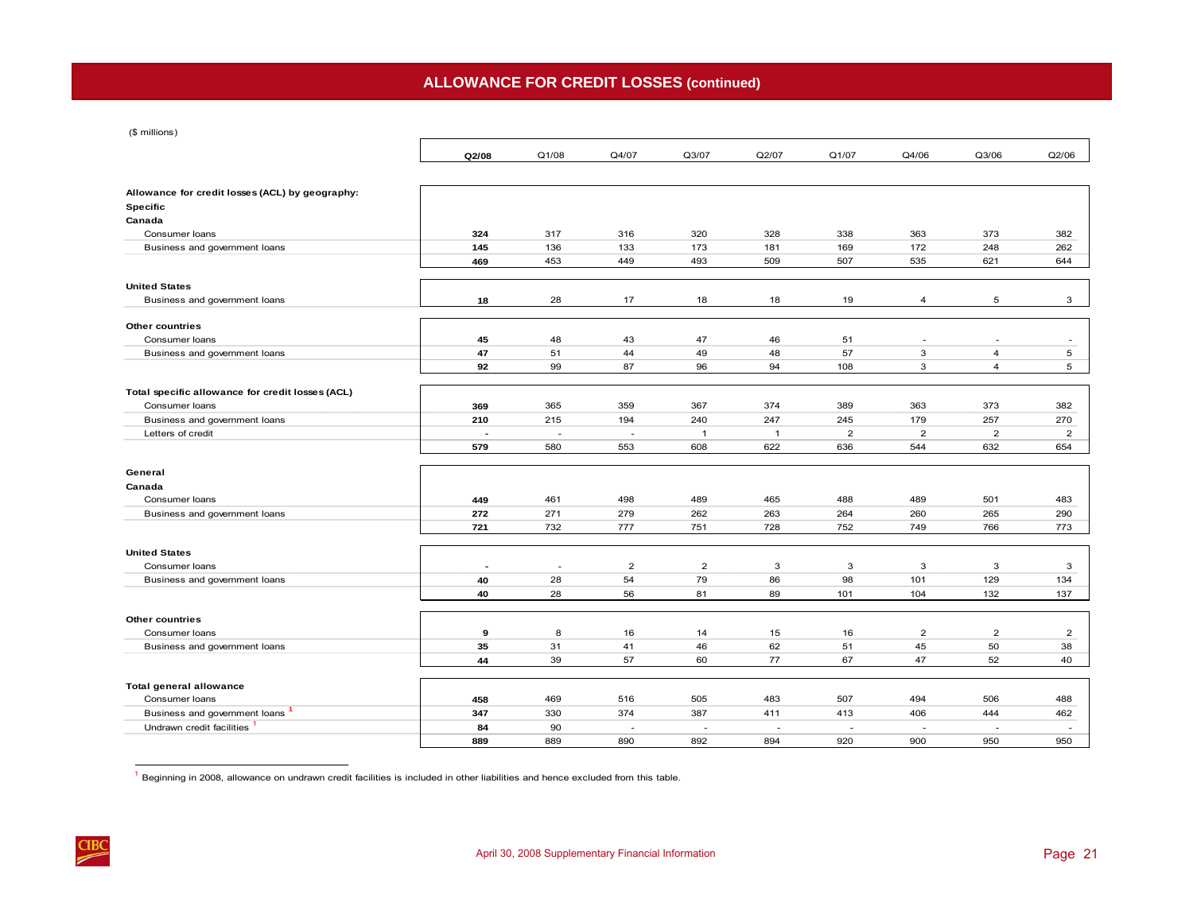## ALLOWANCE FOR CREDIT LOSSES (continued)

($ millions)

| | Q2/08 | Q1/08 | Q4/07 | Q3/07 | Q2/07 | Q1/07 | Q4/06 | Q3/06 | Q2/06 |
|---|---|---|---|---|---|---|---|---|---|
| **Allowance for credit losses (ACL) by geography:** | | | | | | | | | |
| **Specific** | | | | | | | | | |
| **Canada** | | | | | | | | | |
| Consumer loans | **324** | 317 | 316 | 320 | 328 | 338 | 363 | 373 | 382 |
| Business and government loans | **145** | 136 | 133 | 173 | 181 | 169 | 172 | 248 | 262 |
| | **469** | 453 | 449 | 493 | 509 | 507 | 535 | 621 | 644 |
| **United States** | | | | | | | | | |
| Business and government loans | **18** | 28 | 17 | 18 | 18 | 19 | 4 | 5 | 3 |
| **Other countries** | | | | | | | | | |
| Consumer loans | **45** | 48 | 43 | 47 | 46 | 51 | - | - | - |
| Business and government loans | **47** | 51 | 44 | 49 | 48 | 57 | 3 | 4 | 5 |
| | **92** | 99 | 87 | 96 | 94 | 108 | 3 | 4 | 5 |
| **Total specific allowance for credit losses (ACL)** | | | | | | | | | |
| Consumer loans | **369** | 365 | 359 | 367 | 374 | 389 | 363 | 373 | 382 |
| Business and government loans | **210** | 215 | 194 | 240 | 247 | 245 | 179 | 257 | 270 |
| Letters of credit | **-** | - | - | 1 | 1 | 2 | 2 | 2 | 2 |
| | **579** | 580 | 553 | 608 | 622 | 636 | 544 | 632 | 654 |
| **General** | | | | | | | | | |
| **Canada** | | | | | | | | | |
| Consumer loans | **449** | 461 | 498 | 489 | 465 | 488 | 489 | 501 | 483 |
| Business and government loans | **272** | 271 | 279 | 262 | 263 | 264 | 260 | 265 | 290 |
| | **721** | 732 | 777 | 751 | 728 | 752 | 749 | 766 | 773 |
| **United States** | | | | | | | | | |
| Consumer loans | **-** | - | 2 | 2 | 3 | 3 | 3 | 3 | 3 |
| Business and government loans | **40** | 28 | 54 | 79 | 86 | 98 | 101 | 129 | 134 |
| | **40** | 28 | 56 | 81 | 89 | 101 | 104 | 132 | 137 |
| **Other countries** | | | | | | | | | |
| Consumer loans | **9** | 8 | 16 | 14 | 15 | 16 | 2 | 2 | 2 |
| Business and government loans | **35** | 31 | 41 | 46 | 62 | 51 | 45 | 50 | 38 |
| | **44** | 39 | 57 | 60 | 77 | 67 | 47 | 52 | 40 |
| **Total general allowance** | | | | | | | | | |
| Consumer loans | **458** | 469 | 516 | 505 | 483 | 507 | 494 | 506 | 488 |
| Business and government loans [1] | **347** | 330 | 374 | 387 | 411 | 413 | 406 | 444 | 462 |
| Undrawn credit facilities [1] | **84** | 90 | - | - | - | - | - | - | - |
| | **889** | 889 | 890 | 892 | 894 | 920 | 900 | 950 | 950 |

[1] Beginning in 2008, allowance on undrawn credit facilities is included in other liabilities and hence excluded from this table.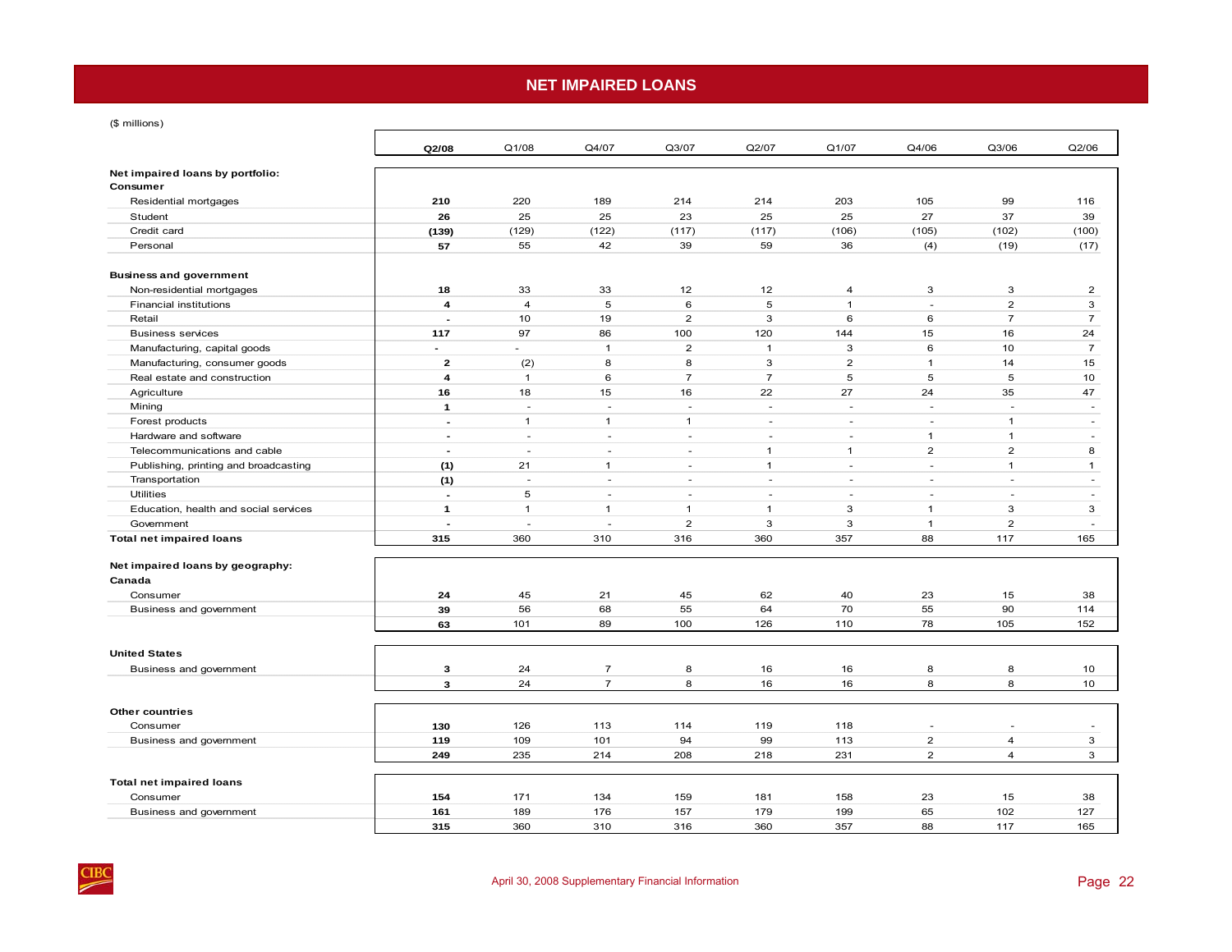# NET IMPAIRED LOANS

($ millions)

| | **Q2/08** | Q1/08 | Q4/07 | Q3/07 | Q2/07 | Q1/07 | Q4/06 | Q3/06 | Q2/06 |
|---|---|---|---|---|---|---|---|---|---|
| **Net impaired loans by portfolio:** | | | | | | | | | |
| **Consumer** | | | | | | | | | |
| Residential mortgages | **210** | 220 | 189 | 214 | 214 | 203 | 105 | 99 | 116 |
| Student | **26** | 25 | 25 | 23 | 25 | 25 | 27 | 37 | 39 |
| Credit card | **(139)** | (129) | (122) | (117) | (117) | (106) | (105) | (102) | (100) |
| Personal | **57** | 55 | 42 | 39 | 59 | 36 | (4) | (19) | (17) |
| **Business and government** | | | | | | | | | |
| Non-residential mortgages | **18** | 33 | 33 | 12 | 12 | 4 | 3 | 3 | 2 |
| Financial institutions | **4** | 4 | 5 | 6 | 5 | 1 | - | 2 | 3 |
| Retail | **-** | 10 | 19 | 2 | 3 | 6 | 6 | 7 | 7 |
| Business services | **117** | 97 | 86 | 100 | 120 | 144 | 15 | 16 | 24 |
| Manufacturing, capital goods | **-** | - | 1 | 2 | 1 | 3 | 6 | 10 | 7 |
| Manufacturing, consumer goods | **2** | (2) | 8 | 8 | 3 | 2 | 1 | 14 | 15 |
| Real estate and construction | **4** | 1 | 6 | 7 | 7 | 5 | 5 | 5 | 10 |
| Agriculture | **16** | 18 | 15 | 16 | 22 | 27 | 24 | 35 | 47 |
| Mining | **1** | - | - | - | - | - | - | - | - |
| Forest products | **-** | 1 | 1 | 1 | - | - | - | 1 | - |
| Hardware and software | **-** | - | - | - | - | - | 1 | 1 | - |
| Telecommunications and cable | **-** | - | - | - | 1 | 1 | 2 | 2 | 8 |
| Publishing, printing and broadcasting | **(1)** | 21 | 1 | - | 1 | - | - | 1 | 1 |
| Transportation | **(1)** | - | - | - | - | - | - | - | - |
| Utilities | **-** | 5 | - | - | - | - | - | - | - |
| Education, health and social services | **1** | 1 | 1 | 1 | 1 | 3 | 1 | 3 | 3 |
| Government | **-** | - | - | 2 | 3 | 3 | 1 | 2 | - |
| **Total net impaired loans** | **315** | 360 | 310 | 316 | 360 | 357 | 88 | 117 | 165 |
| **Net impaired loans by geography:** | | | | | | | | | |
| **Canada** | | | | | | | | | |
| Consumer | **24** | 45 | 21 | 45 | 62 | 40 | 23 | 15 | 38 |
| Business and government | **39** | 56 | 68 | 55 | 64 | 70 | 55 | 90 | 114 |
| | **63** | 101 | 89 | 100 | 126 | 110 | 78 | 105 | 152 |
| **United States** | | | | | | | | | |
| Business and government | **3** | 24 | 7 | 8 | 16 | 16 | 8 | 8 | 10 |
| | **3** | 24 | 7 | 8 | 16 | 16 | 8 | 8 | 10 |
| **Other countries** | | | | | | | | | |
| Consumer | **130** | 126 | 113 | 114 | 119 | 118 | - | - | - |
| Business and government | **119** | 109 | 101 | 94 | 99 | 113 | 2 | 4 | 3 |
| | **249** | 235 | 214 | 208 | 218 | 231 | 2 | 4 | 3 |
| **Total net impaired loans** | | | | | | | | | |
| Consumer | **154** | 171 | 134 | 159 | 181 | 158 | 23 | 15 | 38 |
| Business and government | **161** | 189 | 176 | 157 | 179 | 199 | 65 | 102 | 127 |
| | **315** | 360 | 310 | 316 | 360 | 357 | 88 | 117 | 165 |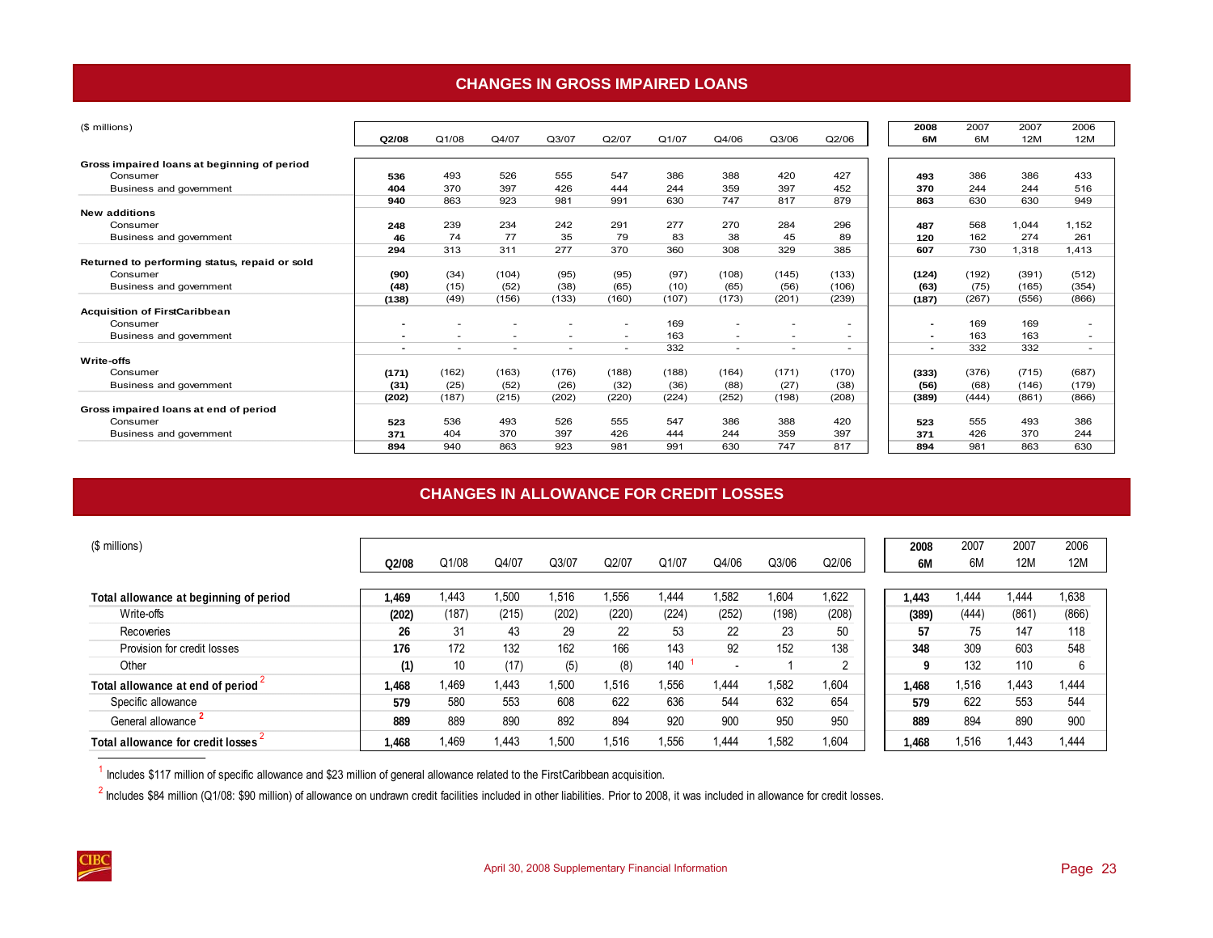## CHANGES IN GROSS IMPAIRED LOANS

| ($ millions) | Q2/08 | Q1/08 | Q4/07 | Q3/07 | Q2/07 | Q1/07 | Q4/06 | Q3/06 | Q2/06 | 2008 6M | 2007 6M | 2007 12M | 2006 12M |
|---|---|---|---|---|---|---|---|---|---|---|---|---|---|
| **Gross impaired loans at beginning of period** | | | | | | | | | | | | | |
| Consumer | **536** | 493 | 526 | 555 | 547 | 386 | 388 | 420 | 427 | **493** | 386 | 386 | 433 |
| Business and government | **404** | 370 | 397 | 426 | 444 | 244 | 359 | 397 | 452 | **370** | 244 | 244 | 516 |
| | **940** | 863 | 923 | 981 | 991 | 630 | 747 | 817 | 879 | **863** | 630 | 630 | 949 |
| **New additions** | | | | | | | | | | | | | |
| Consumer | **248** | 239 | 234 | 242 | 291 | 277 | 270 | 284 | 296 | **487** | 568 | 1,044 | 1,152 |
| Business and government | **46** | 74 | 77 | 35 | 79 | 83 | 38 | 45 | 89 | **120** | 162 | 274 | 261 |
| | **294** | 313 | 311 | 277 | 370 | 360 | 308 | 329 | 385 | **607** | 730 | 1,318 | 1,413 |
| **Returned to performing status, repaid or sold** | | | | | | | | | | | | | |
| Consumer | **(90)** | (34) | (104) | (95) | (95) | (97) | (108) | (145) | (133) | **(124)** | (192) | (391) | (512) |
| Business and government | **(48)** | (15) | (52) | (38) | (65) | (10) | (65) | (56) | (106) | **(63)** | (75) | (165) | (354) |
| | **(138)** | (49) | (156) | (133) | (160) | (107) | (173) | (201) | (239) | **(187)** | (267) | (556) | (866) |
| **Acquisition of FirstCaribbean** | | | | | | | | | | | | | |
| Consumer | **-** | - | - | - | - | 169 | - | - | - | **-** | 169 | 169 | - |
| Business and government | **-** | - | - | - | - | 163 | - | - | - | **-** | 163 | 163 | - |
| | **-** | - | - | - | - | 332 | - | - | - | **-** | 332 | 332 | - |
| **Write-offs** | | | | | | | | | | | | | |
| Consumer | **(171)** | (162) | (163) | (176) | (188) | (188) | (164) | (171) | (170) | **(333)** | (376) | (715) | (687) |
| Business and government | **(31)** | (25) | (52) | (26) | (32) | (36) | (88) | (27) | (38) | **(56)** | (68) | (146) | (179) |
| | **(202)** | (187) | (215) | (202) | (220) | (224) | (252) | (198) | (208) | **(389)** | (444) | (861) | (866) |
| **Gross impaired loans at end of period** | | | | | | | | | | | | | |
| Consumer | **523** | 536 | 493 | 526 | 555 | 547 | 386 | 388 | 420 | **523** | 555 | 493 | 386 |
| Business and government | **371** | 404 | 370 | 397 | 426 | 444 | 244 | 359 | 397 | **371** | 426 | 370 | 244 |
| | **894** | 940 | 863 | 923 | 981 | 991 | 630 | 747 | 817 | **894** | 981 | 863 | 630 |

## CHANGES IN ALLOWANCE FOR CREDIT LOSSES

| ($ millions) | Q2/08 | Q1/08 | Q4/07 | Q3/07 | Q2/07 | Q1/07 | Q4/06 | Q3/06 | Q2/06 | 2008 6M | 2007 6M | 2007 12M | 2006 12M |
|---|---|---|---|---|---|---|---|---|---|---|---|---|---|
| **Total allowance at beginning of period** | **1,469** | 1,443 | 1,500 | 1,516 | 1,556 | 1,444 | 1,582 | 1,604 | 1,622 | **1,443** | 1,444 | 1,444 | 1,638 |
| Write-offs | **(202)** | (187) | (215) | (202) | (220) | (224) | (252) | (198) | (208) | **(389)** | (444) | (861) | (866) |
| Recoveries | **26** | 31 | 43 | 29 | 22 | 53 | 22 | 23 | 50 | **57** | 75 | 147 | 118 |
| Provision for credit losses | **176** | 172 | 132 | 162 | 166 | 143 | 92 | 152 | 138 | **348** | 309 | 603 | 548 |
| Other | **(1)** | 10 | (17) | (5) | (8) | 140 [1] | - | 1 | 2 | **9** | 132 | 110 | 6 |
| **Total allowance at end of period** [2] | **1,468** | 1,469 | 1,443 | 1,500 | 1,516 | 1,556 | 1,444 | 1,582 | 1,604 | **1,468** | 1,516 | 1,443 | 1,444 |
| Specific allowance | **579** | 580 | 553 | 608 | 622 | 636 | 544 | 632 | 654 | **579** | 622 | 553 | 544 |
| General allowance [2] | **889** | 889 | 890 | 892 | 894 | 920 | 900 | 950 | 950 | **889** | 894 | 890 | 900 |
| **Total allowance for credit losses** [2] | **1,468** | 1,469 | 1,443 | 1,500 | 1,516 | 1,556 | 1,444 | 1,582 | 1,604 | **1,468** | 1,516 | 1,443 | 1,444 |

[1] Includes $117 million of specific allowance and $23 million of general allowance related to the FirstCaribbean acquisition.

[2] Includes $84 million (Q1/08: $90 million) of allowance on undrawn credit facilities included in other liabilities. Prior to 2008, it was included in allowance for credit losses.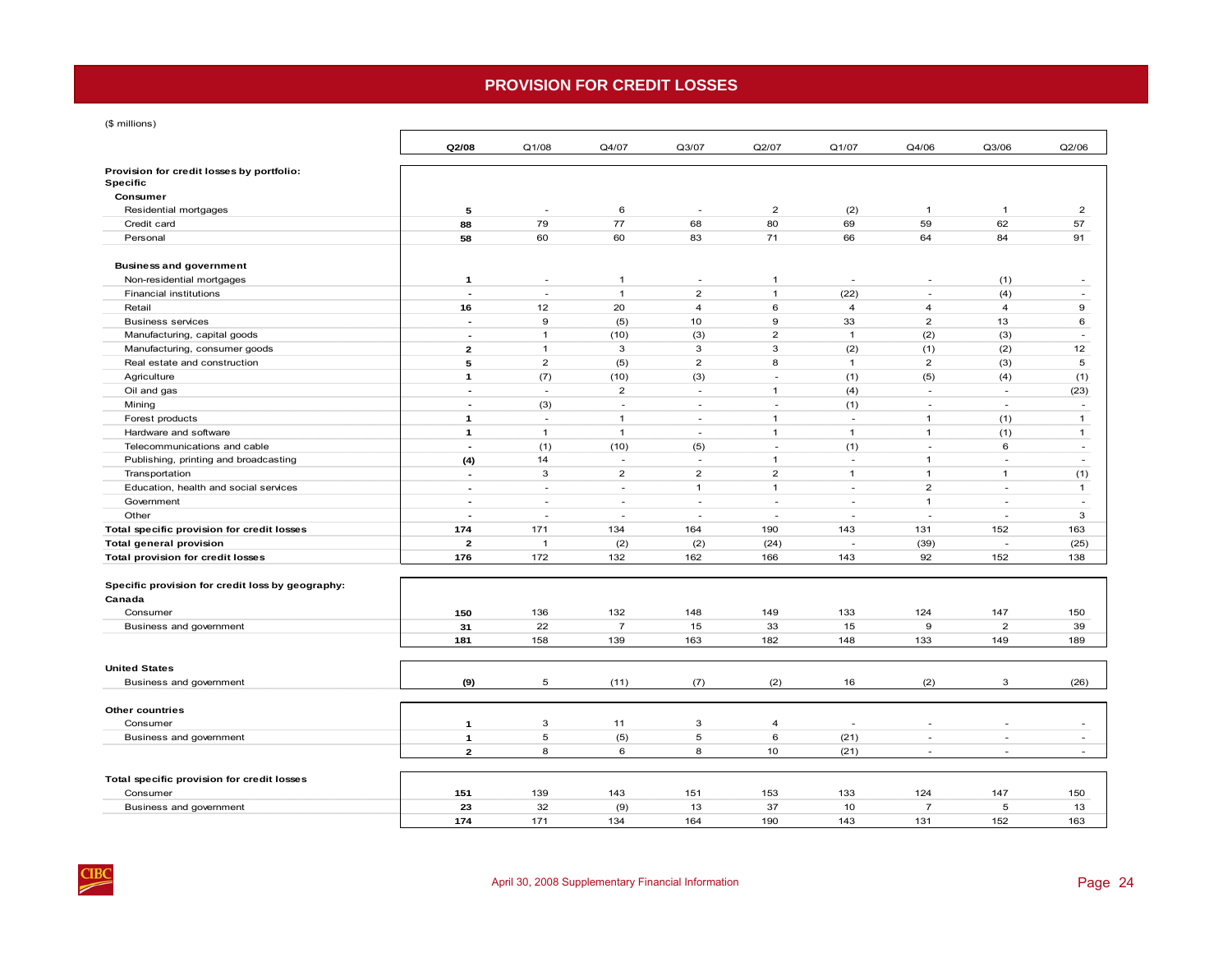# PROVISION FOR CREDIT LOSSES

($ millions)

| | **Q2/08** | Q1/08 | Q4/07 | Q3/07 | Q2/07 | Q1/07 | Q4/06 | Q3/06 | Q2/06 |
|---|---|---|---|---|---|---|---|---|---|
| **Provision for credit losses by portfolio:** | | | | | | | | | |
| **Specific** | | | | | | | | | |
| **Consumer** | | | | | | | | | |
| Residential mortgages | **5** | - | 6 | - | 2 | (2) | 1 | 1 | 2 |
| Credit card | **88** | 79 | 77 | 68 | 80 | 69 | 59 | 62 | 57 |
| Personal | **58** | 60 | 60 | 83 | 71 | 66 | 64 | 84 | 91 |
| **Business and government** | | | | | | | | | |
| Non-residential mortgages | **1** | - | 1 | - | 1 | - | - | (1) | - |
| Financial institutions | **-** | - | 1 | 2 | 1 | (22) | - | (4) | - |
| Retail | **16** | 12 | 20 | 4 | 6 | 4 | 4 | 4 | 9 |
| Business services | **-** | 9 | (5) | 10 | 9 | 33 | 2 | 13 | 6 |
| Manufacturing, capital goods | **-** | 1 | (10) | (3) | 2 | 1 | (2) | (3) | - |
| Manufacturing, consumer goods | **2** | 1 | 3 | 3 | 3 | (2) | (1) | (2) | 12 |
| Real estate and construction | **5** | 2 | (5) | 2 | 8 | 1 | 2 | (3) | 5 |
| Agriculture | **1** | (7) | (10) | (3) | - | (1) | (5) | (4) | (1) |
| Oil and gas | **-** | - | 2 | - | 1 | (4) | - | - | (23) |
| Mining | **-** | (3) | - | - | - | (1) | - | - | - |
| Forest products | **1** | - | 1 | - | 1 | - | 1 | (1) | 1 |
| Hardware and software | **1** | 1 | 1 | - | 1 | 1 | 1 | (1) | 1 |
| Telecommunications and cable | **-** | (1) | (10) | (5) | - | (1) | - | 6 | - |
| Publishing, printing and broadcasting | **(4)** | 14 | - | - | 1 | - | 1 | - | - |
| Transportation | **-** | 3 | 2 | 2 | 2 | 1 | 1 | 1 | (1) |
| Education, health and social services | **-** | - | - | 1 | 1 | - | 2 | - | 1 |
| Government | **-** | - | - | - | - | - | 1 | - | - |
| Other | **-** | - | - | - | - | - | - | - | 3 |
| **Total specific provision for credit losses** | **174** | 171 | 134 | 164 | 190 | 143 | 131 | 152 | 163 |
| **Total general provision** | **2** | 1 | (2) | (2) | (24) | - | (39) | - | (25) |
| **Total provision for credit losses** | **176** | 172 | 132 | 162 | 166 | 143 | 92 | 152 | 138 |
| **Specific provision for credit loss by geography:** | | | | | | | | | |
| **Canada** | | | | | | | | | |
| Consumer | **150** | 136 | 132 | 148 | 149 | 133 | 124 | 147 | 150 |
| Business and government | **31** | 22 | 7 | 15 | 33 | 15 | 9 | 2 | 39 |
| | **181** | 158 | 139 | 163 | 182 | 148 | 133 | 149 | 189 |
| **United States** | | | | | | | | | |
| Business and government | **(9)** | 5 | (11) | (7) | (2) | 16 | (2) | 3 | (26) |
| **Other countries** | | | | | | | | | |
| Consumer | **1** | 3 | 11 | 3 | 4 | - | - | - | - |
| Business and government | **1** | 5 | (5) | 5 | 6 | (21) | - | - | - |
| | **2** | 8 | 6 | 8 | 10 | (21) | - | - | - |
| **Total specific provision for credit losses** | | | | | | | | | |
| Consumer | **151** | 139 | 143 | 151 | 153 | 133 | 124 | 147 | 150 |
| Business and government | **23** | 32 | (9) | 13 | 37 | 10 | 7 | 5 | 13 |
| | **174** | 171 | 134 | 164 | 190 | 143 | 131 | 152 | 163 |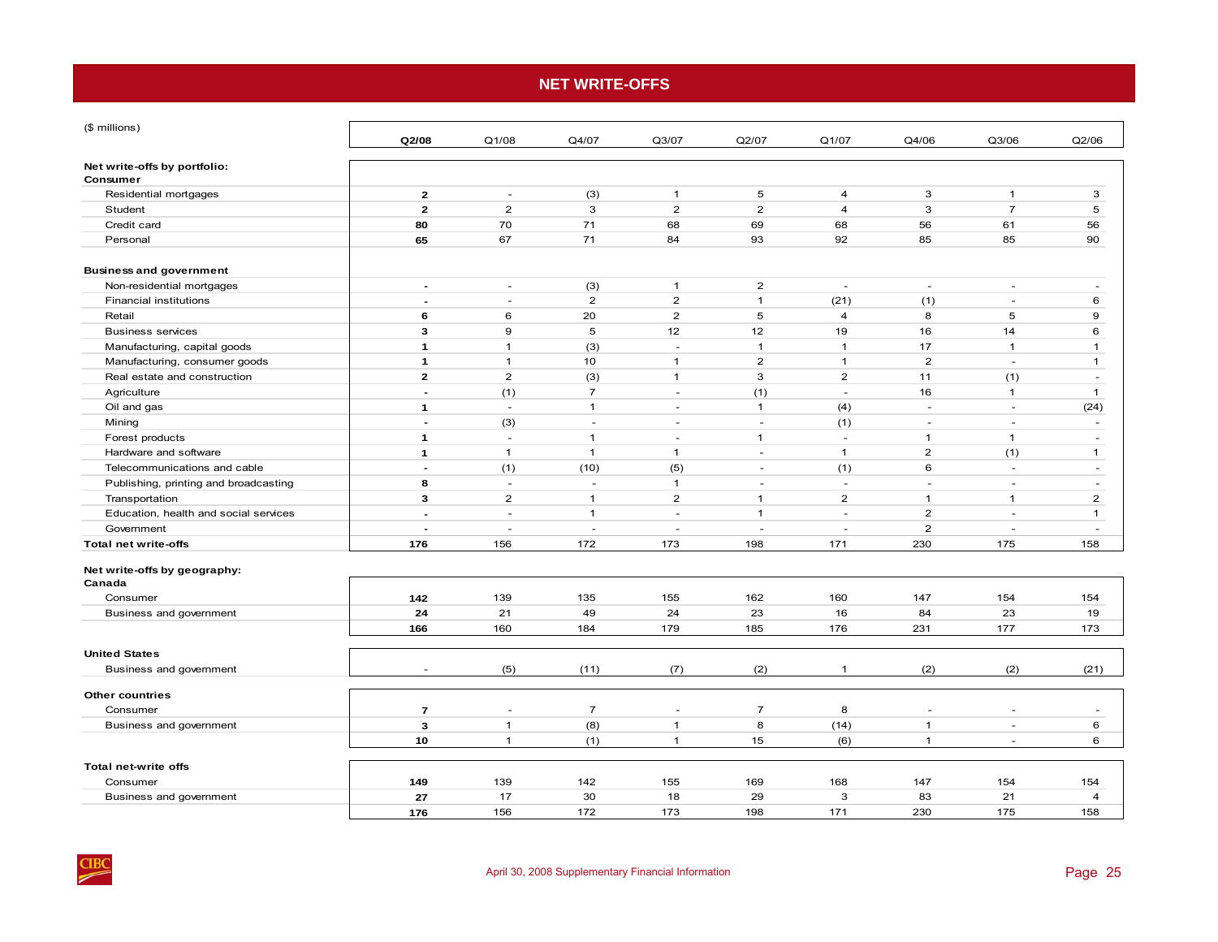# NET WRITE-OFFS

($ millions)

| | **Q2/08** | Q1/08 | Q4/07 | Q3/07 | Q2/07 | Q1/07 | Q4/06 | Q3/06 | Q2/06 |
|---|---|---|---|---|---|---|---|---|---|
| **Net write-offs by portfolio:** | | | | | | | | | |
| **Consumer** | | | | | | | | | |
| Residential mortgages | **2** | - | (3) | 1 | 5 | 4 | 3 | 1 | 3 |
| Student | **2** | 2 | 3 | 2 | 2 | 4 | 3 | 7 | 5 |
| Credit card | **80** | 70 | 71 | 68 | 69 | 68 | 56 | 61 | 56 |
| Personal | **65** | 67 | 71 | 84 | 93 | 92 | 85 | 85 | 90 |
| **Business and government** | | | | | | | | | |
| Non-residential mortgages | **-** | - | (3) | 1 | 2 | - | - | - | - |
| Financial institutions | **-** | - | 2 | 2 | 1 | (21) | (1) | - | 6 |
| Retail | **6** | 6 | 20 | 2 | 5 | 4 | 8 | 5 | 9 |
| Business services | **3** | 9 | 5 | 12 | 12 | 19 | 16 | 14 | 6 |
| Manufacturing, capital goods | **1** | 1 | (3) | - | 1 | 1 | 17 | 1 | 1 |
| Manufacturing, consumer goods | **1** | 1 | 10 | 1 | 2 | 1 | 2 | - | 1 |
| Real estate and construction | **2** | 2 | (3) | 1 | 3 | 2 | 11 | (1) | - |
| Agriculture | **-** | (1) | 7 | - | (1) | - | 16 | 1 | 1 |
| Oil and gas | **1** | - | 1 | - | 1 | (4) | - | - | (24) |
| Mining | **-** | (3) | - | - | - | (1) | - | - | - |
| Forest products | **1** | - | 1 | - | 1 | - | 1 | 1 | - |
| Hardware and software | **1** | 1 | 1 | 1 | - | 1 | 2 | (1) | 1 |
| Telecommunications and cable | **-** | (1) | (10) | (5) | - | (1) | 6 | - | - |
| Publishing, printing and broadcasting | **8** | - | - | 1 | - | - | - | - | - |
| Transportation | **3** | 2 | 1 | 2 | 1 | 2 | 1 | 1 | 2 |
| Education, health and social services | **-** | - | 1 | - | 1 | - | 2 | - | 1 |
| Government | **-** | - | - | - | - | - | 2 | - | - |
| **Total net write-offs** | **176** | 156 | 172 | 173 | 198 | 171 | 230 | 175 | 158 |
| **Net write-offs by geography:** | | | | | | | | | |
| **Canada** | | | | | | | | | |
| Consumer | **142** | 139 | 135 | 155 | 162 | 160 | 147 | 154 | 154 |
| Business and government | **24** | 21 | 49 | 24 | 23 | 16 | 84 | 23 | 19 |
| | **166** | 160 | 184 | 179 | 185 | 176 | 231 | 177 | 173 |
| **United States** | | | | | | | | | |
| Business and government | - | (5) | (11) | (7) | (2) | 1 | (2) | (2) | (21) |
| **Other countries** | | | | | | | | | |
| Consumer | **7** | - | 7 | - | 7 | 8 | - | - | - |
| Business and government | **3** | 1 | (8) | 1 | 8 | (14) | 1 | - | 6 |
| | **10** | 1 | (1) | 1 | 15 | (6) | 1 | - | 6 |
| **Total net-write offs** | | | | | | | | | |
| Consumer | **149** | 139 | 142 | 155 | 169 | 168 | 147 | 154 | 154 |
| Business and government | **27** | 17 | 30 | 18 | 29 | 3 | 83 | 21 | 4 |
| | **176** | 156 | 172 | 173 | 198 | 171 | 230 | 175 | 158 |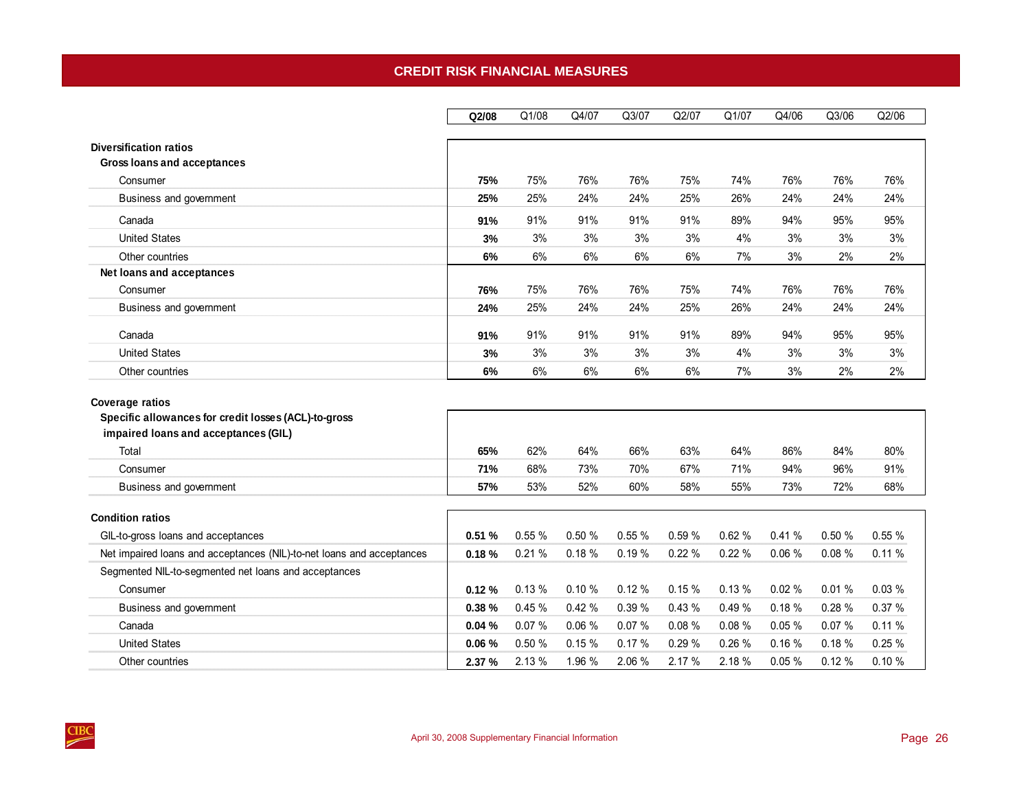# CREDIT RISK FINANCIAL MEASURES

| | **Q2/08** | Q1/08 | Q4/07 | Q3/07 | Q2/07 | Q1/07 | Q4/06 | Q3/06 | Q2/06 |
|---|---|---|---|---|---|---|---|---|---|
| **Diversification ratios** | | | | | | | | | |
| **Gross loans and acceptances** | | | | | | | | | |
| Consumer | **75%** | 75% | 76% | 76% | 75% | 74% | 76% | 76% | 76% |
| Business and government | **25%** | 25% | 24% | 24% | 25% | 26% | 24% | 24% | 24% |
| Canada | **91%** | 91% | 91% | 91% | 91% | 89% | 94% | 95% | 95% |
| United States | **3%** | 3% | 3% | 3% | 3% | 4% | 3% | 3% | 3% |
| Other countries | **6%** | 6% | 6% | 6% | 6% | 7% | 3% | 2% | 2% |
| **Net loans and acceptances** | | | | | | | | | |
| Consumer | **76%** | 75% | 76% | 76% | 75% | 74% | 76% | 76% | 76% |
| Business and government | **24%** | 25% | 24% | 24% | 25% | 26% | 24% | 24% | 24% |
| Canada | **91%** | 91% | 91% | 91% | 91% | 89% | 94% | 95% | 95% |
| United States | **3%** | 3% | 3% | 3% | 3% | 4% | 3% | 3% | 3% |
| Other countries | **6%** | 6% | 6% | 6% | 6% | 7% | 3% | 2% | 2% |
| **Coverage ratios** | | | | | | | | | |
| **Specific allowances for credit losses (ACL)-to-gross impaired loans and acceptances (GIL)** | | | | | | | | | |
| Total | **65%** | 62% | 64% | 66% | 63% | 64% | 86% | 84% | 80% |
| Consumer | **71%** | 68% | 73% | 70% | 67% | 71% | 94% | 96% | 91% |
| Business and government | **57%** | 53% | 52% | 60% | 58% | 55% | 73% | 72% | 68% |
| **Condition ratios** | | | | | | | | | |
| GIL-to-gross loans and acceptances | **0.51 %** | 0.55 % | 0.50 % | 0.55 % | 0.59 % | 0.62 % | 0.41 % | 0.50 % | 0.55 % |
| Net impaired loans and acceptances (NIL)-to-net loans and acceptances | **0.18 %** | 0.21 % | 0.18 % | 0.19 % | 0.22 % | 0.22 % | 0.06 % | 0.08 % | 0.11 % |
| Segmented NIL-to-segmented net loans and acceptances | | | | | | | | | |
| Consumer | **0.12 %** | 0.13 % | 0.10 % | 0.12 % | 0.15 % | 0.13 % | 0.02 % | 0.01 % | 0.03 % |
| Business and government | **0.38 %** | 0.45 % | 0.42 % | 0.39 % | 0.43 % | 0.49 % | 0.18 % | 0.28 % | 0.37 % |
| Canada | **0.04 %** | 0.07 % | 0.06 % | 0.07 % | 0.08 % | 0.08 % | 0.05 % | 0.07 % | 0.11 % |
| United States | **0.06 %** | 0.50 % | 0.15 % | 0.17 % | 0.29 % | 0.26 % | 0.16 % | 0.18 % | 0.25 % |
| Other countries | **2.37 %** | 2.13 % | 1.96 % | 2.06 % | 2.17 % | 2.18 % | 0.05 % | 0.12 % | 0.10 % |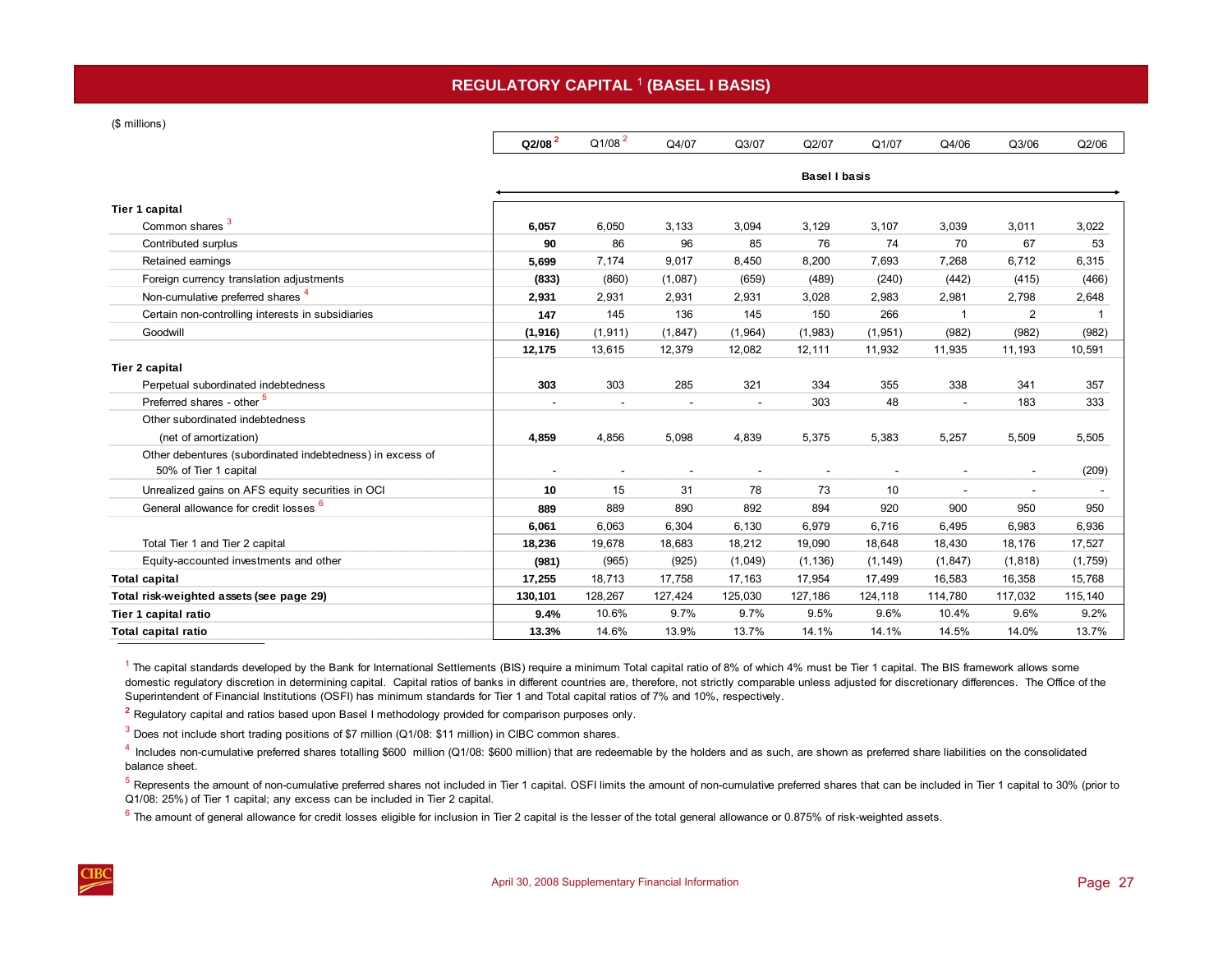# REGULATORY CAPITAL [1] (BASEL I BASIS)

($ millions)

| | Q2/08 [2] | Q1/08 [2] | Q4/07 | Q3/07 | Q2/07 | Q1/07 | Q4/06 | Q3/06 | Q2/06 |
|---|---|---|---|---|---|---|---|---|---|
| | Basel I basis | | | | | | | | |
| **Tier 1 capital** | | | | | | | | | |
| Common shares [3] | **6,057** | 6,050 | 3,133 | 3,094 | 3,129 | 3,107 | 3,039 | 3,011 | 3,022 |
| Contributed surplus | **90** | 86 | 96 | 85 | 76 | 74 | 70 | 67 | 53 |
| Retained earnings | **5,699** | 7,174 | 9,017 | 8,450 | 8,200 | 7,693 | 7,268 | 6,712 | 6,315 |
| Foreign currency translation adjustments | **(833)** | (860) | (1,087) | (659) | (489) | (240) | (442) | (415) | (466) |
| Non-cumulative preferred shares [4] | **2,931** | 2,931 | 2,931 | 2,931 | 3,028 | 2,983 | 2,981 | 2,798 | 2,648 |
| Certain non-controlling interests in subsidiaries | **147** | 145 | 136 | 145 | 150 | 266 | 1 | 2 | 1 |
| Goodwill | **(1,916)** | (1,911) | (1,847) | (1,964) | (1,983) | (1,951) | (982) | (982) | (982) |
| | **12,175** | 13,615 | 12,379 | 12,082 | 12,111 | 11,932 | 11,935 | 11,193 | 10,591 |
| **Tier 2 capital** | | | | | | | | | |
| Perpetual subordinated indebtedness | **303** | 303 | 285 | 321 | 334 | 355 | 338 | 341 | 357 |
| Preferred shares - other [5] | **-** | - | - | - | 303 | 48 | - | 183 | 333 |
| Other subordinated indebtedness (net of amortization) | **4,859** | 4,856 | 5,098 | 4,839 | 5,375 | 5,383 | 5,257 | 5,509 | 5,505 |
| Other debentures (subordinated indebtedness) in excess of 50% of Tier 1 capital | **-** | - | - | - | - | - | - | - | (209) |
| Unrealized gains on AFS equity securities in OCI | **10** | 15 | 31 | 78 | 73 | 10 | - | - | - |
| General allowance for credit losses [6] | **889** | 889 | 890 | 892 | 894 | 920 | 900 | 950 | 950 |
| | **6,061** | 6,063 | 6,304 | 6,130 | 6,979 | 6,716 | 6,495 | 6,983 | 6,936 |
| Total Tier 1 and Tier 2 capital | **18,236** | 19,678 | 18,683 | 18,212 | 19,090 | 18,648 | 18,430 | 18,176 | 17,527 |
| Equity-accounted investments and other | **(981)** | (965) | (925) | (1,049) | (1,136) | (1,149) | (1,847) | (1,818) | (1,759) |
| **Total capital** | **17,255** | 18,713 | 17,758 | 17,163 | 17,954 | 17,499 | 16,583 | 16,358 | 15,768 |
| **Total risk-weighted assets (see page 29)** | **130,101** | 128,267 | 127,424 | 125,030 | 127,186 | 124,118 | 114,780 | 117,032 | 115,140 |
| **Tier 1 capital ratio** | **9.4%** | 10.6% | 9.7% | 9.7% | 9.5% | 9.6% | 10.4% | 9.6% | 9.2% |
| **Total capital ratio** | **13.3%** | 14.6% | 13.9% | 13.7% | 14.1% | 14.1% | 14.5% | 14.0% | 13.7% |

[1] The capital standards developed by the Bank for International Settlements (BIS) require a minimum Total capital ratio of 8% of which 4% must be Tier 1 capital. The BIS framework allows some domestic regulatory discretion in determining capital. Capital ratios of banks in different countries are, therefore, not strictly comparable unless adjusted for discretionary differences. The Office of the Superintendent of Financial Institutions (OSFI) has minimum standards for Tier 1 and Total capital ratios of 7% and 10%, respectively.

[2] Regulatory capital and ratios based upon Basel I methodology provided for comparison purposes only.

[3] Does not include short trading positions of $7 million (Q1/08: $11 million) in CIBC common shares.

[4] Includes non-cumulative preferred shares totalling $600 million (Q1/08: $600 million) that are redeemable by the holders and as such, are shown as preferred share liabilities on the consolidated balance sheet.

[5] Represents the amount of non-cumulative preferred shares not included in Tier 1 capital. OSFI limits the amount of non-cumulative preferred shares that can be included in Tier 1 capital to 30% (prior to Q1/08: 25%) of Tier 1 capital; any excess can be included in Tier 2 capital.

[6] The amount of general allowance for credit losses eligible for inclusion in Tier 2 capital is the lesser of the total general allowance or 0.875% of risk-weighted assets.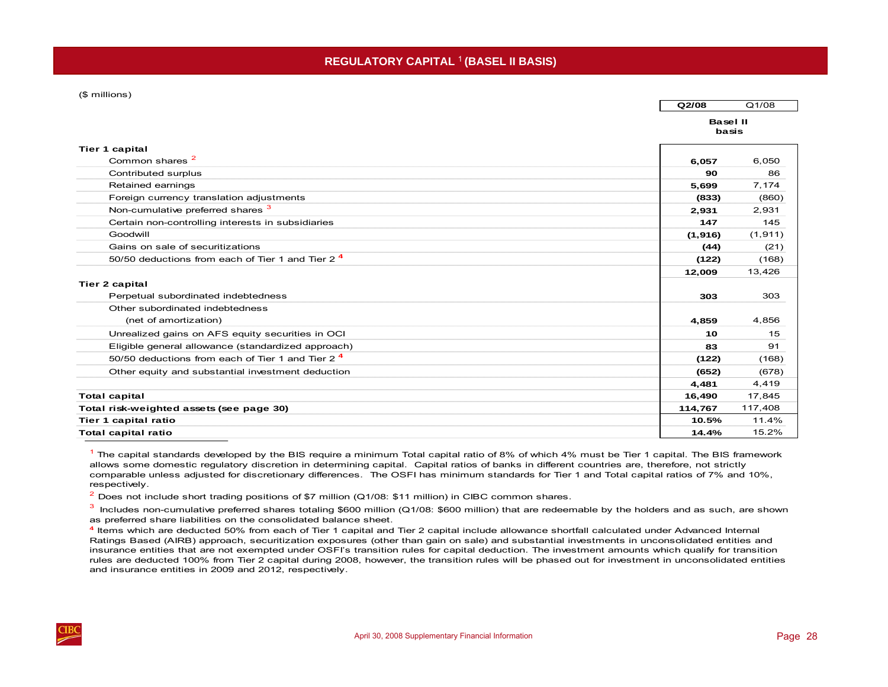# REGULATORY CAPITAL [1] (BASEL II BASIS)

($ millions)

| | Q2/08 | Q1/08 |
|---|---|---|
| | Basel II basis | |
| **Tier 1 capital** | | |
| Common shares [2] | **6,057** | 6,050 |
| Contributed surplus | **90** | 86 |
| Retained earnings | **5,699** | 7,174 |
| Foreign currency translation adjustments | **(833)** | (860) |
| Non-cumulative preferred shares [3] | **2,931** | 2,931 |
| Certain non-controlling interests in subsidiaries | **147** | 145 |
| Goodwill | **(1,916)** | (1,911) |
| Gains on sale of securitizations | **(44)** | (21) |
| 50/50 deductions from each of Tier 1 and Tier 2 [4] | **(122)** | (168) |
| | **12,009** | 13,426 |
| **Tier 2 capital** | | |
| Perpetual subordinated indebtedness | **303** | 303 |
| Other subordinated indebtedness (net of amortization) | **4,859** | 4,856 |
| Unrealized gains on AFS equity securities in OCI | **10** | 15 |
| Eligible general allowance (standardized approach) | **83** | 91 |
| 50/50 deductions from each of Tier 1 and Tier 2 [4] | **(122)** | (168) |
| Other equity and substantial investment deduction | **(652)** | (678) |
| | **4,481** | 4,419 |
| **Total capital** | **16,490** | 17,845 |
| **Total risk-weighted assets (see page 30)** | **114,767** | 117,408 |
| **Tier 1 capital ratio** | **10.5%** | 11.4% |
| **Total capital ratio** | **14.4%** | 15.2% |

[1] The capital standards developed by the BIS require a minimum Total capital ratio of 8% of which 4% must be Tier 1 capital. The BIS framework allows some domestic regulatory discretion in determining capital. Capital ratios of banks in different countries are, therefore, not strictly comparable unless adjusted for discretionary differences. The OSFI has minimum standards for Tier 1 and Total capital ratios of 7% and 10%, respectively.

[2] Does not include short trading positions of $7 million (Q1/08: $11 million) in CIBC common shares.

[3] Includes non-cumulative preferred shares totaling $600 million (Q1/08: $600 million) that are redeemable by the holders and as such, are shown as preferred share liabilities on the consolidated balance sheet.

[4] Items which are deducted 50% from each of Tier 1 capital and Tier 2 capital include allowance shortfall calculated under Advanced Internal Ratings Based (AIRB) approach, securitization exposures (other than gain on sale) and substantial investments in unconsolidated entities and insurance entities that are not exempted under OSFI's transition rules for capital deduction. The investment amounts which qualify for transition rules are deducted 100% from Tier 2 capital during 2008, however, the transition rules will be phased out for investment in unconsolidated entities and insurance entities in 2009 and 2012, respectively.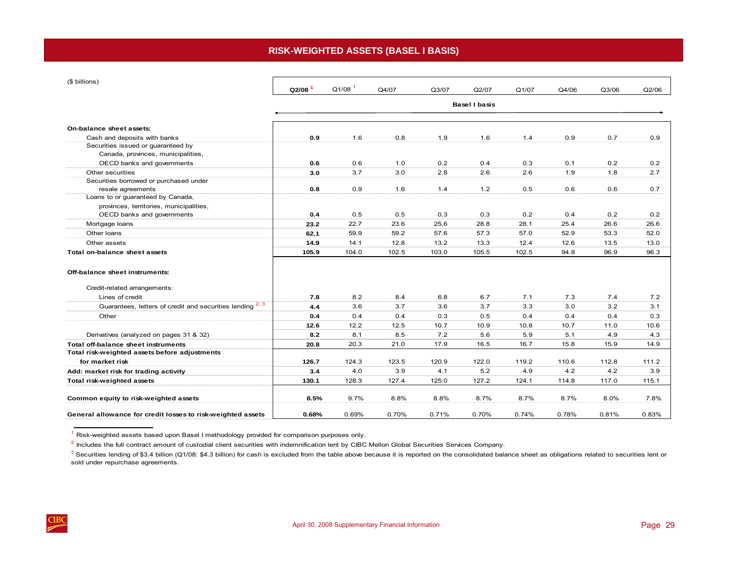# RISK-WEIGHTED ASSETS (BASEL I BASIS)

| ($ billions) | Q2/08 [1] | Q1/08 [1] | Q4/07 | Q3/07 | Q2/07 | Q1/07 | Q4/06 | Q3/06 | Q2/06 |
|---|---|---|---|---|---|---|---|---|---|
| | Basel I basis | | | | | | | | |
| **On-balance sheet assets:** | | | | | | | | | |
| Cash and deposits with banks | **0.9** | 1.6 | 0.8 | 1.9 | 1.6 | 1.4 | 0.9 | 0.7 | 0.9 |
| Securities issued or guaranteed by Canada, provinces, municipalities, OECD banks and governments | **0.6** | 0.6 | 1.0 | 0.2 | 0.4 | 0.3 | 0.1 | 0.2 | 0.2 |
| Other securities | **3.0** | 3.7 | 3.0 | 2.8 | 2.6 | 2.6 | 1.9 | 1.8 | 2.7 |
| Securities borrowed or purchased under resale agreements | **0.8** | 0.9 | 1.6 | 1.4 | 1.2 | 0.5 | 0.6 | 0.6 | 0.7 |
| Loans to or guaranteed by Canada, provinces, territories, municipalities, OECD banks and governments | **0.4** | 0.5 | 0.5 | 0.3 | 0.3 | 0.2 | 0.4 | 0.2 | 0.2 |
| Mortgage loans | **23.2** | 22.7 | 23.6 | 25.6 | 28.8 | 28.1 | 25.4 | 26.6 | 26.6 |
| Other loans | **62.1** | 59.9 | 59.2 | 57.6 | 57.3 | 57.0 | 52.9 | 53.3 | 52.0 |
| Other assets | **14.9** | 14.1 | 12.8 | 13.2 | 13.3 | 12.4 | 12.6 | 13.5 | 13.0 |
| **Total on-balance sheet assets** | **105.9** | 104.0 | 102.5 | 103.0 | 105.5 | 102.5 | 94.8 | 96.9 | 96.3 |
| **Off-balance sheet instruments:** | | | | | | | | | |
| Credit-related arrangements: | | | | | | | | | |
| Lines of credit | **7.8** | 8.2 | 8.4 | 6.8 | 6.7 | 7.1 | 7.3 | 7.4 | 7.2 |
| Guarantees, letters of credit and securities lending [2, 3] | **4.4** | 3.6 | 3.7 | 3.6 | 3.7 | 3.3 | 3.0 | 3.2 | 3.1 |
| Other | **0.4** | 0.4 | 0.4 | 0.3 | 0.5 | 0.4 | 0.4 | 0.4 | 0.3 |
| | **12.6** | 12.2 | 12.5 | 10.7 | 10.9 | 10.8 | 10.7 | 11.0 | 10.6 |
| Derivatives (analyzed on pages 31 & 32) | **8.2** | 8.1 | 8.5 | 7.2 | 5.6 | 5.9 | 5.1 | 4.9 | 4.3 |
| **Total off-balance sheet instruments** | **20.8** | 20.3 | 21.0 | 17.9 | 16.5 | 16.7 | 15.8 | 15.9 | 14.9 |
| **Total risk-weighted assets before adjustments for market risk** | **126.7** | 124.3 | 123.5 | 120.9 | 122.0 | 119.2 | 110.6 | 112.8 | 111.2 |
| **Add: market risk for trading activity** | **3.4** | 4.0 | 3.9 | 4.1 | 5.2 | 4.9 | 4.2 | 4.2 | 3.9 |
| **Total risk-weighted assets** | **130.1** | 128.3 | 127.4 | 125.0 | 127.2 | 124.1 | 114.8 | 117.0 | 115.1 |
| **Common equity to risk-weighted assets** | **8.5%** | 9.7% | 8.8% | 8.8% | 8.7% | 8.7% | 8.7% | 8.0% | 7.8% |
| **General allowance for credit losses to risk-weighted assets** | **0.68%** | 0.69% | 0.70% | 0.71% | 0.70% | 0.74% | 0.78% | 0.81% | 0.83% |

[1] Risk-weighted assets based upon Basel I methodology provided for comparison purposes only.

[2] Includes the full contract amount of custodial client securities with indemnification lent by CIBC Mellon Global Securities Services Company.

[3] Securities lending of $3.4 billion (Q1/08: $4.3 billion) for cash is excluded from the table above because it is reported on the consolidated balance sheet as obligations related to securities lent or sold under repurchase agreements.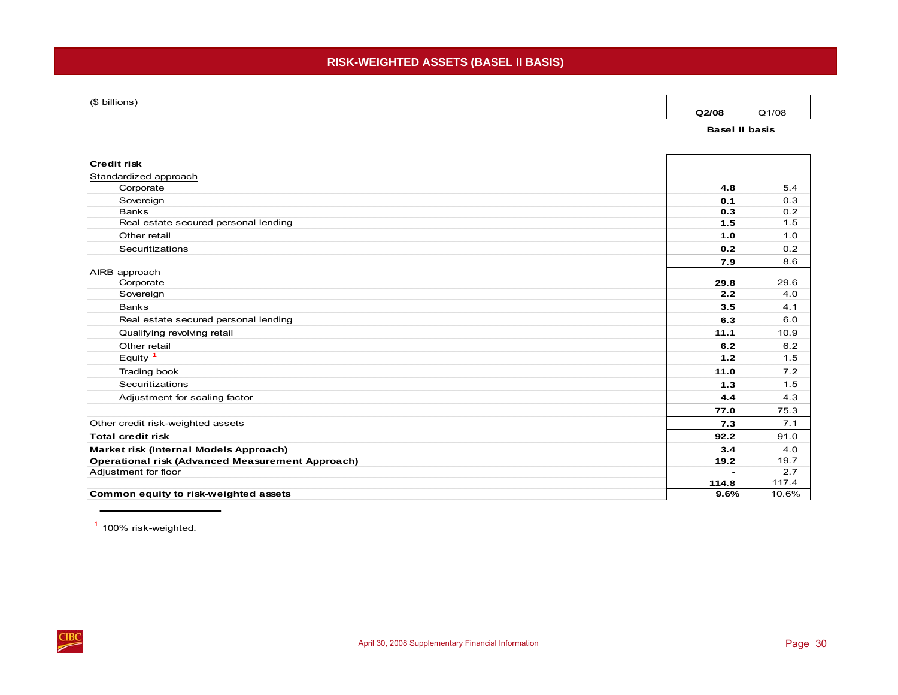# RISK-WEIGHTED ASSETS (BASEL II BASIS)

| ($ billions) | Q2/08 | Q1/08 |
|---|---|---|
| | **Basel II basis** | |
| **Credit risk** | | |
| Standardized approach | | |
| Corporate | **4.8** | 5.4 |
| Sovereign | **0.1** | 0.3 |
| Banks | **0.3** | 0.2 |
| Real estate secured personal lending | **1.5** | 1.5 |
| Other retail | **1.0** | 1.0 |
| Securitizations | **0.2** | 0.2 |
| | **7.9** | 8.6 |
| AIRB approach | | |
| Corporate | **29.8** | 29.6 |
| Sovereign | **2.2** | 4.0 |
| Banks | **3.5** | 4.1 |
| Real estate secured personal lending | **6.3** | 6.0 |
| Qualifying revolving retail | **11.1** | 10.9 |
| Other retail | **6.2** | 6.2 |
| Equity [1] | **1.2** | 1.5 |
| Trading book | **11.0** | 7.2 |
| Securitizations | **1.3** | 1.5 |
| Adjustment for scaling factor | **4.4** | 4.3 |
| | **77.0** | 75.3 |
| Other credit risk-weighted assets | **7.3** | 7.1 |
| **Total credit risk** | **92.2** | 91.0 |
| **Market risk (Internal Models Approach)** | **3.4** | 4.0 |
| **Operational risk (Advanced Measurement Approach)** | **19.2** | 19.7 |
| Adjustment for floor | **-** | 2.7 |
| | **114.8** | 117.4 |
| **Common equity to risk-weighted assets** | **9.6%** | 10.6% |

[1] 100% risk-weighted.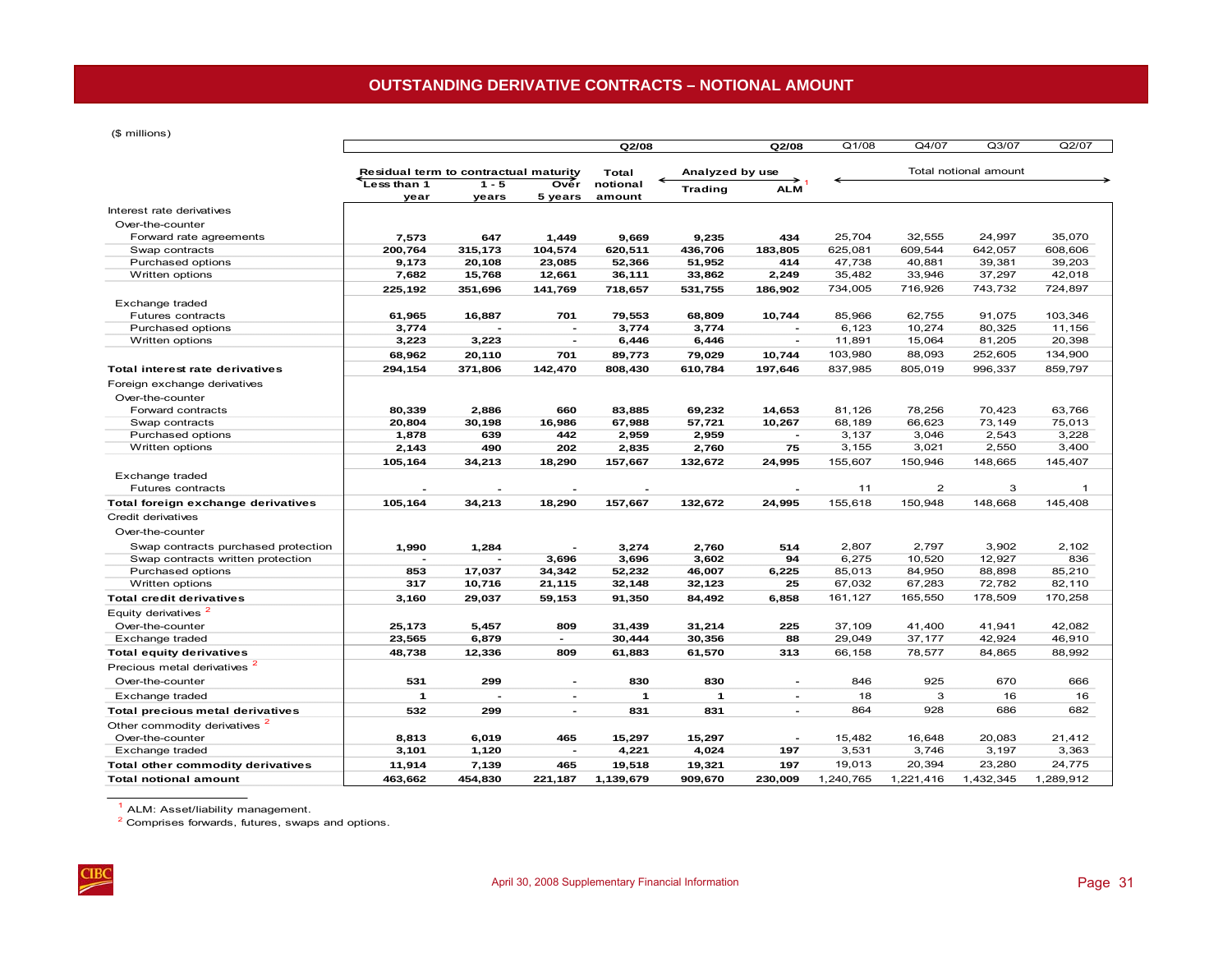# OUTSTANDING DERIVATIVE CONTRACTS – NOTIONAL AMOUNT

($ millions)

| | Q2/08 | | | | | | Q1/08 | Q4/07 | Q3/07 | Q2/07 |
|---|---|---|---|---|---|---|---|---|---|---|
| | Residual term to contractual maturity | | | Total notional amount | Analyzed by use | | Total notional amount | | | |
| | Less than 1 year | 1 - 5 years | Over 5 years | | Trading | ALM [1] | | | | |
| **Interest rate derivatives** | | | | | | | | | | |
| Over-the-counter | | | | | | | | | | |
| Forward rate agreements | 7,573 | 647 | 1,449 | 9,669 | 9,235 | 434 | 25,704 | 32,555 | 24,997 | 35,070 |
| Swap contracts | 200,764 | 315,173 | 104,574 | 620,511 | 436,706 | 183,805 | 625,081 | 609,544 | 642,057 | 608,606 |
| Purchased options | 9,173 | 20,108 | 23,085 | 52,366 | 51,952 | 414 | 47,738 | 40,881 | 39,381 | 39,203 |
| Written options | 7,682 | 15,768 | 12,661 | 36,111 | 33,862 | 2,249 | 35,482 | 33,946 | 37,297 | 42,018 |
| | 225,192 | 351,696 | 141,769 | 718,657 | 531,755 | 186,902 | 734,005 | 716,926 | 743,732 | 724,897 |
| Exchange traded | | | | | | | | | | |
| Futures contracts | 61,965 | 16,887 | 701 | 79,553 | 68,809 | 10,744 | 85,966 | 62,755 | 91,075 | 103,346 |
| Purchased options | 3,774 | - | - | 3,774 | 3,774 | - | 6,123 | 10,274 | 80,325 | 11,156 |
| Written options | 3,223 | 3,223 | - | 6,446 | 6,446 | - | 11,891 | 15,064 | 81,205 | 20,398 |
| | 68,962 | 20,110 | 701 | 89,773 | 79,029 | 10,744 | 103,980 | 88,093 | 252,605 | 134,900 |
| **Total interest rate derivatives** | 294,154 | 371,806 | 142,470 | 808,430 | 610,784 | 197,646 | 837,985 | 805,019 | 996,337 | 859,797 |
| **Foreign exchange derivatives** | | | | | | | | | | |
| Over-the-counter | | | | | | | | | | |
| Forward contracts | 80,339 | 2,886 | 660 | 83,885 | 69,232 | 14,653 | 81,126 | 78,256 | 70,423 | 63,766 |
| Swap contracts | 20,804 | 30,198 | 16,986 | 67,988 | 57,721 | 10,267 | 68,189 | 66,623 | 73,149 | 75,013 |
| Purchased options | 1,878 | 639 | 442 | 2,959 | 2,959 | - | 3,137 | 3,046 | 2,543 | 3,228 |
| Written options | 2,143 | 490 | 202 | 2,835 | 2,760 | 75 | 3,155 | 3,021 | 2,550 | 3,400 |
| | 105,164 | 34,213 | 18,290 | 157,667 | 132,672 | 24,995 | 155,607 | 150,946 | 148,665 | 145,407 |
| Exchange traded | | | | | | | | | | |
| Futures contracts | - | - | - | - | | - | 11 | 2 | 3 | 1 |
| **Total foreign exchange derivatives** | 105,164 | 34,213 | 18,290 | 157,667 | 132,672 | 24,995 | 155,618 | 150,948 | 148,668 | 145,408 |
| **Credit derivatives** | | | | | | | | | | |
| Over-the-counter | | | | | | | | | | |
| Swap contracts purchased protection | 1,990 | 1,284 | - | 3,274 | 2,760 | 514 | 2,807 | 2,797 | 3,902 | 2,102 |
| Swap contracts written protection | - | - | 3,696 | 3,696 | 3,602 | 94 | 6,275 | 10,520 | 12,927 | 836 |
| Purchased options | 853 | 17,037 | 34,342 | 52,232 | 46,007 | 6,225 | 85,013 | 84,950 | 88,898 | 85,210 |
| Written options | 317 | 10,716 | 21,115 | 32,148 | 32,123 | 25 | 67,032 | 67,283 | 72,782 | 82,110 |
| **Total credit derivatives** | 3,160 | 29,037 | 59,153 | 91,350 | 84,492 | 6,858 | 161,127 | 165,550 | 178,509 | 170,258 |
| **Equity derivatives [2]** | | | | | | | | | | |
| Over-the-counter | 25,173 | 5,457 | 809 | 31,439 | 31,214 | 225 | 37,109 | 41,400 | 41,941 | 42,082 |
| Exchange traded | 23,565 | 6,879 | - | 30,444 | 30,356 | 88 | 29,049 | 37,177 | 42,924 | 46,910 |
| **Total equity derivatives** | 48,738 | 12,336 | 809 | 61,883 | 61,570 | 313 | 66,158 | 78,577 | 84,865 | 88,992 |
| **Precious metal derivatives [2]** | | | | | | | | | | |
| Over-the-counter | 531 | 299 | - | 830 | 830 | - | 846 | 925 | 670 | 666 |
| Exchange traded | 1 | - | - | 1 | 1 | - | 18 | 3 | 16 | 16 |
| **Total precious metal derivatives** | 532 | 299 | - | 831 | 831 | - | 864 | 928 | 686 | 682 |
| **Other commodity derivatives [2]** | | | | | | | | | | |
| Over-the-counter | 8,813 | 6,019 | 465 | 15,297 | 15,297 | - | 15,482 | 16,648 | 20,083 | 21,412 |
| Exchange traded | 3,101 | 1,120 | - | 4,221 | 4,024 | 197 | 3,531 | 3,746 | 3,197 | 3,363 |
| **Total other commodity derivatives** | 11,914 | 7,139 | 465 | 19,518 | 19,321 | 197 | 19,013 | 20,394 | 23,280 | 24,775 |
| **Total notional amount** | 463,662 | 454,830 | 221,187 | 1,139,679 | 909,670 | 230,009 | 1,240,765 | 1,221,416 | 1,432,345 | 1,289,912 |

[1] ALM: Asset/liability management.

[2] Comprises forwards, futures, swaps and options.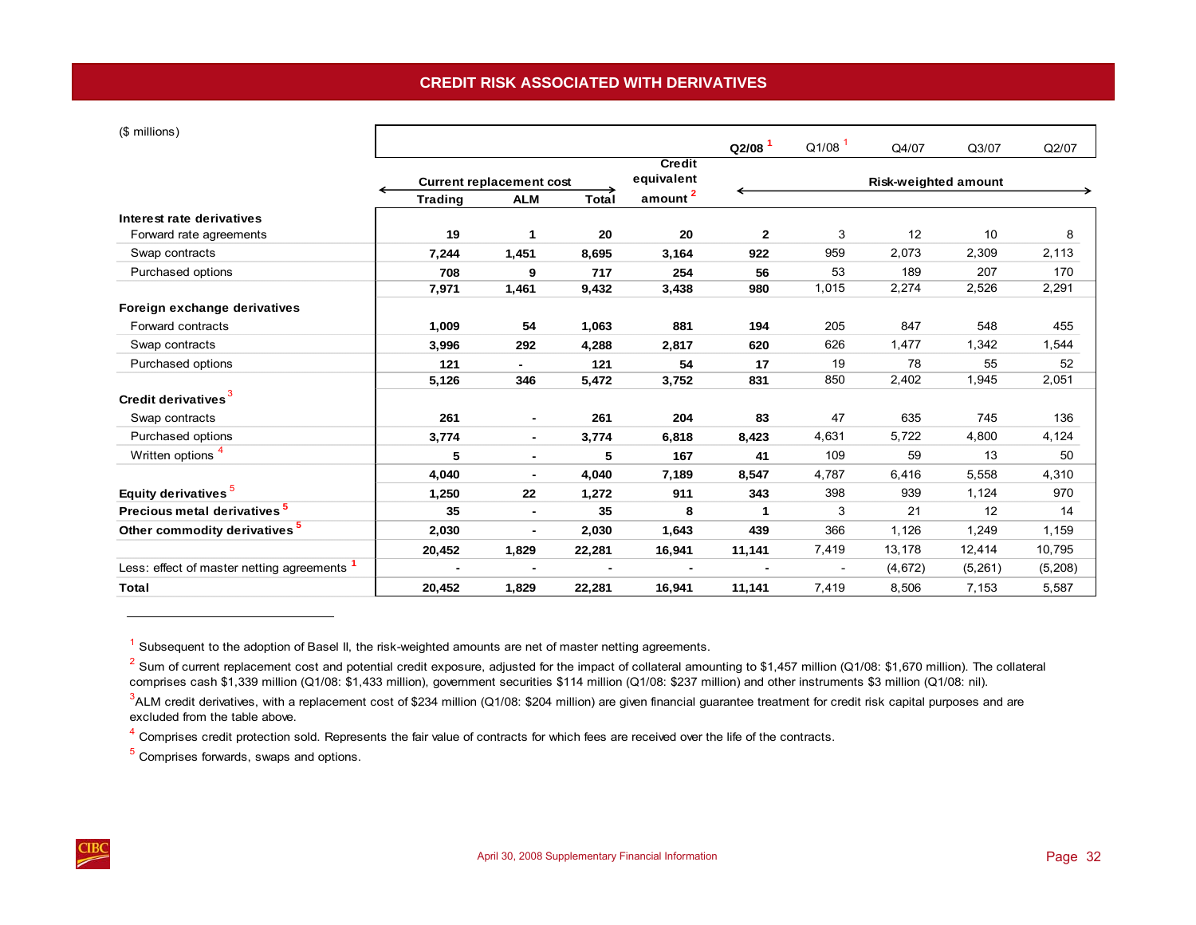## CREDIT RISK ASSOCIATED WITH DERIVATIVES

($ millions)

| | Current replacement cost | | | Credit equivalent amount [2] | Risk-weighted amount | | | | |
|---|---|---|---|---|---|---|---|---|---|
| | Trading | ALM | Total | | Q2/08 [1] | Q1/08 [1] | Q4/07 | Q3/07 | Q2/07 |
| **Interest rate derivatives** | | | | | | | | | |
| Forward rate agreements | 19 | 1 | 20 | 20 | 2 | 3 | 12 | 10 | 8 |
| Swap contracts | 7,244 | 1,451 | 8,695 | 3,164 | 922 | 959 | 2,073 | 2,309 | 2,113 |
| Purchased options | 708 | 9 | 717 | 254 | 56 | 53 | 189 | 207 | 170 |
| | 7,971 | 1,461 | 9,432 | 3,438 | 980 | 1,015 | 2,274 | 2,526 | 2,291 |
| **Foreign exchange derivatives** | | | | | | | | | |
| Forward contracts | 1,009 | 54 | 1,063 | 881 | 194 | 205 | 847 | 548 | 455 |
| Swap contracts | 3,996 | 292 | 4,288 | 2,817 | 620 | 626 | 1,477 | 1,342 | 1,544 |
| Purchased options | 121 | - | 121 | 54 | 17 | 19 | 78 | 55 | 52 |
| | 5,126 | 346 | 5,472 | 3,752 | 831 | 850 | 2,402 | 1,945 | 2,051 |
| **Credit derivatives [3]** | | | | | | | | | |
| Swap contracts | 261 | - | 261 | 204 | 83 | 47 | 635 | 745 | 136 |
| Purchased options | 3,774 | - | 3,774 | 6,818 | 8,423 | 4,631 | 5,722 | 4,800 | 4,124 |
| Written options [4] | 5 | - | 5 | 167 | 41 | 109 | 59 | 13 | 50 |
| | 4,040 | - | 4,040 | 7,189 | 8,547 | 4,787 | 6,416 | 5,558 | 4,310 |
| **Equity derivatives [5]** | 1,250 | 22 | 1,272 | 911 | 343 | 398 | 939 | 1,124 | 970 |
| **Precious metal derivatives [5]** | 35 | - | 35 | 8 | 1 | 3 | 21 | 12 | 14 |
| **Other commodity derivatives [5]** | 2,030 | - | 2,030 | 1,643 | 439 | 366 | 1,126 | 1,249 | 1,159 |
| | 20,452 | 1,829 | 22,281 | 16,941 | 11,141 | 7,419 | 13,178 | 12,414 | 10,795 |
| Less: effect of master netting agreements [1] | - | - | - | - | - | - | (4,672) | (5,261) | (5,208) |
| **Total** | 20,452 | 1,829 | 22,281 | 16,941 | 11,141 | 7,419 | 8,506 | 7,153 | 5,587 |

[1] Subsequent to the adoption of Basel II, the risk-weighted amounts are net of master netting agreements.

[2] Sum of current replacement cost and potential credit exposure, adjusted for the impact of collateral amounting to $1,457 million (Q1/08: $1,670 million). The collateral comprises cash $1,339 million (Q1/08: $1,433 million), government securities $114 million (Q1/08: $237 million) and other instruments $3 million (Q1/08: nil).

[3] ALM credit derivatives, with a replacement cost of $234 million (Q1/08: $204 million) are given financial guarantee treatment for credit risk capital purposes and are excluded from the table above.

[4] Comprises credit protection sold. Represents the fair value of contracts for which fees are received over the life of the contracts.

[5] Comprises forwards, swaps and options.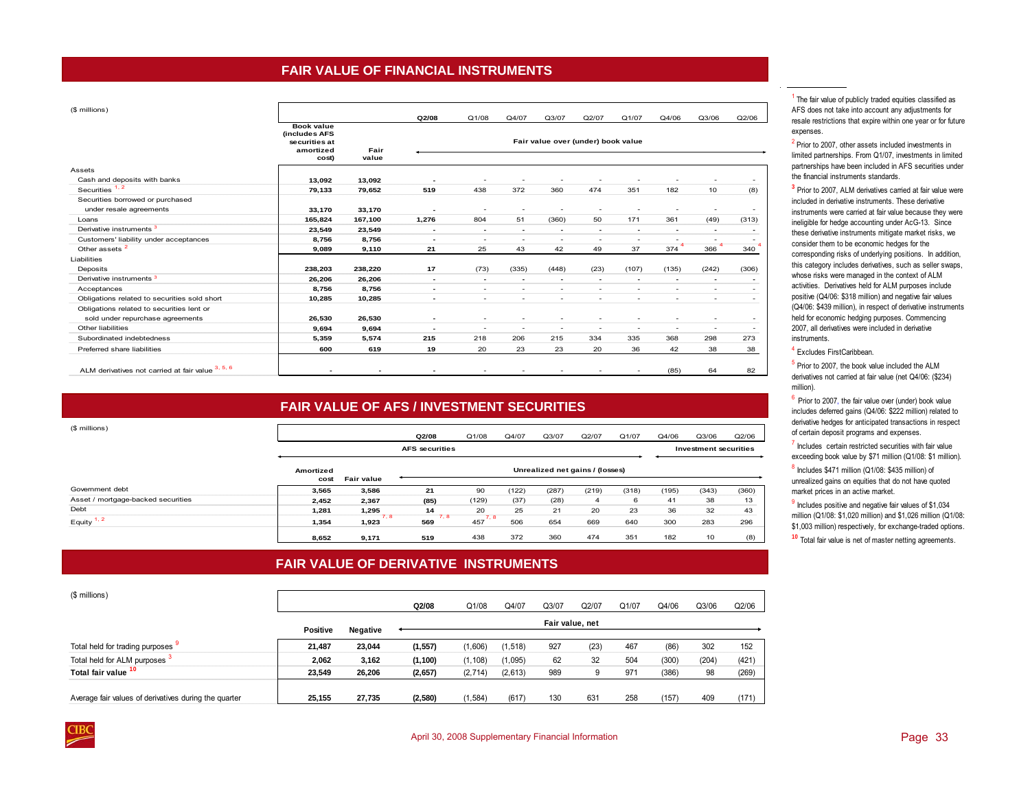# FAIR VALUE OF FINANCIAL INSTRUMENTS

($ millions)

| | Book value (includes AFS securities at amortized cost) | Fair value | Q2/08 | Q1/08 | Q4/07 | Q3/07 | Q2/07 | Q1/07 | Q4/06 | Q3/06 | Q2/06 |
|---|---|---|---|---|---|---|---|---|---|---|---|
| | | | Fair value over (under) book value | | | | | | | | |
| **Assets** | | | | | | | | | | | |
| Cash and deposits with banks | 13,092 | 13,092 | - | - | - | - | - | - | - | - | - |
| Securities [1, 2] | 79,133 | 79,652 | 519 | 438 | 372 | 360 | 474 | 351 | 182 | 10 | (8) |
| Securities borrowed or purchased under resale agreements | 33,170 | 33,170 | - | - | - | - | - | - | - | - | - |
| Loans | 165,824 | 167,100 | 1,276 | 804 | 51 | (360) | 50 | 171 | 361 | (49) | (313) |
| Derivative instruments [3] | 23,549 | 23,549 | - | - | - | - | - | - | - | - | - |
| Customers' liability under acceptances | 8,756 | 8,756 | - | - | - | - | - | - | - | - | - |
| Other assets [2] | 9,089 | 9,110 | 21 | 25 | 43 | 42 | 49 | 37 | 374 [4] | 366 [4] | 340 [4] |
| **Liabilities** | | | | | | | | | | | |
| Deposits | 238,203 | 238,220 | 17 | (73) | (335) | (448) | (23) | (107) | (135) | (242) | (306) |
| Derivative instruments [3] | 26,206 | 26,206 | - | - | - | - | - | - | - | - | - |
| Acceptances | 8,756 | 8,756 | - | - | - | - | - | - | - | - | - |
| Obligations related to securities sold short | 10,285 | 10,285 | - | - | - | - | - | - | - | - | - |
| Obligations related to securities lent or sold under repurchase agreements | 26,530 | 26,530 | - | - | - | - | - | - | - | - | - |
| Other liabilities | 9,694 | 9,694 | - | - | - | - | - | - | - | - | - |
| Subordinated indebtedness | 5,359 | 5,574 | 215 | 218 | 206 | 215 | 334 | 335 | 368 | 298 | 273 |
| Preferred share liabilities | 600 | 619 | 19 | 20 | 23 | 23 | 20 | 36 | 42 | 38 | 38 |
| ALM derivatives not carried at fair value [3, 5, 6] | - | - | - | - | - | - | - | - | (85) | 64 | 82 |

# FAIR VALUE OF AFS / INVESTMENT SECURITIES

($ millions)

| | Amortized cost | Fair value | Q2/08 | Q1/08 | Q4/07 | Q3/07 | Q2/07 | Q1/07 | Q4/06 | Q3/06 | Q2/06 |
|---|---|---|---|---|---|---|---|---|---|---|---|
| | AFS securities | | | | | | | | Investment securities | | |
| | | | Unrealized net gains / (losses) | | | | | | | | |
| Government debt | 3,565 | 3,586 | 21 | 90 | (122) | (287) | (219) | (318) | (195) | (343) | (360) |
| Asset / mortgage-backed securities | 2,452 | 2,367 | (85) | (129) | (37) | (28) | 4 | 6 | 41 | 38 | 13 |
| Debt | 1,281 | 1,295 | 14 | 20 | 25 | 21 | 20 | 23 | 36 | 32 | 43 |
| Equity [1, 2] | 1,354 | 1,923 [7, 8] | 569 [7, 8] | 457 [7, 8] | 506 | 654 | 669 | 640 | 300 | 283 | 296 |
| | 8,652 | 9,171 | 519 | 438 | 372 | 360 | 474 | 351 | 182 | 10 | (8) |

# FAIR VALUE OF DERIVATIVE INSTRUMENTS

($ millions)

| | Positive | Negative | Q2/08 | Q1/08 | Q4/07 | Q3/07 | Q2/07 | Q1/07 | Q4/06 | Q3/06 | Q2/06 |
|---|---|---|---|---|---|---|---|---|---|---|---|
| | | | Fair value, net | | | | | | | | |
| Total held for trading purposes [9] | 21,487 | 23,044 | (1,557) | (1,606) | (1,518) | 927 | (23) | 467 | (86) | 302 | 152 |
| Total held for ALM purposes [3] | 2,062 | 3,162 | (1,100) | (1,108) | (1,095) | 62 | 32 | 504 | (300) | (204) | (421) |
| **Total fair value [10]** | 23,549 | 26,206 | (2,657) | (2,714) | (2,613) | 989 | 9 | 971 | (386) | 98 | (269) |
| Average fair values of derivatives during the quarter | 25,155 | 27,735 | (2,580) | (1,584) | (617) | 130 | 631 | 258 | (157) | 409 | (171) |

[1] The fair value of publicly traded equities classified as AFS does not take into account any adjustments for resale restrictions that expire within one year or for future expenses.

[2] Prior to 2007, other assets included investments in limited partnerships. From Q1/07, investments in limited partnerships have been included in AFS securities under the financial instruments standards.

[3] Prior to 2007, ALM derivatives carried at fair value were included in derivative instruments. These derivative instruments were carried at fair value because they were ineligible for hedge accounting under AcG-13. Since these derivative instruments mitigate market risks, we consider them to be economic hedges for the corresponding risks of underlying positions. In addition, this category includes derivatives, such as seller swaps, whose risks were managed in the context of ALM activities. Derivatives held for ALM purposes include positive (Q4/06: $318 million) and negative fair values (Q4/06: $439 million), in respect of derivative instruments held for economic hedging purposes. Commencing 2007, all derivatives were included in derivative instruments.

[4] Excludes FirstCaribbean.

[5] Prior to 2007, the book value included the ALM derivatives not carried at fair value (net Q4/06: ($234) million).

[6] Prior to 2007, the fair value over (under) book value includes deferred gains (Q4/06: $222 million) related to derivative hedges for anticipated transactions in respect of certain deposit programs and expenses.

[7] Includes certain restricted securities with fair value exceeding book value by $71 million (Q1/08: $1 million).

[8] Includes $471 million (Q1/08: $435 million) of unrealized gains on equities that do not have quoted market prices in an active market.

[9] Includes positive and negative fair values of $1,034 million (Q1/08: $1,020 million) and $1,026 million (Q1/08: $1,003 million) respectively, for exchange-traded options.

[10] Total fair value is net of master netting agreements.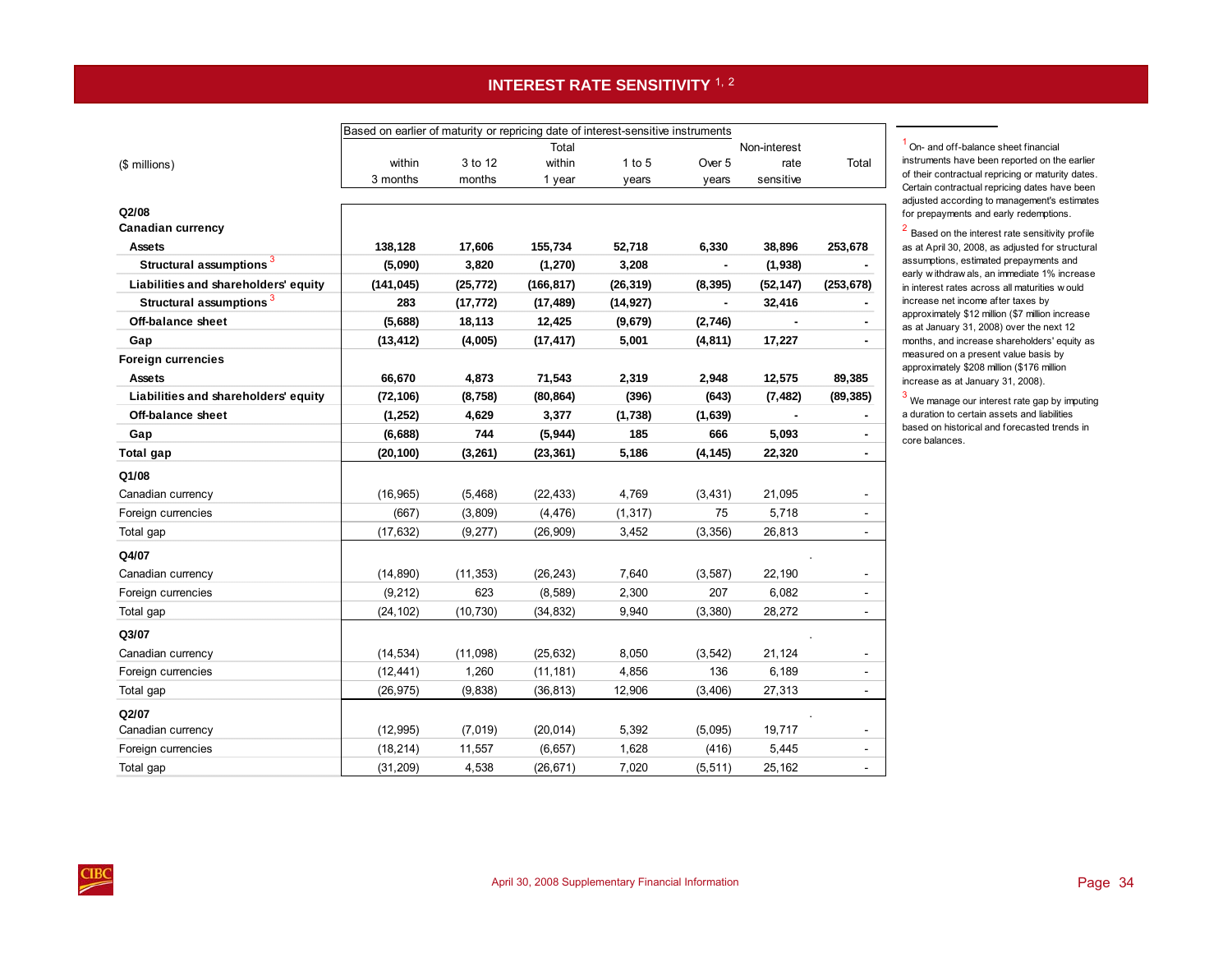# INTEREST RATE SENSITIVITY [1, 2]

| ($ millions) | within 3 months | 3 to 12 months | Total within 1 year | 1 to 5 years | Over 5 years | Non-interest rate sensitive | Total |
|---|---|---|---|---|---|---|---|
| | Based on earlier of maturity or repricing date of interest-sensitive instruments | | | | | | |
| **Q2/08** | | | | | | | |
| **Canadian currency** | | | | | | | |
| **Assets** | **138,128** | **17,606** | **155,734** | **52,718** | **6,330** | **38,896** | **253,678** |
| **Structural assumptions** [3] | **(5,090)** | **3,820** | **(1,270)** | **3,208** | **-** | **(1,938)** | **-** |
| **Liabilities and shareholders' equity** | **(141,045)** | **(25,772)** | **(166,817)** | **(26,319)** | **(8,395)** | **(52,147)** | **(253,678)** |
| **Structural assumptions** [3] | **283** | **(17,772)** | **(17,489)** | **(14,927)** | **-** | **32,416** | **-** |
| **Off-balance sheet** | **(5,688)** | **18,113** | **12,425** | **(9,679)** | **(2,746)** | **-** | **-** |
| **Gap** | **(13,412)** | **(4,005)** | **(17,417)** | **5,001** | **(4,811)** | **17,227** | **-** |
| **Foreign currencies** | | | | | | | |
| **Assets** | **66,670** | **4,873** | **71,543** | **2,319** | **2,948** | **12,575** | **89,385** |
| **Liabilities and shareholders' equity** | **(72,106)** | **(8,758)** | **(80,864)** | **(396)** | **(643)** | **(7,482)** | **(89,385)** |
| **Off-balance sheet** | **(1,252)** | **4,629** | **3,377** | **(1,738)** | **(1,639)** | **-** | **-** |
| **Gap** | **(6,688)** | **744** | **(5,944)** | **185** | **666** | **5,093** | **-** |
| **Total gap** | **(20,100)** | **(3,261)** | **(23,361)** | **5,186** | **(4,145)** | **22,320** | **-** |
| **Q1/08** | | | | | | | |
| Canadian currency | (16,965) | (5,468) | (22,433) | 4,769 | (3,431) | 21,095 | - |
| Foreign currencies | (667) | (3,809) | (4,476) | (1,317) | 75 | 5,718 | - |
| Total gap | (17,632) | (9,277) | (26,909) | 3,452 | (3,356) | 26,813 | - |
| **Q4/07** | | | | | | | |
| Canadian currency | (14,890) | (11,353) | (26,243) | 7,640 | (3,587) | 22,190 | - |
| Foreign currencies | (9,212) | 623 | (8,589) | 2,300 | 207 | 6,082 | - |
| Total gap | (24,102) | (10,730) | (34,832) | 9,940 | (3,380) | 28,272 | - |
| **Q3/07** | | | | | | | |
| Canadian currency | (14,534) | (11,098) | (25,632) | 8,050 | (3,542) | 21,124 | - |
| Foreign currencies | (12,441) | 1,260 | (11,181) | 4,856 | 136 | 6,189 | - |
| Total gap | (26,975) | (9,838) | (36,813) | 12,906 | (3,406) | 27,313 | - |
| **Q2/07** | | | | | | | |
| Canadian currency | (12,995) | (7,019) | (20,014) | 5,392 | (5,095) | 19,717 | - |
| Foreign currencies | (18,214) | 11,557 | (6,657) | 1,628 | (416) | 5,445 | - |
| Total gap | (31,209) | 4,538 | (26,671) | 7,020 | (5,511) | 25,162 | - |

[1] On- and off-balance sheet financial instruments have been reported on the earlier of their contractual repricing or maturity dates. Certain contractual repricing dates have been adjusted according to management's estimates for prepayments and early redemptions.

[2] Based on the interest rate sensitivity profile as at April 30, 2008, as adjusted for structural assumptions, estimated prepayments and early withdrawals, an immediate 1% increase in interest rates across all maturities would increase net income after taxes by approximately $12 million ($7 million increase as at January 31, 2008) over the next 12 months, and increase shareholders' equity as measured on a present value basis by approximately $208 million ($176 million increase as at January 31, 2008).

[3] We manage our interest rate gap by imputing a duration to certain assets and liabilities based on historical and forecasted trends in core balances.